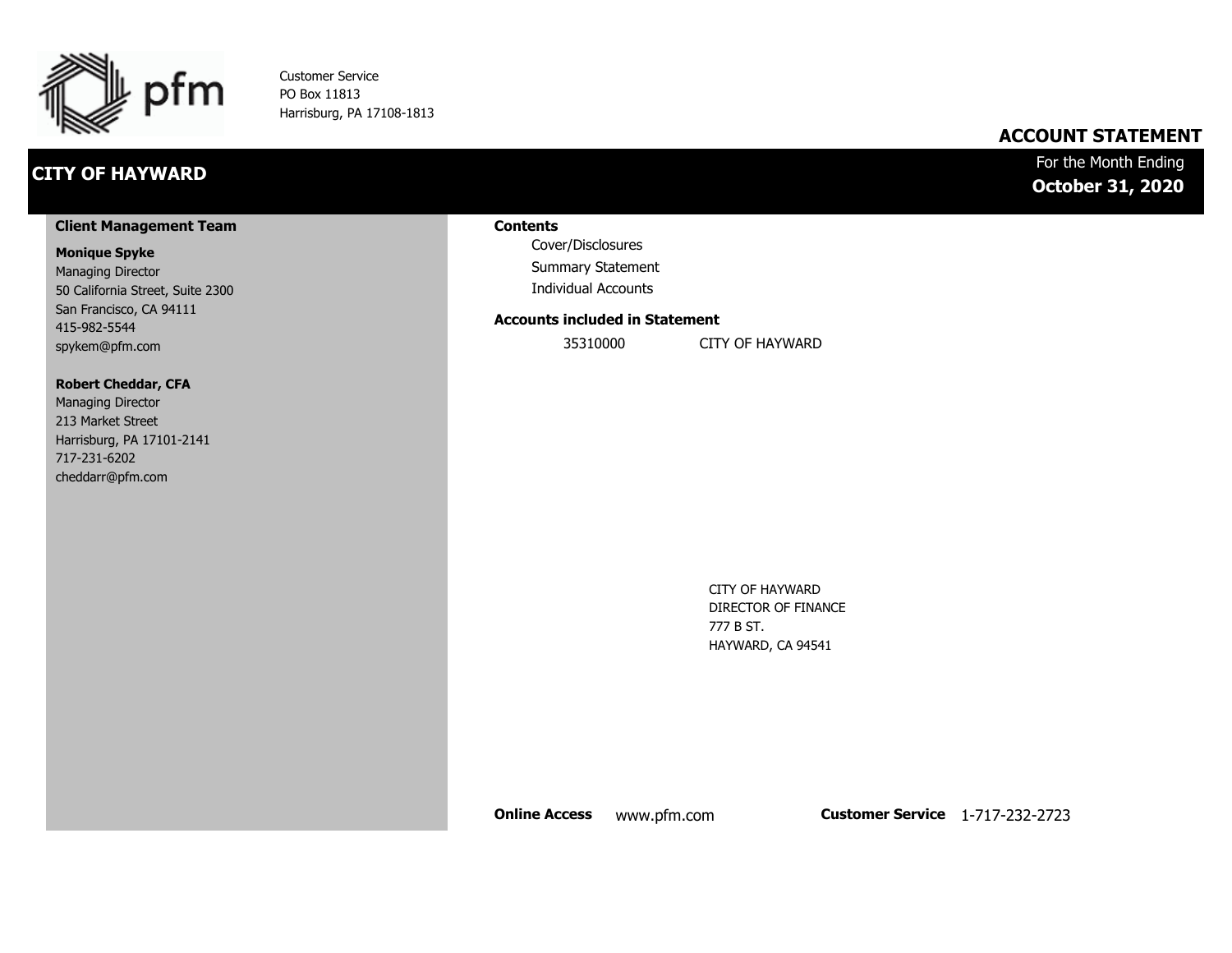pfm

Customer Service
PO Box 11813
Harrisburg, PA 17108-1813

## ACCOUNT STATEMENT

## CITY OF HAYWARD

For the Month Ending
**October 31, 2020**

### Client Management Team

**Monique Spyke**
Managing Director
50 California Street, Suite 2300
San Francisco, CA 94111
415-982-5544
spykem@pfm.com

**Robert Cheddar, CFA**
Managing Director
213 Market Street
Harrisburg, PA 17101-2141
717-231-6202
cheddarr@pfm.com

### Contents

- Cover/Disclosures
- Summary Statement
- Individual Accounts

### Accounts included in Statement

| | |
|---|---|
| 35310000 | CITY OF HAYWARD |

CITY OF HAYWARD
DIRECTOR OF FINANCE
777 B ST.
HAYWARD, CA 94541

**Online Access** www.pfm.com **Customer Service** 1-717-232-2723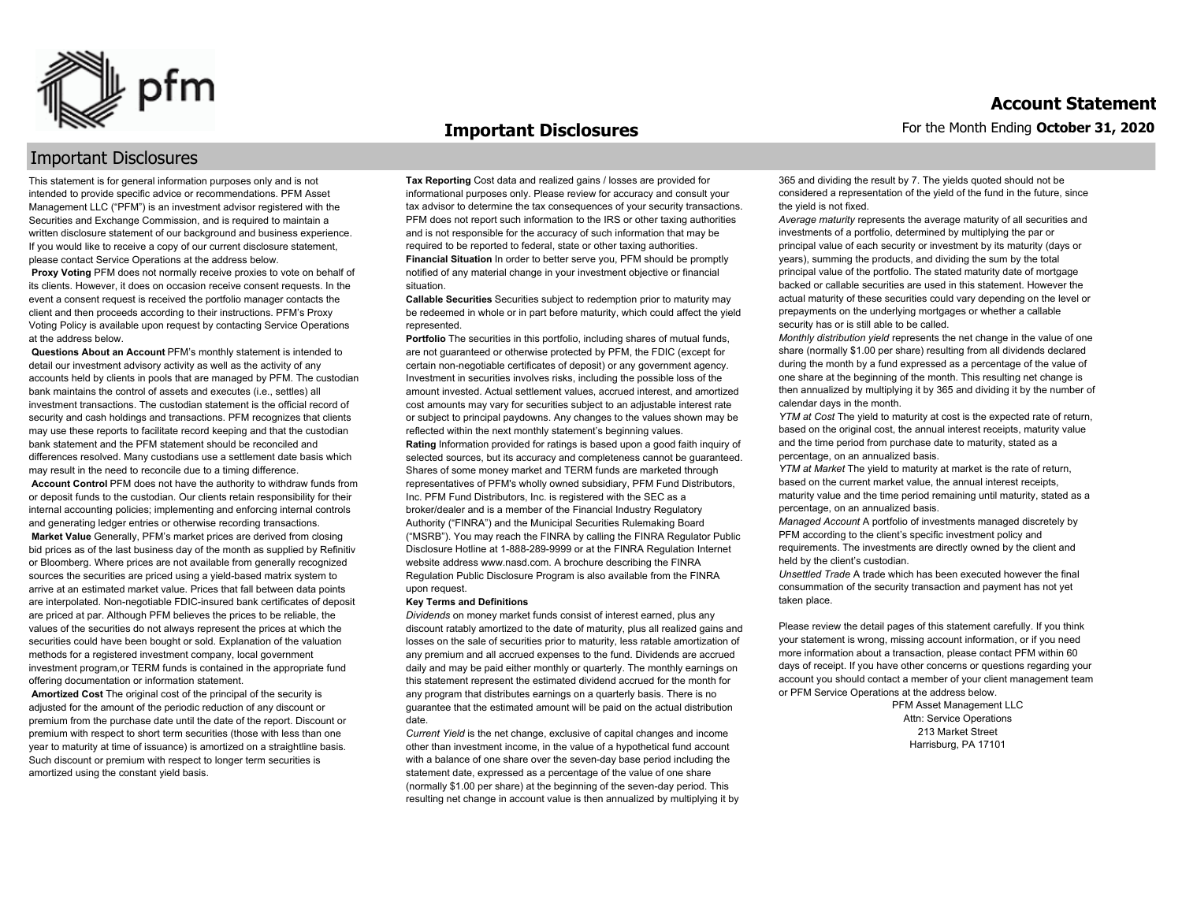# Important Disclosures

## Important Disclosures

This statement is for general information purposes only and is not intended to provide specific advice or recommendations. PFM Asset Management LLC ("PFM") is an investment advisor registered with the Securities and Exchange Commission, and is required to maintain a written disclosure statement of our background and business experience. If you would like to receive a copy of our current disclosure statement, please contact Service Operations at the address below.

**Proxy Voting** PFM does not normally receive proxies to vote on behalf of its clients. However, it does on occasion receive consent requests. In the event a consent request is received the portfolio manager contacts the client and then proceeds according to their instructions. PFM's Proxy Voting Policy is available upon request by contacting Service Operations at the address below.

**Questions About an Account** PFM's monthly statement is intended to detail our investment advisory activity as well as the activity of any accounts held by clients in pools that are managed by PFM. The custodian bank maintains the control of assets and executes (i.e., settles) all investment transactions. The custodian statement is the official record of security and cash holdings and transactions. PFM recognizes that clients may use these reports to facilitate record keeping and that the custodian bank statement and the PFM statement should be reconciled and differences resolved. Many custodians use a settlement date basis which may result in the need to reconcile due to a timing difference.

**Account Control** PFM does not have the authority to withdraw funds from or deposit funds to the custodian. Our clients retain responsibility for their internal accounting policies; implementing and enforcing internal controls and generating ledger entries or otherwise recording transactions.

**Market Value** Generally, PFM's market prices are derived from closing bid prices as of the last business day of the month as supplied by Refinitiv or Bloomberg. Where prices are not available from generally recognized sources the securities are priced using a yield-based matrix system to arrive at an estimated market value. Prices that fall between data points are interpolated. Non-negotiable FDIC-insured bank certificates of deposit are priced at par. Although PFM believes the prices to be reliable, the values of the securities do not always represent the prices at which the securities could have been bought or sold. Explanation of the valuation methods for a registered investment company, local government investment program,or TERM funds is contained in the appropriate fund offering documentation or information statement.

**Amortized Cost** The original cost of the principal of the security is adjusted for the amount of the periodic reduction of any discount or premium from the purchase date until the date of the report. Discount or premium with respect to short term securities (those with less than one year to maturity at time of issuance) is amortized on a straightline basis. Such discount or premium with respect to longer term securities is amortized using the constant yield basis.

**Tax Reporting** Cost data and realized gains / losses are provided for informational purposes only. Please review for accuracy and consult your tax advisor to determine the tax consequences of your security transactions. PFM does not report such information to the IRS or other taxing authorities and is not responsible for the accuracy of such information that may be required to be reported to federal, state or other taxing authorities.

**Financial Situation** In order to better serve you, PFM should be promptly notified of any material change in your investment objective or financial situation.

**Callable Securities** Securities subject to redemption prior to maturity may be redeemed in whole or in part before maturity, which could affect the yield represented.

**Portfolio** The securities in this portfolio, including shares of mutual funds, are not guaranteed or otherwise protected by PFM, the FDIC (except for certain non-negotiable certificates of deposit) or any government agency. Investment in securities involves risks, including the possible loss of the amount invested. Actual settlement values, accrued interest, and amortized cost amounts may vary for securities subject to an adjustable interest rate or subject to principal paydowns. Any changes to the values shown may be reflected within the next monthly statement's beginning values.

**Rating** Information provided for ratings is based upon a good faith inquiry of selected sources, but its accuracy and completeness cannot be guaranteed. Shares of some money market and TERM funds are marketed through representatives of PFM's wholly owned subsidiary, PFM Fund Distributors, Inc. PFM Fund Distributors, Inc. is registered with the SEC as a broker/dealer and is a member of the Financial Industry Regulatory Authority ("FINRA") and the Municipal Securities Rulemaking Board ("MSRB"). You may reach the FINRA by calling the FINRA Regulator Public Disclosure Hotline at 1-888-289-9999 or at the FINRA Regulation Internet website address www.nasd.com. A brochure describing the FINRA Regulation Public Disclosure Program is also available from the FINRA upon request.

**Key Terms and Definitions**

*Dividends* on money market funds consist of interest earned, plus any discount ratably amortized to the date of maturity, plus all realized gains and losses on the sale of securities prior to maturity, less ratable amortization of any premium and all accrued expenses to the fund. Dividends are accrued daily and may be paid either monthly or quarterly. The monthly earnings on this statement represent the estimated dividend accrued for the month for any program that distributes earnings on a quarterly basis. There is no guarantee that the estimated amount will be paid on the actual distribution date.

*Current Yield* is the net change, exclusive of capital changes and income other than investment income, in the value of a hypothetical fund account with a balance of one share over the seven-day base period including the statement date, expressed as a percentage of the value of one share (normally $1.00 per share) at the beginning of the seven-day period. This resulting net change in account value is then annualized by multiplying it by 365 and dividing the result by 7. The yields quoted should not be considered a representation of the yield of the fund in the future, since the yield is not fixed.

*Average maturity* represents the average maturity of all securities and investments of a portfolio, determined by multiplying the par or principal value of each security or investment by its maturity (days or years), summing the products, and dividing the sum by the total principal value of the portfolio. The stated maturity date of mortgage backed or callable securities are used in this statement. However the actual maturity of these securities could vary depending on the level or prepayments on the underlying mortgages or whether a callable security has or is still able to be called.

*Monthly distribution yield* represents the net change in the value of one share (normally $1.00 per share) resulting from all dividends declared during the month by a fund expressed as a percentage of the value of one share at the beginning of the month. This resulting net change is then annualized by multiplying it by 365 and dividing it by the number of calendar days in the month.

*YTM at Cost* The yield to maturity at cost is the expected rate of return, based on the original cost, the annual interest receipts, maturity value and the time period from purchase date to maturity, stated as a percentage, on an annualized basis.

*YTM at Market* The yield to maturity at market is the rate of return, based on the current market value, the annual interest receipts, maturity value and the time period remaining until maturity, stated as a percentage, on an annualized basis.

*Managed Account* A portfolio of investments managed discretely by PFM according to the client's specific investment policy and requirements. The investments are directly owned by the client and held by the client's custodian.

*Unsettled Trade* A trade which has been executed however the final consummation of the security transaction and payment has not yet taken place.

Please review the detail pages of this statement carefully. If you think your statement is wrong, missing account information, or if you need more information about a transaction, please contact PFM within 60 days of receipt. If you have other concerns or questions regarding your account you should contact a member of your client management team or PFM Service Operations at the address below.

PFM Asset Management LLC
Attn: Service Operations
213 Market Street
Harrisburg, PA 17101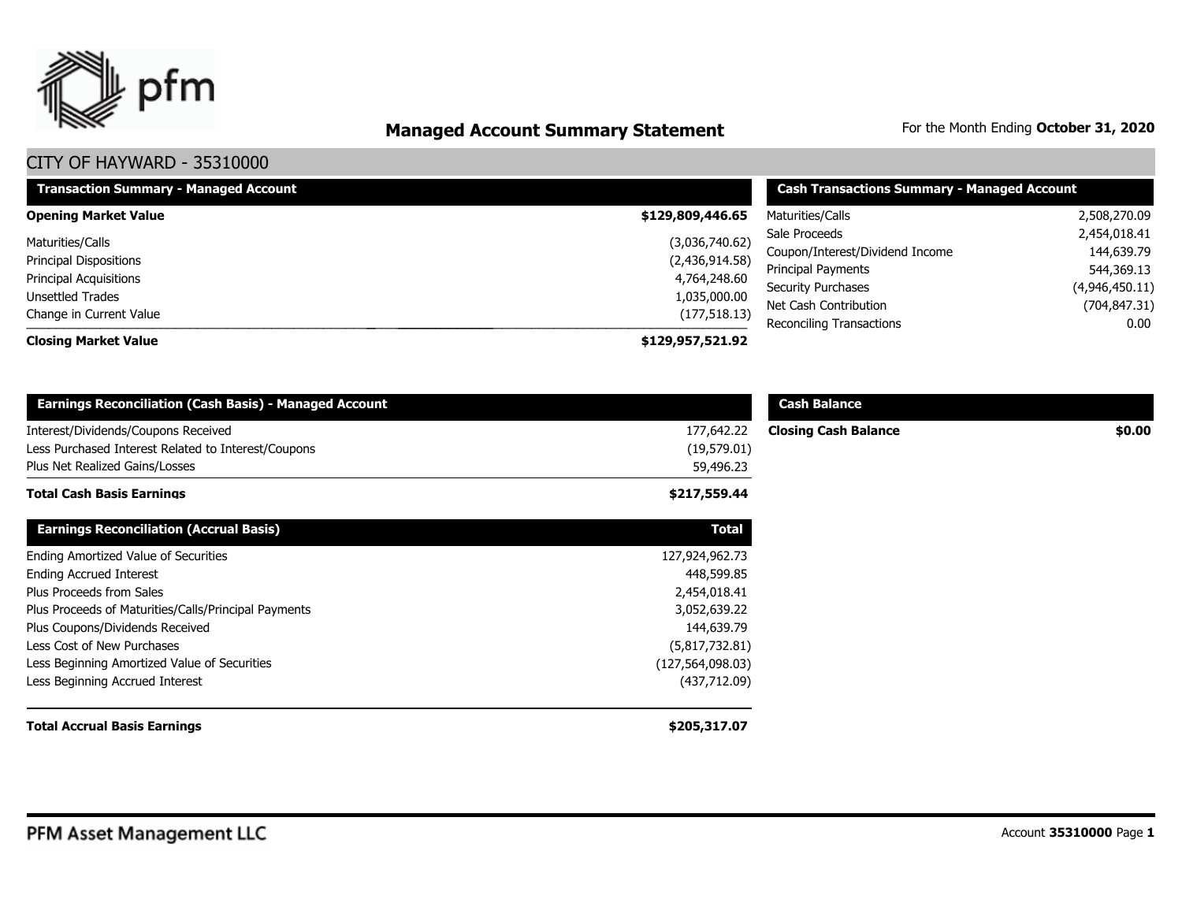# Managed Account Summary Statement

For the Month Ending **October 31, 2020**

## CITY OF HAYWARD - 35310000

| Transaction Summary - Managed Account | |
|---|---|
| **Opening Market Value** | **$129,809,446.65** |
| Maturities/Calls | (3,036,740.62) |
| Principal Dispositions | (2,436,914.58) |
| Principal Acquisitions | 4,764,248.60 |
| Unsettled Trades | 1,035,000.00 |
| Change in Current Value | (177,518.13) |
| **Closing Market Value** | **$129,957,521.92** |

| Cash Transactions Summary - Managed Account | |
|---|---|
| Maturities/Calls | 2,508,270.09 |
| Sale Proceeds | 2,454,018.41 |
| Coupon/Interest/Dividend Income | 144,639.79 |
| Principal Payments | 544,369.13 |
| Security Purchases | (4,946,450.11) |
| Net Cash Contribution | (704,847.31) |
| Reconciling Transactions | 0.00 |

| Earnings Reconciliation (Cash Basis) - Managed Account | |
|---|---|
| Interest/Dividends/Coupons Received | 177,642.22 |
| Less Purchased Interest Related to Interest/Coupons | (19,579.01) |
| Plus Net Realized Gains/Losses | 59,496.23 |
| **Total Cash Basis Earnings** | **$217,559.44** |

| Cash Balance | |
|---|---|
| **Closing Cash Balance** | **$0.00** |

| Earnings Reconciliation (Accrual Basis) | Total |
|---|---|
| Ending Amortized Value of Securities | 127,924,962.73 |
| Ending Accrued Interest | 448,599.85 |
| Plus Proceeds from Sales | 2,454,018.41 |
| Plus Proceeds of Maturities/Calls/Principal Payments | 3,052,639.22 |
| Plus Coupons/Dividends Received | 144,639.79 |
| Less Cost of New Purchases | (5,817,732.81) |
| Less Beginning Amortized Value of Securities | (127,564,098.03) |
| Less Beginning Accrued Interest | (437,712.09) |
| **Total Accrual Basis Earnings** | **$205,317.07** |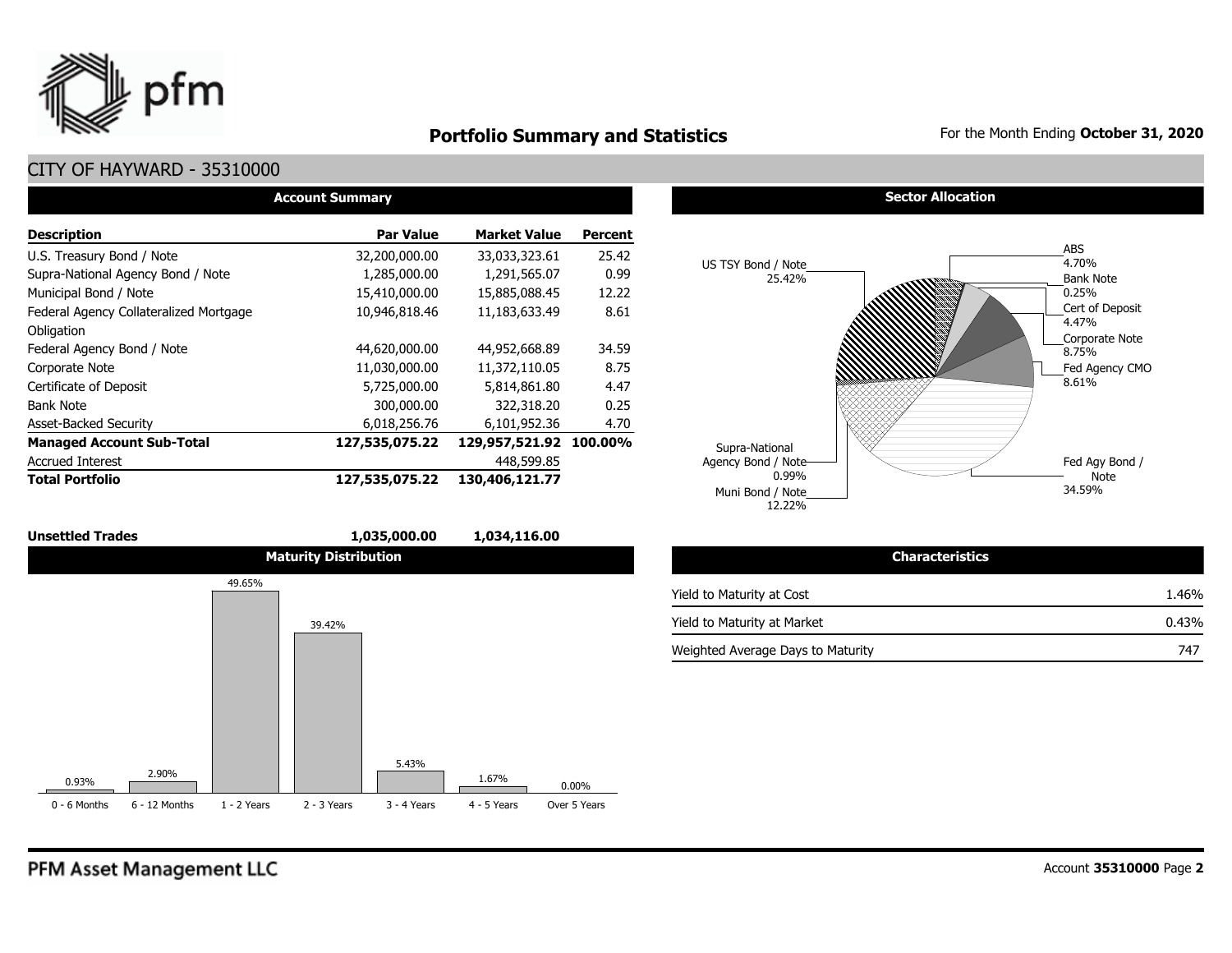# Portfolio Summary and Statistics

For the Month Ending **October 31, 2020**

## CITY OF HAYWARD - 35310000

### Account Summary

| Description | Par Value | Market Value | Percent |
|---|---|---|---|
| U.S. Treasury Bond / Note | 32,200,000.00 | 33,033,323.61 | 25.42 |
| Supra-National Agency Bond / Note | 1,285,000.00 | 1,291,565.07 | 0.99 |
| Municipal Bond / Note | 15,410,000.00 | 15,885,088.45 | 12.22 |
| Federal Agency Collateralized Mortgage Obligation | 10,946,818.46 | 11,183,633.49 | 8.61 |
| Federal Agency Bond / Note | 44,620,000.00 | 44,952,668.89 | 34.59 |
| Corporate Note | 11,030,000.00 | 11,372,110.05 | 8.75 |
| Certificate of Deposit | 5,725,000.00 | 5,814,861.80 | 4.47 |
| Bank Note | 300,000.00 | 322,318.20 | 0.25 |
| Asset-Backed Security | 6,018,256.76 | 6,101,952.36 | 4.70 |
| **Managed Account Sub-Total** | **127,535,075.22** | **129,957,521.92** | **100.00%** |
| Accrued Interest | | 448,599.85 | |
| **Total Portfolio** | **127,535,075.22** | **130,406,121.77** | |
| | | | |
| **Unsettled Trades** | **1,035,000.00** | **1,034,116.00** | |

### Sector Allocation

| Sector | Percent |
|---|---|
| US TSY Bond / Note | 25.42% |
| ABS | 4.70% |
| Bank Note | 0.25% |
| Cert of Deposit | 4.47% |
| Corporate Note | 8.75% |
| Fed Agency CMO | 8.61% |
| Fed Agy Bond / Note | 34.59% |
| Muni Bond / Note | 12.22% |
| Supra-National Agency Bond / Note | 0.99% |

### Maturity Distribution

| 0 - 6 Months | 6 - 12 Months | 1 - 2 Years | 2 - 3 Years | 3 - 4 Years | 4 - 5 Years | Over 5 Years |
|---|---|---|---|---|---|---|
| 0.93% | 2.90% | 49.65% | 39.42% | 5.43% | 1.67% | 0.00% |

### Characteristics

| | |
|---|---|
| Yield to Maturity at Cost | 1.46% |
| Yield to Maturity at Market | 0.43% |
| Weighted Average Days to Maturity | 747 |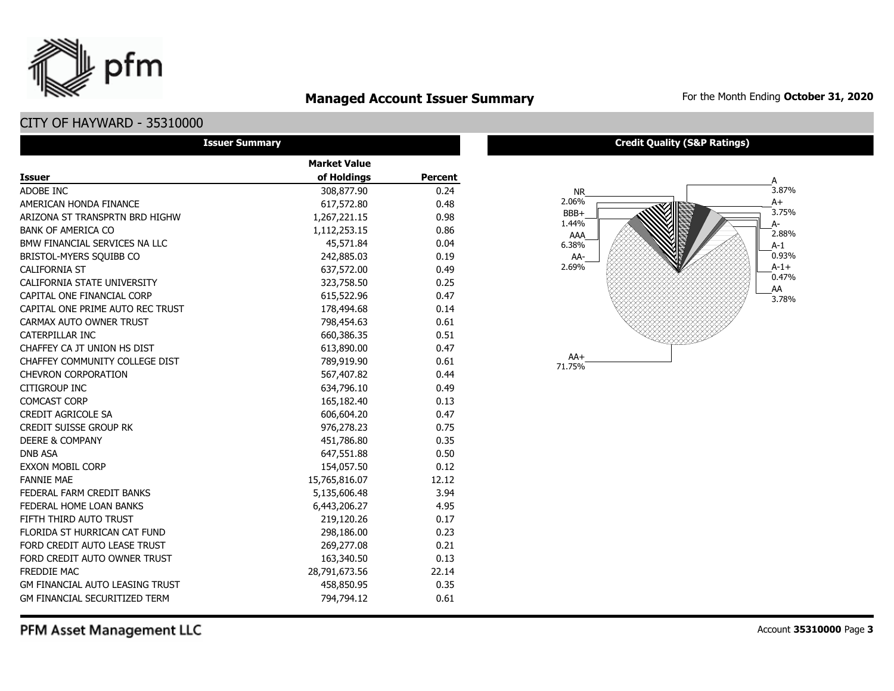# Managed Account Issuer Summary

For the Month Ending **October 31, 2020**

## CITY OF HAYWARD - 35310000

### Issuer Summary

| Issuer | Market Value of Holdings | Percent |
|---|---|---|
| ADOBE INC | 308,877.90 | 0.24 |
| AMERICAN HONDA FINANCE | 617,572.80 | 0.48 |
| ARIZONA ST TRANSPRTN BRD HIGHW | 1,267,221.15 | 0.98 |
| BANK OF AMERICA CO | 1,112,253.15 | 0.86 |
| BMW FINANCIAL SERVICES NA LLC | 45,571.84 | 0.04 |
| BRISTOL-MYERS SQUIBB CO | 242,885.03 | 0.19 |
| CALIFORNIA ST | 637,572.00 | 0.49 |
| CALIFORNIA STATE UNIVERSITY | 323,758.50 | 0.25 |
| CAPITAL ONE FINANCIAL CORP | 615,522.96 | 0.47 |
| CAPITAL ONE PRIME AUTO REC TRUST | 178,494.68 | 0.14 |
| CARMAX AUTO OWNER TRUST | 798,454.63 | 0.61 |
| CATERPILLAR INC | 660,386.35 | 0.51 |
| CHAFFEY CA JT UNION HS DIST | 613,890.00 | 0.47 |
| CHAFFEY COMMUNITY COLLEGE DIST | 789,919.90 | 0.61 |
| CHEVRON CORPORATION | 567,407.82 | 0.44 |
| CITIGROUP INC | 634,796.10 | 0.49 |
| COMCAST CORP | 165,182.40 | 0.13 |
| CREDIT AGRICOLE SA | 606,604.20 | 0.47 |
| CREDIT SUISSE GROUP RK | 976,278.23 | 0.75 |
| DEERE & COMPANY | 451,786.80 | 0.35 |
| DNB ASA | 647,551.88 | 0.50 |
| EXXON MOBIL CORP | 154,057.50 | 0.12 |
| FANNIE MAE | 15,765,816.07 | 12.12 |
| FEDERAL FARM CREDIT BANKS | 5,135,606.48 | 3.94 |
| FEDERAL HOME LOAN BANKS | 6,443,206.27 | 4.95 |
| FIFTH THIRD AUTO TRUST | 219,120.26 | 0.17 |
| FLORIDA ST HURRICAN CAT FUND | 298,186.00 | 0.23 |
| FORD CREDIT AUTO LEASE TRUST | 269,277.08 | 0.21 |
| FORD CREDIT AUTO OWNER TRUST | 163,340.50 | 0.13 |
| FREDDIE MAC | 28,791,673.56 | 22.14 |
| GM FINANCIAL AUTO LEASING TRUST | 458,850.95 | 0.35 |
| GM FINANCIAL SECURITIZED TERM | 794,794.12 | 0.61 |

### Credit Quality (S&P Ratings)

| Rating | Percent |
|---|---|
| A | 3.87% |
| A+ | 3.75% |
| A- | 2.88% |
| A-1 | 0.93% |
| A-1+ | 0.47% |
| AA | 3.78% |
| AA+ | 71.75% |
| AA- | 2.69% |
| AAA | 6.38% |
| BBB+ | 1.44% |
| NR | 2.06% |

PFM Asset Management LLC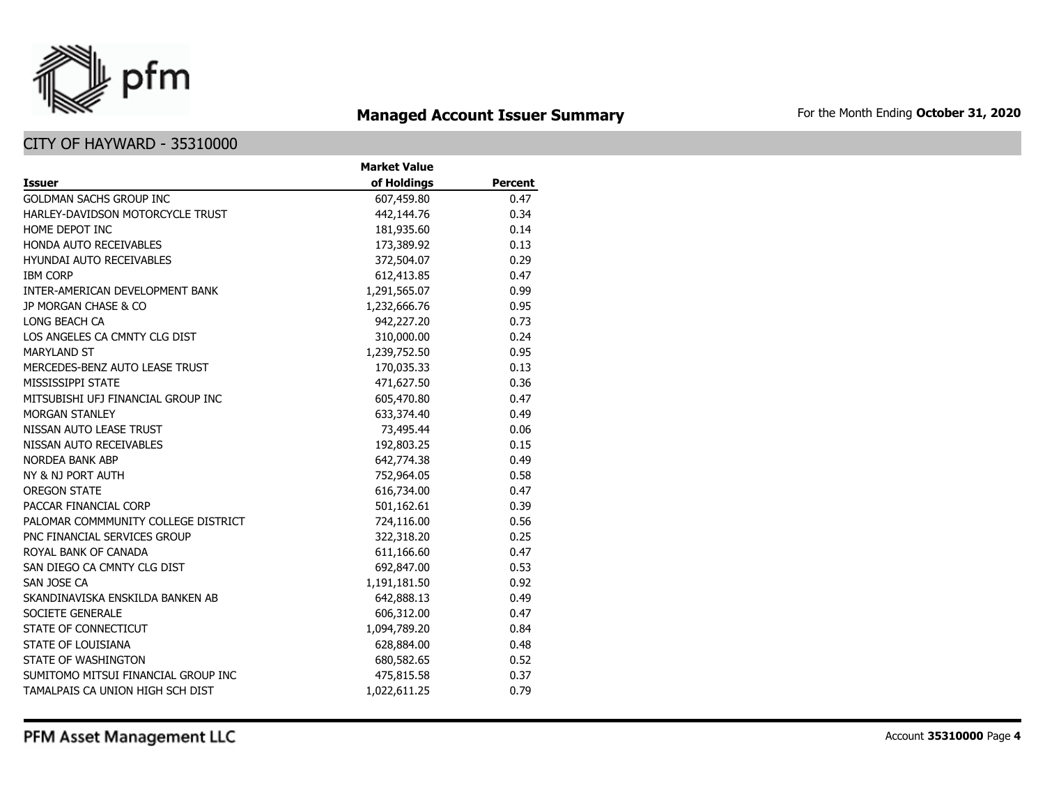# Managed Account Issuer Summary

For the Month Ending **October 31, 2020**

## CITY OF HAYWARD - 35310000

| Issuer | Market Value of Holdings | Percent |
|---|---|---|
| GOLDMAN SACHS GROUP INC | 607,459.80 | 0.47 |
| HARLEY-DAVIDSON MOTORCYCLE TRUST | 442,144.76 | 0.34 |
| HOME DEPOT INC | 181,935.60 | 0.14 |
| HONDA AUTO RECEIVABLES | 173,389.92 | 0.13 |
| HYUNDAI AUTO RECEIVABLES | 372,504.07 | 0.29 |
| IBM CORP | 612,413.85 | 0.47 |
| INTER-AMERICAN DEVELOPMENT BANK | 1,291,565.07 | 0.99 |
| JP MORGAN CHASE & CO | 1,232,666.76 | 0.95 |
| LONG BEACH CA | 942,227.20 | 0.73 |
| LOS ANGELES CA CMNTY CLG DIST | 310,000.00 | 0.24 |
| MARYLAND ST | 1,239,752.50 | 0.95 |
| MERCEDES-BENZ AUTO LEASE TRUST | 170,035.33 | 0.13 |
| MISSISSIPPI STATE | 471,627.50 | 0.36 |
| MITSUBISHI UFJ FINANCIAL GROUP INC | 605,470.80 | 0.47 |
| MORGAN STANLEY | 633,374.40 | 0.49 |
| NISSAN AUTO LEASE TRUST | 73,495.44 | 0.06 |
| NISSAN AUTO RECEIVABLES | 192,803.25 | 0.15 |
| NORDEA BANK ABP | 642,774.38 | 0.49 |
| NY & NJ PORT AUTH | 752,964.05 | 0.58 |
| OREGON STATE | 616,734.00 | 0.47 |
| PACCAR FINANCIAL CORP | 501,162.61 | 0.39 |
| PALOMAR COMMMUNITY COLLEGE DISTRICT | 724,116.00 | 0.56 |
| PNC FINANCIAL SERVICES GROUP | 322,318.20 | 0.25 |
| ROYAL BANK OF CANADA | 611,166.60 | 0.47 |
| SAN DIEGO CA CMNTY CLG DIST | 692,847.00 | 0.53 |
| SAN JOSE CA | 1,191,181.50 | 0.92 |
| SKANDINAVISKA ENSKILDA BANKEN AB | 642,888.13 | 0.49 |
| SOCIETE GENERALE | 606,312.00 | 0.47 |
| STATE OF CONNECTICUT | 1,094,789.20 | 0.84 |
| STATE OF LOUISIANA | 628,884.00 | 0.48 |
| STATE OF WASHINGTON | 680,582.65 | 0.52 |
| SUMITOMO MITSUI FINANCIAL GROUP INC | 475,815.58 | 0.37 |
| TAMALPAIS CA UNION HIGH SCH DIST | 1,022,611.25 | 0.79 |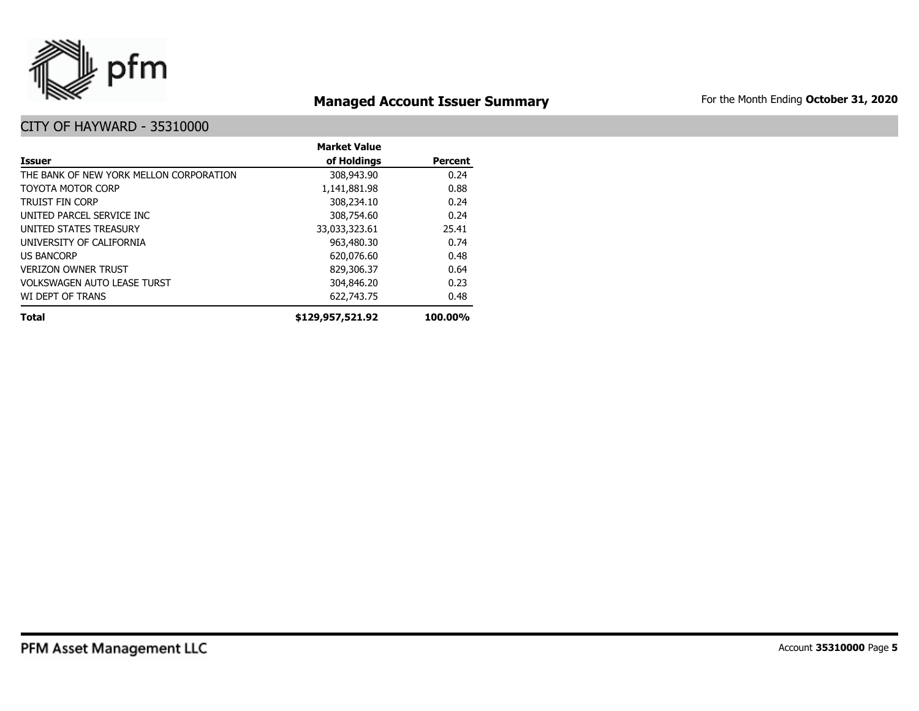## Managed Account Issuer Summary

For the Month Ending **October 31, 2020**

### CITY OF HAYWARD - 35310000

| Issuer | Market Value of Holdings | Percent |
|---|---|---|
| THE BANK OF NEW YORK MELLON CORPORATION | 308,943.90 | 0.24 |
| TOYOTA MOTOR CORP | 1,141,881.98 | 0.88 |
| TRUIST FIN CORP | 308,234.10 | 0.24 |
| UNITED PARCEL SERVICE INC | 308,754.60 | 0.24 |
| UNITED STATES TREASURY | 33,033,323.61 | 25.41 |
| UNIVERSITY OF CALIFORNIA | 963,480.30 | 0.74 |
| US BANCORP | 620,076.60 | 0.48 |
| VERIZON OWNER TRUST | 829,306.37 | 0.64 |
| VOLKSWAGEN AUTO LEASE TURST | 304,846.20 | 0.23 |
| WI DEPT OF TRANS | 622,743.75 | 0.48 |
| **Total** | **$129,957,521.92** | **100.00%** |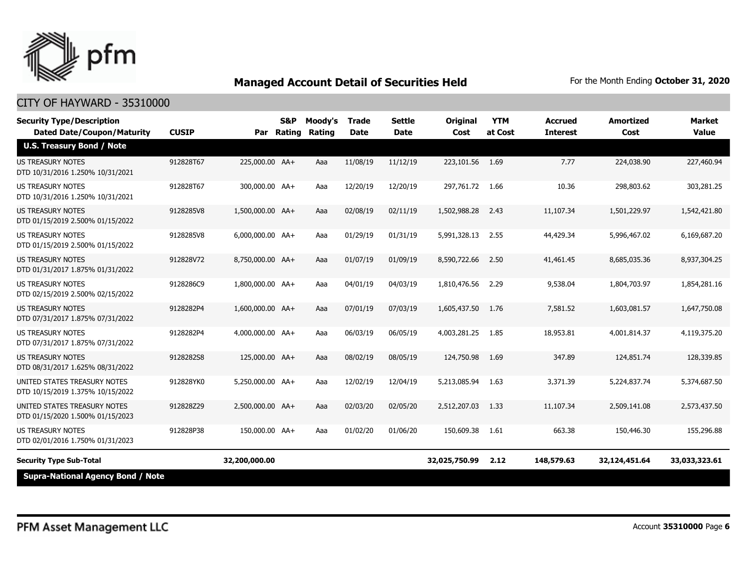## Managed Account Detail of Securities Held

For the Month Ending **October 31, 2020**

CITY OF HAYWARD - 35310000

| Security Type/Description<br>Dated Date/Coupon/Maturity | CUSIP | Par | S&P Rating | Moody's Rating | Trade Date | Settle Date | Original Cost | YTM at Cost | Accrued Interest | Amortized Cost | Market Value |
|---|---|---|---|---|---|---|---|---|---|---|---|
| **U.S. Treasury Bond / Note** | | | | | | | | | | | |
| US TREASURY NOTES<br>DTD 10/31/2016 1.250% 10/31/2021 | 912828T67 | 225,000.00 | AA+ | Aaa | 11/08/19 | 11/12/19 | 223,101.56 | 1.69 | 7.77 | 224,038.90 | 227,460.94 |
| US TREASURY NOTES<br>DTD 10/31/2016 1.250% 10/31/2021 | 912828T67 | 300,000.00 | AA+ | Aaa | 12/20/19 | 12/20/19 | 297,761.72 | 1.66 | 10.36 | 298,803.62 | 303,281.25 |
| US TREASURY NOTES<br>DTD 01/15/2019 2.500% 01/15/2022 | 9128285V8 | 1,500,000.00 | AA+ | Aaa | 02/08/19 | 02/11/19 | 1,502,988.28 | 2.43 | 11,107.34 | 1,501,229.97 | 1,542,421.80 |
| US TREASURY NOTES<br>DTD 01/15/2019 2.500% 01/15/2022 | 9128285V8 | 6,000,000.00 | AA+ | Aaa | 01/29/19 | 01/31/19 | 5,991,328.13 | 2.55 | 44,429.34 | 5,996,467.02 | 6,169,687.20 |
| US TREASURY NOTES<br>DTD 01/31/2017 1.875% 01/31/2022 | 912828V72 | 8,750,000.00 | AA+ | Aaa | 01/07/19 | 01/09/19 | 8,590,722.66 | 2.50 | 41,461.45 | 8,685,035.36 | 8,937,304.25 |
| US TREASURY NOTES<br>DTD 02/15/2019 2.500% 02/15/2022 | 9128286C9 | 1,800,000.00 | AA+ | Aaa | 04/01/19 | 04/03/19 | 1,810,476.56 | 2.29 | 9,538.04 | 1,804,703.97 | 1,854,281.16 |
| US TREASURY NOTES<br>DTD 07/31/2017 1.875% 07/31/2022 | 9128282P4 | 1,600,000.00 | AA+ | Aaa | 07/01/19 | 07/03/19 | 1,605,437.50 | 1.76 | 7,581.52 | 1,603,081.57 | 1,647,750.08 |
| US TREASURY NOTES<br>DTD 07/31/2017 1.875% 07/31/2022 | 9128282P4 | 4,000,000.00 | AA+ | Aaa | 06/03/19 | 06/05/19 | 4,003,281.25 | 1.85 | 18,953.81 | 4,001,814.37 | 4,119,375.20 |
| US TREASURY NOTES<br>DTD 08/31/2017 1.625% 08/31/2022 | 9128282S8 | 125,000.00 | AA+ | Aaa | 08/02/19 | 08/05/19 | 124,750.98 | 1.69 | 347.89 | 124,851.74 | 128,339.85 |
| UNITED STATES TREASURY NOTES<br>DTD 10/15/2019 1.375% 10/15/2022 | 912828YK0 | 5,250,000.00 | AA+ | Aaa | 12/02/19 | 12/04/19 | 5,213,085.94 | 1.63 | 3,371.39 | 5,224,837.74 | 5,374,687.50 |
| UNITED STATES TREASURY NOTES<br>DTD 01/15/2020 1.500% 01/15/2023 | 912828Z29 | 2,500,000.00 | AA+ | Aaa | 02/03/20 | 02/05/20 | 2,512,207.03 | 1.33 | 11,107.34 | 2,509,141.08 | 2,573,437.50 |
| US TREASURY NOTES<br>DTD 02/01/2016 1.750% 01/31/2023 | 912828P38 | 150,000.00 | AA+ | Aaa | 01/02/20 | 01/06/20 | 150,609.38 | 1.61 | 663.38 | 150,446.30 | 155,296.88 |
| **Security Type Sub-Total** | | **32,200,000.00** | | | | | **32,025,750.99** | **2.12** | **148,579.63** | **32,124,451.64** | **33,033,323.61** |
| **Supra-National Agency Bond / Note** | | | | | | | | | | | |

PFM Asset Management LLC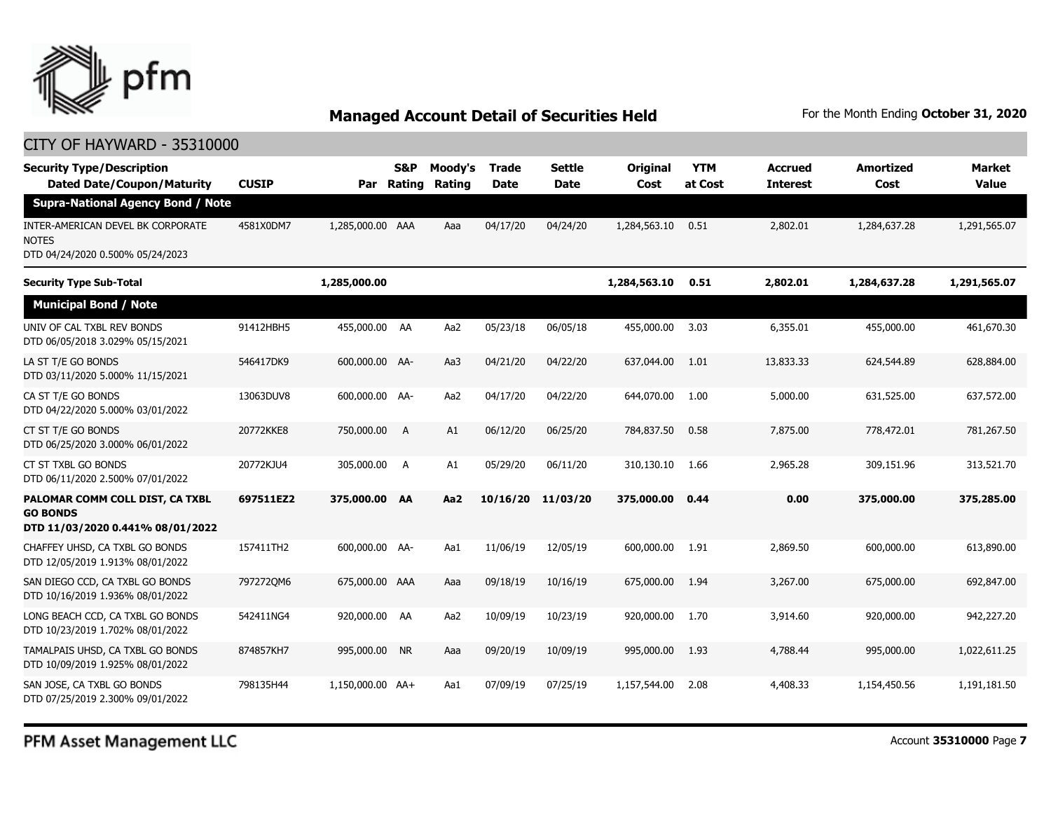# Managed Account Detail of Securities Held

For the Month Ending **October 31, 2020**

## CITY OF HAYWARD - 35310000

| Security Type/Description Dated Date/Coupon/Maturity | CUSIP | Par | S&P Rating | Moody's Rating | Trade Date | Settle Date | Original Cost | YTM at Cost | Accrued Interest | Amortized Cost | Market Value |
|---|---|---|---|---|---|---|---|---|---|---|---|
| **Supra-National Agency Bond / Note** | | | | | | | | | | | |
| INTER-AMERICAN DEVEL BK CORPORATE NOTES DTD 04/24/2020 0.500% 05/24/2023 | 4581X0DM7 | 1,285,000.00 | AAA | Aaa | 04/17/20 | 04/24/20 | 1,284,563.10 | 0.51 | 2,802.01 | 1,284,637.28 | 1,291,565.07 |
| **Security Type Sub-Total** | | **1,285,000.00** | | | | | **1,284,563.10** | **0.51** | **2,802.01** | **1,284,637.28** | **1,291,565.07** |
| **Municipal Bond / Note** | | | | | | | | | | | |
| UNIV OF CAL TXBL REV BONDS DTD 06/05/2018 3.029% 05/15/2021 | 91412HBH5 | 455,000.00 | AA | Aa2 | 05/23/18 | 06/05/18 | 455,000.00 | 3.03 | 6,355.01 | 455,000.00 | 461,670.30 |
| LA ST T/E GO BONDS DTD 03/11/2020 5.000% 11/15/2021 | 546417DK9 | 600,000.00 | AA- | Aa3 | 04/21/20 | 04/22/20 | 637,044.00 | 1.01 | 13,833.33 | 624,544.89 | 628,884.00 |
| CA ST T/E GO BONDS DTD 04/22/2020 5.000% 03/01/2022 | 13063DUV8 | 600,000.00 | AA- | Aa2 | 04/17/20 | 04/22/20 | 644,070.00 | 1.00 | 5,000.00 | 631,525.00 | 637,572.00 |
| CT ST T/E GO BONDS DTD 06/25/2020 3.000% 06/01/2022 | 20772KKE8 | 750,000.00 | A | A1 | 06/12/20 | 06/25/20 | 784,837.50 | 0.58 | 7,875.00 | 778,472.01 | 781,267.50 |
| CT ST TXBL GO BONDS DTD 06/11/2020 2.500% 07/01/2022 | 20772KJU4 | 305,000.00 | A | A1 | 05/29/20 | 06/11/20 | 310,130.10 | 1.66 | 2,965.28 | 309,151.96 | 313,521.70 |
| **PALOMAR COMM COLL DIST, CA TXBL GO BONDS DTD 11/03/2020 0.441% 08/01/2022** | **697511EZ2** | **375,000.00** | **AA** | **Aa2** | **10/16/20** | **11/03/20** | **375,000.00** | **0.44** | **0.00** | **375,000.00** | **375,285.00** |
| CHAFFEY UHSD, CA TXBL GO BONDS DTD 12/05/2019 1.913% 08/01/2022 | 157411TH2 | 600,000.00 | AA- | Aa1 | 11/06/19 | 12/05/19 | 600,000.00 | 1.91 | 2,869.50 | 600,000.00 | 613,890.00 |
| SAN DIEGO CCD, CA TXBL GO BONDS DTD 10/16/2019 1.936% 08/01/2022 | 797272QM6 | 675,000.00 | AAA | Aaa | 09/18/19 | 10/16/19 | 675,000.00 | 1.94 | 3,267.00 | 675,000.00 | 692,847.00 |
| LONG BEACH CCD, CA TXBL GO BONDS DTD 10/23/2019 1.702% 08/01/2022 | 542411NG4 | 920,000.00 | AA | Aa2 | 10/09/19 | 10/23/19 | 920,000.00 | 1.70 | 3,914.60 | 920,000.00 | 942,227.20 |
| TAMALPAIS UHSD, CA TXBL GO BONDS DTD 10/09/2019 1.925% 08/01/2022 | 874857KH7 | 995,000.00 | NR | Aaa | 09/20/19 | 10/09/19 | 995,000.00 | 1.93 | 4,788.44 | 995,000.00 | 1,022,611.25 |
| SAN JOSE, CA TXBL GO BONDS DTD 07/25/2019 2.300% 09/01/2022 | 798135H44 | 1,150,000.00 | AA+ | Aa1 | 07/09/19 | 07/25/19 | 1,157,544.00 | 2.08 | 4,408.33 | 1,154,450.56 | 1,191,181.50 |

PFM Asset Management LLC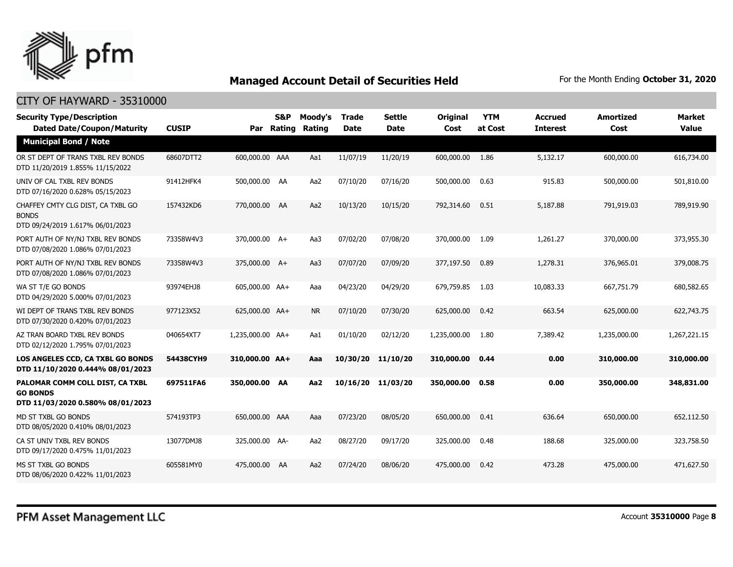# Managed Account Detail of Securities Held

For the Month Ending **October 31, 2020**

## CITY OF HAYWARD - 35310000

| Security Type/Description Dated Date/Coupon/Maturity | CUSIP | Par | S&P Rating | Moody's Rating | Trade Date | Settle Date | Original Cost | YTM at Cost | Accrued Interest | Amortized Cost | Market Value |
|---|---|---|---|---|---|---|---|---|---|---|---|
| **Municipal Bond / Note** | | | | | | | | | | | |
| OR ST DEPT OF TRANS TXBL REV BONDS DTD 11/20/2019 1.855% 11/15/2022 | 68607DTT2 | 600,000.00 | AAA | Aa1 | 11/07/19 | 11/20/19 | 600,000.00 | 1.86 | 5,132.17 | 600,000.00 | 616,734.00 |
| UNIV OF CAL TXBL REV BONDS DTD 07/16/2020 0.628% 05/15/2023 | 91412HFK4 | 500,000.00 | AA | Aa2 | 07/10/20 | 07/16/20 | 500,000.00 | 0.63 | 915.83 | 500,000.00 | 501,810.00 |
| CHAFFEY CMTY CLG DIST, CA TXBL GO BONDS DTD 09/24/2019 1.617% 06/01/2023 | 157432KD6 | 770,000.00 | AA | Aa2 | 10/13/20 | 10/15/20 | 792,314.60 | 0.51 | 5,187.88 | 791,919.03 | 789,919.90 |
| PORT AUTH OF NY/NJ TXBL REV BONDS DTD 07/08/2020 1.086% 07/01/2023 | 73358W4V3 | 370,000.00 | A+ | Aa3 | 07/02/20 | 07/08/20 | 370,000.00 | 1.09 | 1,261.27 | 370,000.00 | 373,955.30 |
| PORT AUTH OF NY/NJ TXBL REV BONDS DTD 07/08/2020 1.086% 07/01/2023 | 73358W4V3 | 375,000.00 | A+ | Aa3 | 07/07/20 | 07/09/20 | 377,197.50 | 0.89 | 1,278.31 | 376,965.01 | 379,008.75 |
| WA ST T/E GO BONDS DTD 04/29/2020 5.000% 07/01/2023 | 93974EHJ8 | 605,000.00 | AA+ | Aaa | 04/23/20 | 04/29/20 | 679,759.85 | 1.03 | 10,083.33 | 667,751.79 | 680,582.65 |
| WI DEPT OF TRANS TXBL REV BONDS DTD 07/30/2020 0.420% 07/01/2023 | 977123X52 | 625,000.00 | AA+ | NR | 07/10/20 | 07/30/20 | 625,000.00 | 0.42 | 663.54 | 625,000.00 | 622,743.75 |
| AZ TRAN BOARD TXBL REV BONDS DTD 02/12/2020 1.795% 07/01/2023 | 040654XT7 | 1,235,000.00 | AA+ | Aa1 | 01/10/20 | 02/12/20 | 1,235,000.00 | 1.80 | 7,389.42 | 1,235,000.00 | 1,267,221.15 |
| **LOS ANGELES CCD, CA TXBL GO BONDS DTD 11/10/2020 0.444% 08/01/2023** | **54438CYH9** | **310,000.00** | **AA+** | **Aaa** | **10/30/20** | **11/10/20** | **310,000.00** | **0.44** | **0.00** | **310,000.00** | **310,000.00** |
| **PALOMAR COMM COLL DIST, CA TXBL GO BONDS DTD 11/03/2020 0.580% 08/01/2023** | **697511FA6** | **350,000.00** | **AA** | **Aa2** | **10/16/20** | **11/03/20** | **350,000.00** | **0.58** | **0.00** | **350,000.00** | **348,831.00** |
| MD ST TXBL GO BONDS DTD 08/05/2020 0.410% 08/01/2023 | 574193TP3 | 650,000.00 | AAA | Aaa | 07/23/20 | 08/05/20 | 650,000.00 | 0.41 | 636.64 | 650,000.00 | 652,112.50 |
| CA ST UNIV TXBL REV BONDS DTD 09/17/2020 0.475% 11/01/2023 | 13077DMJ8 | 325,000.00 | AA- | Aa2 | 08/27/20 | 09/17/20 | 325,000.00 | 0.48 | 188.68 | 325,000.00 | 323,758.50 |
| MS ST TXBL GO BONDS DTD 08/06/2020 0.422% 11/01/2023 | 605581MY0 | 475,000.00 | AA | Aa2 | 07/24/20 | 08/06/20 | 475,000.00 | 0.42 | 473.28 | 475,000.00 | 471,627.50 |

PFM Asset Management LLC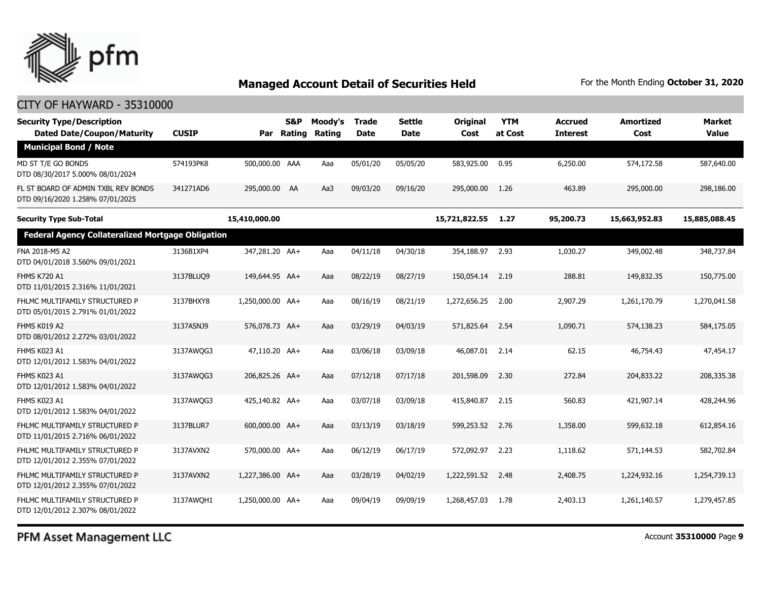## Managed Account Detail of Securities Held

For the Month Ending **October 31, 2020**

CITY OF HAYWARD - 35310000

| Security Type/Description Dated Date/Coupon/Maturity | CUSIP | Par | S&P Rating | Moody's Rating | Trade Date | Settle Date | Original Cost | YTM at Cost | Accrued Interest | Amortized Cost | Market Value |
|---|---|---|---|---|---|---|---|---|---|---|---|
| **Municipal Bond / Note** | | | | | | | | | | | |
| MD ST T/E GO BONDS DTD 08/30/2017 5.000% 08/01/2024 | 574193PK8 | 500,000.00 | AAA | Aaa | 05/01/20 | 05/05/20 | 583,925.00 | 0.95 | 6,250.00 | 574,172.58 | 587,640.00 |
| FL ST BOARD OF ADMIN TXBL REV BONDS DTD 09/16/2020 1.258% 07/01/2025 | 341271AD6 | 295,000.00 | AA | Aa3 | 09/03/20 | 09/16/20 | 295,000.00 | 1.26 | 463.89 | 295,000.00 | 298,186.00 |
| **Security Type Sub-Total** | | **15,410,000.00** | | | | | **15,721,822.55** | **1.27** | **95,200.73** | **15,663,952.83** | **15,885,088.45** |
| **Federal Agency Collateralized Mortgage Obligation** | | | | | | | | | | | |
| FNA 2018-M5 A2 DTD 04/01/2018 3.560% 09/01/2021 | 3136B1XP4 | 347,281.20 | AA+ | Aaa | 04/11/18 | 04/30/18 | 354,188.97 | 2.93 | 1,030.27 | 349,002.48 | 348,737.84 |
| FHMS K720 A1 DTD 11/01/2015 2.316% 11/01/2021 | 3137BLUQ9 | 149,644.95 | AA+ | Aaa | 08/22/19 | 08/27/19 | 150,054.14 | 2.19 | 288.81 | 149,832.35 | 150,775.00 |
| FHLMC MULTIFAMILY STRUCTURED P DTD 05/01/2015 2.791% 01/01/2022 | 3137BHXY8 | 1,250,000.00 | AA+ | Aaa | 08/16/19 | 08/21/19 | 1,272,656.25 | 2.00 | 2,907.29 | 1,261,170.79 | 1,270,041.58 |
| FHMS K019 A2 DTD 08/01/2012 2.272% 03/01/2022 | 3137ASNJ9 | 576,078.73 | AA+ | Aaa | 03/29/19 | 04/03/19 | 571,825.64 | 2.54 | 1,090.71 | 574,138.23 | 584,175.05 |
| FHMS K023 A1 DTD 12/01/2012 1.583% 04/01/2022 | 3137AWQG3 | 47,110.20 | AA+ | Aaa | 03/06/18 | 03/09/18 | 46,087.01 | 2.14 | 62.15 | 46,754.43 | 47,454.17 |
| FHMS K023 A1 DTD 12/01/2012 1.583% 04/01/2022 | 3137AWQG3 | 206,825.26 | AA+ | Aaa | 07/12/18 | 07/17/18 | 201,598.09 | 2.30 | 272.84 | 204,833.22 | 208,335.38 |
| FHMS K023 A1 DTD 12/01/2012 1.583% 04/01/2022 | 3137AWQG3 | 425,140.82 | AA+ | Aaa | 03/07/18 | 03/09/18 | 415,840.87 | 2.15 | 560.83 | 421,907.14 | 428,244.96 |
| FHLMC MULTIFAMILY STRUCTURED P DTD 11/01/2015 2.716% 06/01/2022 | 3137BLUR7 | 600,000.00 | AA+ | Aaa | 03/13/19 | 03/18/19 | 599,253.52 | 2.76 | 1,358.00 | 599,632.18 | 612,854.16 |
| FHLMC MULTIFAMILY STRUCTURED P DTD 12/01/2012 2.355% 07/01/2022 | 3137AVXN2 | 570,000.00 | AA+ | Aaa | 06/12/19 | 06/17/19 | 572,092.97 | 2.23 | 1,118.62 | 571,144.53 | 582,702.84 |
| FHLMC MULTIFAMILY STRUCTURED P DTD 12/01/2012 2.355% 07/01/2022 | 3137AVXN2 | 1,227,386.00 | AA+ | Aaa | 03/28/19 | 04/02/19 | 1,222,591.52 | 2.48 | 2,408.75 | 1,224,932.16 | 1,254,739.13 |
| FHLMC MULTIFAMILY STRUCTURED P DTD 12/01/2012 2.307% 08/01/2022 | 3137AWQH1 | 1,250,000.00 | AA+ | Aaa | 09/04/19 | 09/09/19 | 1,268,457.03 | 1.78 | 2,403.13 | 1,261,140.57 | 1,279,457.85 |

PFM Asset Management LLC

Account **35310000**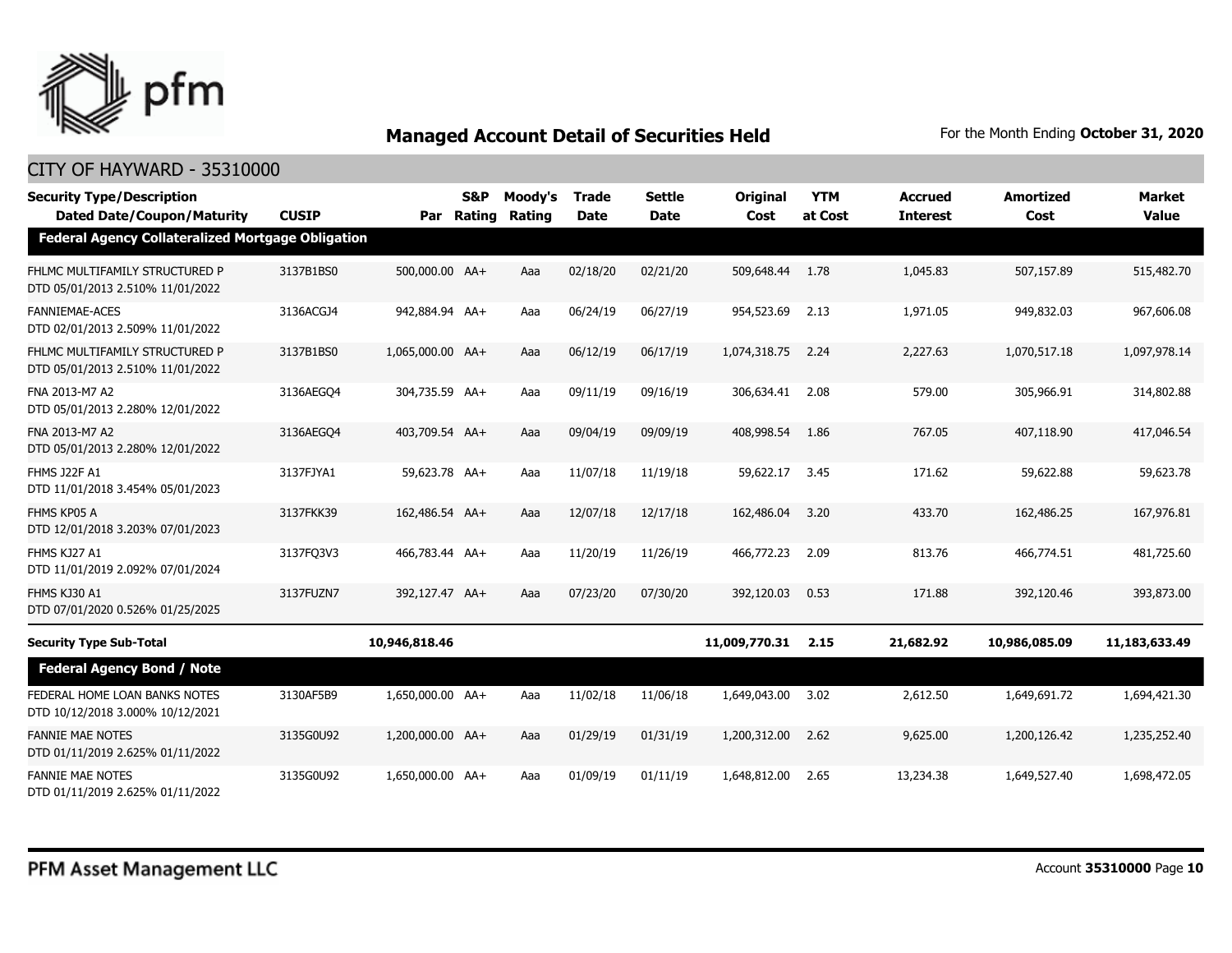## Managed Account Detail of Securities Held

For the Month Ending **October 31, 2020**

CITY OF HAYWARD - 35310000

| Security Type/Description Dated Date/Coupon/Maturity | CUSIP | Par | S&P Rating | Moody's Rating | Trade Date | Settle Date | Original Cost | YTM at Cost | Accrued Interest | Amortized Cost | Market Value |
|---|---|---|---|---|---|---|---|---|---|---|---|
| **Federal Agency Collateralized Mortgage Obligation** | | | | | | | | | | | |
| FHLMC MULTIFAMILY STRUCTURED P DTD 05/01/2013 2.510% 11/01/2022 | 3137B1BS0 | 500,000.00 | AA+ | Aaa | 02/18/20 | 02/21/20 | 509,648.44 | 1.78 | 1,045.83 | 507,157.89 | 515,482.70 |
| FANNIEMAE-ACES DTD 02/01/2013 2.509% 11/01/2022 | 3136ACGJ4 | 942,884.94 | AA+ | Aaa | 06/24/19 | 06/27/19 | 954,523.69 | 2.13 | 1,971.05 | 949,832.03 | 967,606.08 |
| FHLMC MULTIFAMILY STRUCTURED P DTD 05/01/2013 2.510% 11/01/2022 | 3137B1BS0 | 1,065,000.00 | AA+ | Aaa | 06/12/19 | 06/17/19 | 1,074,318.75 | 2.24 | 2,227.63 | 1,070,517.18 | 1,097,978.14 |
| FNA 2013-M7 A2 DTD 05/01/2013 2.280% 12/01/2022 | 3136AEGQ4 | 304,735.59 | AA+ | Aaa | 09/11/19 | 09/16/19 | 306,634.41 | 2.08 | 579.00 | 305,966.91 | 314,802.88 |
| FNA 2013-M7 A2 DTD 05/01/2013 2.280% 12/01/2022 | 3136AEGQ4 | 403,709.54 | AA+ | Aaa | 09/04/19 | 09/09/19 | 408,998.54 | 1.86 | 767.05 | 407,118.90 | 417,046.54 |
| FHMS J22F A1 DTD 11/01/2018 3.454% 05/01/2023 | 3137FJYA1 | 59,623.78 | AA+ | Aaa | 11/07/18 | 11/19/18 | 59,622.17 | 3.45 | 171.62 | 59,622.88 | 59,623.78 |
| FHMS KP05 A DTD 12/01/2018 3.203% 07/01/2023 | 3137FKK39 | 162,486.54 | AA+ | Aaa | 12/07/18 | 12/17/18 | 162,486.04 | 3.20 | 433.70 | 162,486.25 | 167,976.81 |
| FHMS KJ27 A1 DTD 11/01/2019 2.092% 07/01/2024 | 3137FQ3V3 | 466,783.44 | AA+ | Aaa | 11/20/19 | 11/26/19 | 466,772.23 | 2.09 | 813.76 | 466,774.51 | 481,725.60 |
| FHMS KJ30 A1 DTD 07/01/2020 0.526% 01/25/2025 | 3137FUZN7 | 392,127.47 | AA+ | Aaa | 07/23/20 | 07/30/20 | 392,120.03 | 0.53 | 171.88 | 392,120.46 | 393,873.00 |
| **Security Type Sub-Total** | | **10,946,818.46** | | | | | **11,009,770.31** | **2.15** | **21,682.92** | **10,986,085.09** | **11,183,633.49** |
| **Federal Agency Bond / Note** | | | | | | | | | | | |
| FEDERAL HOME LOAN BANKS NOTES DTD 10/12/2018 3.000% 10/12/2021 | 3130AF5B9 | 1,650,000.00 | AA+ | Aaa | 11/02/18 | 11/06/18 | 1,649,043.00 | 3.02 | 2,612.50 | 1,649,691.72 | 1,694,421.30 |
| FANNIE MAE NOTES DTD 01/11/2019 2.625% 01/11/2022 | 3135G0U92 | 1,200,000.00 | AA+ | Aaa | 01/29/19 | 01/31/19 | 1,200,312.00 | 2.62 | 9,625.00 | 1,200,126.42 | 1,235,252.40 |
| FANNIE MAE NOTES DTD 01/11/2019 2.625% 01/11/2022 | 3135G0U92 | 1,650,000.00 | AA+ | Aaa | 01/09/19 | 01/11/19 | 1,648,812.00 | 2.65 | 13,234.38 | 1,649,527.40 | 1,698,472.05 |

PFM Asset Management LLC

Account **35310000**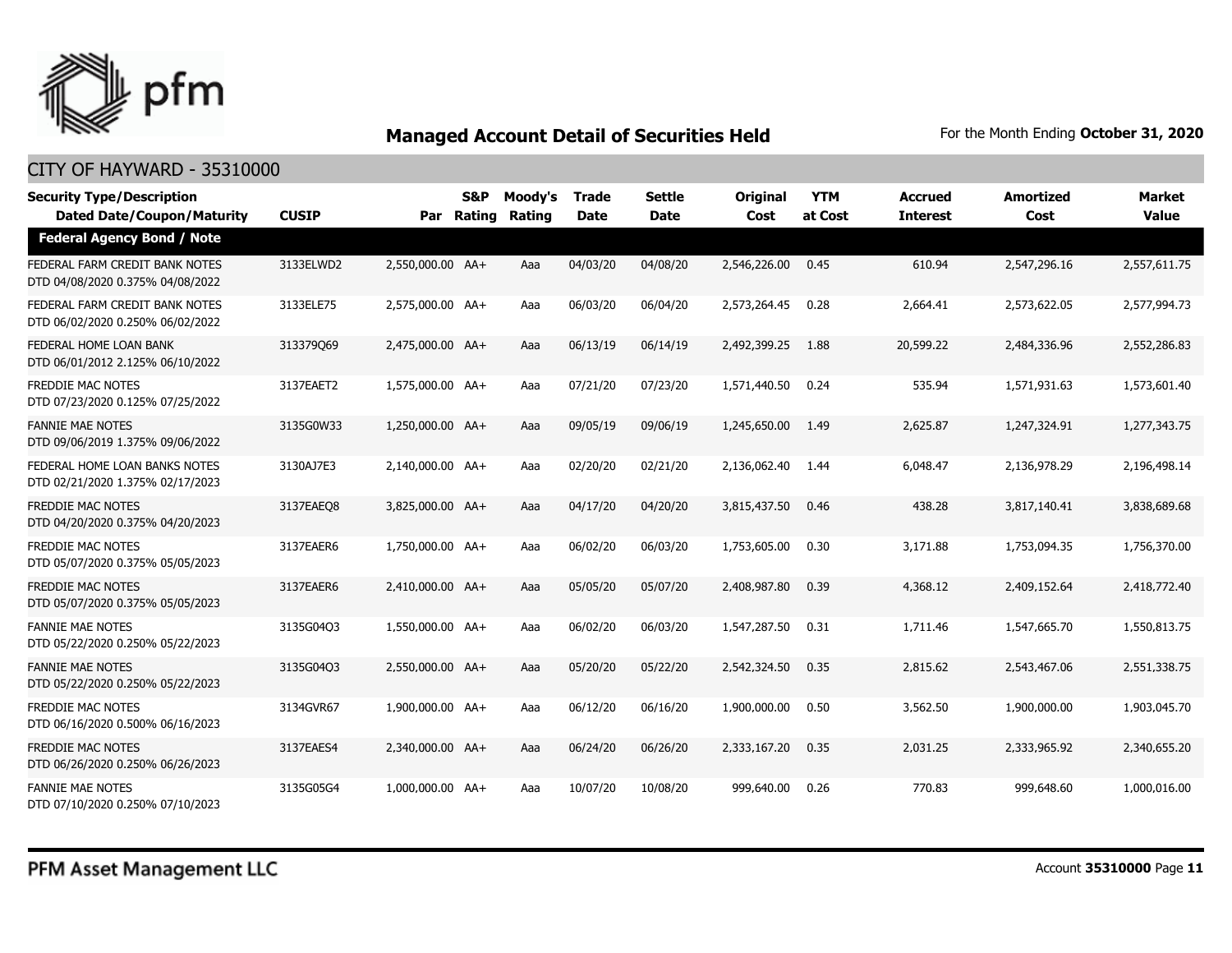# Managed Account Detail of Securities Held

For the Month Ending **October 31, 2020**

## CITY OF HAYWARD - 35310000

| Security Type/Description Dated Date/Coupon/Maturity | CUSIP | Par | S&P Rating | Moody's Rating | Trade Date | Settle Date | Original Cost | YTM at Cost | Accrued Interest | Amortized Cost | Market Value |
|---|---|---|---|---|---|---|---|---|---|---|---|
| **Federal Agency Bond / Note** | | | | | | | | | | | |
| FEDERAL FARM CREDIT BANK NOTES DTD 04/08/2020 0.375% 04/08/2022 | 3133ELWD2 | 2,550,000.00 | AA+ | Aaa | 04/03/20 | 04/08/20 | 2,546,226.00 | 0.45 | 610.94 | 2,547,296.16 | 2,557,611.75 |
| FEDERAL FARM CREDIT BANK NOTES DTD 06/02/2020 0.250% 06/02/2022 | 3133ELE75 | 2,575,000.00 | AA+ | Aaa | 06/03/20 | 06/04/20 | 2,573,264.45 | 0.28 | 2,664.41 | 2,573,622.05 | 2,577,994.73 |
| FEDERAL HOME LOAN BANK DTD 06/01/2012 2.125% 06/10/2022 | 313379Q69 | 2,475,000.00 | AA+ | Aaa | 06/13/19 | 06/14/19 | 2,492,399.25 | 1.88 | 20,599.22 | 2,484,336.96 | 2,552,286.83 |
| FREDDIE MAC NOTES DTD 07/23/2020 0.125% 07/25/2022 | 3137EAET2 | 1,575,000.00 | AA+ | Aaa | 07/21/20 | 07/23/20 | 1,571,440.50 | 0.24 | 535.94 | 1,571,931.63 | 1,573,601.40 |
| FANNIE MAE NOTES DTD 09/06/2019 1.375% 09/06/2022 | 3135G0W33 | 1,250,000.00 | AA+ | Aaa | 09/05/19 | 09/06/19 | 1,245,650.00 | 1.49 | 2,625.87 | 1,247,324.91 | 1,277,343.75 |
| FEDERAL HOME LOAN BANKS NOTES DTD 02/21/2020 1.375% 02/17/2023 | 3130AJ7E3 | 2,140,000.00 | AA+ | Aaa | 02/20/20 | 02/21/20 | 2,136,062.40 | 1.44 | 6,048.47 | 2,136,978.29 | 2,196,498.14 |
| FREDDIE MAC NOTES DTD 04/20/2020 0.375% 04/20/2023 | 3137EAEQ8 | 3,825,000.00 | AA+ | Aaa | 04/17/20 | 04/20/20 | 3,815,437.50 | 0.46 | 438.28 | 3,817,140.41 | 3,838,689.68 |
| FREDDIE MAC NOTES DTD 05/07/2020 0.375% 05/05/2023 | 3137EAER6 | 1,750,000.00 | AA+ | Aaa | 06/02/20 | 06/03/20 | 1,753,605.00 | 0.30 | 3,171.88 | 1,753,094.35 | 1,756,370.00 |
| FREDDIE MAC NOTES DTD 05/07/2020 0.375% 05/05/2023 | 3137EAER6 | 2,410,000.00 | AA+ | Aaa | 05/05/20 | 05/07/20 | 2,408,987.80 | 0.39 | 4,368.12 | 2,409,152.64 | 2,418,772.40 |
| FANNIE MAE NOTES DTD 05/22/2020 0.250% 05/22/2023 | 3135G04Q3 | 1,550,000.00 | AA+ | Aaa | 06/02/20 | 06/03/20 | 1,547,287.50 | 0.31 | 1,711.46 | 1,547,665.70 | 1,550,813.75 |
| FANNIE MAE NOTES DTD 05/22/2020 0.250% 05/22/2023 | 3135G04Q3 | 2,550,000.00 | AA+ | Aaa | 05/20/20 | 05/22/20 | 2,542,324.50 | 0.35 | 2,815.62 | 2,543,467.06 | 2,551,338.75 |
| FREDDIE MAC NOTES DTD 06/16/2020 0.500% 06/16/2023 | 3134GVR67 | 1,900,000.00 | AA+ | Aaa | 06/12/20 | 06/16/20 | 1,900,000.00 | 0.50 | 3,562.50 | 1,900,000.00 | 1,903,045.70 |
| FREDDIE MAC NOTES DTD 06/26/2020 0.250% 06/26/2023 | 3137EAES4 | 2,340,000.00 | AA+ | Aaa | 06/24/20 | 06/26/20 | 2,333,167.20 | 0.35 | 2,031.25 | 2,333,965.92 | 2,340,655.20 |
| FANNIE MAE NOTES DTD 07/10/2020 0.250% 07/10/2023 | 3135G05G4 | 1,000,000.00 | AA+ | Aaa | 10/07/20 | 10/08/20 | 999,640.00 | 0.26 | 770.83 | 999,648.60 | 1,000,016.00 |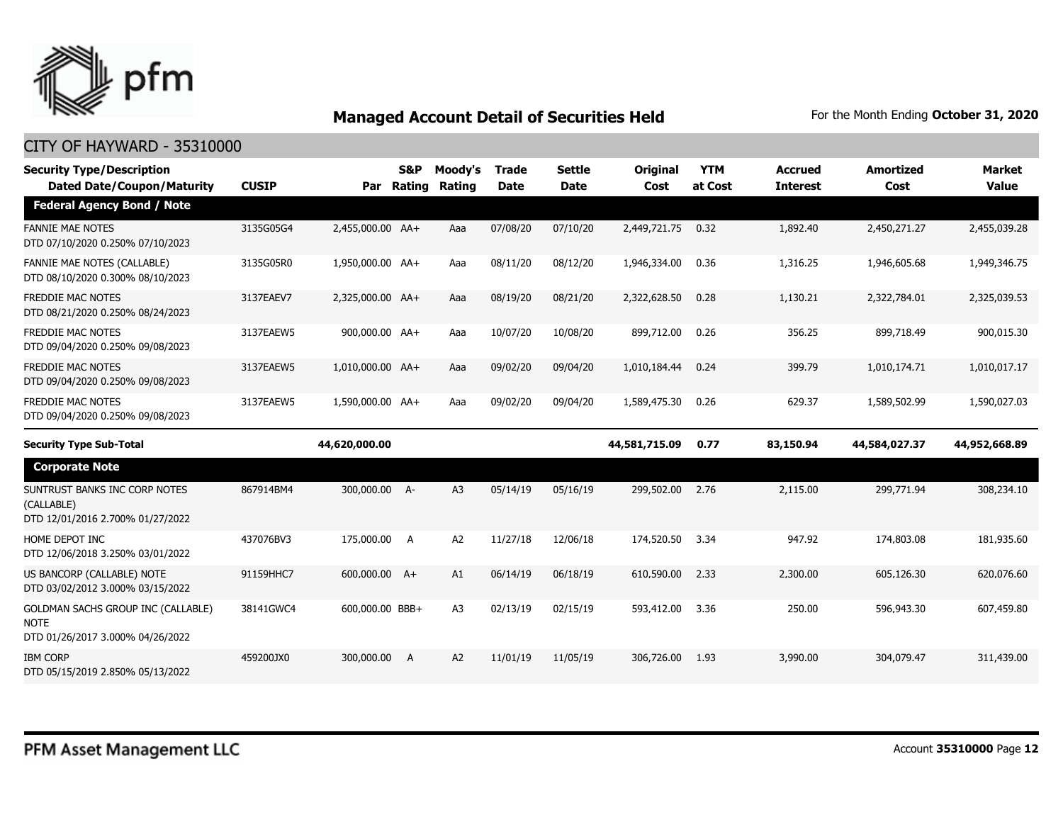## Managed Account Detail of Securities Held

For the Month Ending **October 31, 2020**

CITY OF HAYWARD - 35310000

| Security Type/Description Dated Date/Coupon/Maturity | CUSIP | Par | S&P Rating | Moody's Rating | Trade Date | Settle Date | Original Cost | YTM at Cost | Accrued Interest | Amortized Cost | Market Value |
|---|---|---|---|---|---|---|---|---|---|---|---|
| **Federal Agency Bond / Note** | | | | | | | | | | | |
| FANNIE MAE NOTES DTD 07/10/2020 0.250% 07/10/2023 | 3135G05G4 | 2,455,000.00 | AA+ | Aaa | 07/08/20 | 07/10/20 | 2,449,721.75 | 0.32 | 1,892.40 | 2,450,271.27 | 2,455,039.28 |
| FANNIE MAE NOTES (CALLABLE) DTD 08/10/2020 0.300% 08/10/2023 | 3135G05R0 | 1,950,000.00 | AA+ | Aaa | 08/11/20 | 08/12/20 | 1,946,334.00 | 0.36 | 1,316.25 | 1,946,605.68 | 1,949,346.75 |
| FREDDIE MAC NOTES DTD 08/21/2020 0.250% 08/24/2023 | 3137EAEV7 | 2,325,000.00 | AA+ | Aaa | 08/19/20 | 08/21/20 | 2,322,628.50 | 0.28 | 1,130.21 | 2,322,784.01 | 2,325,039.53 |
| FREDDIE MAC NOTES DTD 09/04/2020 0.250% 09/08/2023 | 3137EAEW5 | 900,000.00 | AA+ | Aaa | 10/07/20 | 10/08/20 | 899,712.00 | 0.26 | 356.25 | 899,718.49 | 900,015.30 |
| FREDDIE MAC NOTES DTD 09/04/2020 0.250% 09/08/2023 | 3137EAEW5 | 1,010,000.00 | AA+ | Aaa | 09/02/20 | 09/04/20 | 1,010,184.44 | 0.24 | 399.79 | 1,010,174.71 | 1,010,017.17 |
| FREDDIE MAC NOTES DTD 09/04/2020 0.250% 09/08/2023 | 3137EAEW5 | 1,590,000.00 | AA+ | Aaa | 09/02/20 | 09/04/20 | 1,589,475.30 | 0.26 | 629.37 | 1,589,502.99 | 1,590,027.03 |
| **Security Type Sub-Total** | | **44,620,000.00** | | | | | **44,581,715.09** | **0.77** | **83,150.94** | **44,584,027.37** | **44,952,668.89** |
| **Corporate Note** | | | | | | | | | | | |
| SUNTRUST BANKS INC CORP NOTES (CALLABLE) DTD 12/01/2016 2.700% 01/27/2022 | 867914BM4 | 300,000.00 | A- | A3 | 05/14/19 | 05/16/19 | 299,502.00 | 2.76 | 2,115.00 | 299,771.94 | 308,234.10 |
| HOME DEPOT INC DTD 12/06/2018 3.250% 03/01/2022 | 437076BV3 | 175,000.00 | A | A2 | 11/27/18 | 12/06/18 | 174,520.50 | 3.34 | 947.92 | 174,803.08 | 181,935.60 |
| US BANCORP (CALLABLE) NOTE DTD 03/02/2012 3.000% 03/15/2022 | 91159HHC7 | 600,000.00 | A+ | A1 | 06/14/19 | 06/18/19 | 610,590.00 | 2.33 | 2,300.00 | 605,126.30 | 620,076.60 |
| GOLDMAN SACHS GROUP INC (CALLABLE) NOTE DTD 01/26/2017 3.000% 04/26/2022 | 38141GWC4 | 600,000.00 | BBB+ | A3 | 02/13/19 | 02/15/19 | 593,412.00 | 3.36 | 250.00 | 596,943.30 | 607,459.80 |
| IBM CORP DTD 05/15/2019 2.850% 05/13/2022 | 459200JX0 | 300,000.00 | A | A2 | 11/01/19 | 11/05/19 | 306,726.00 | 1.93 | 3,990.00 | 304,079.47 | 311,439.00 |

PFM Asset Management LLC

Account **35310000**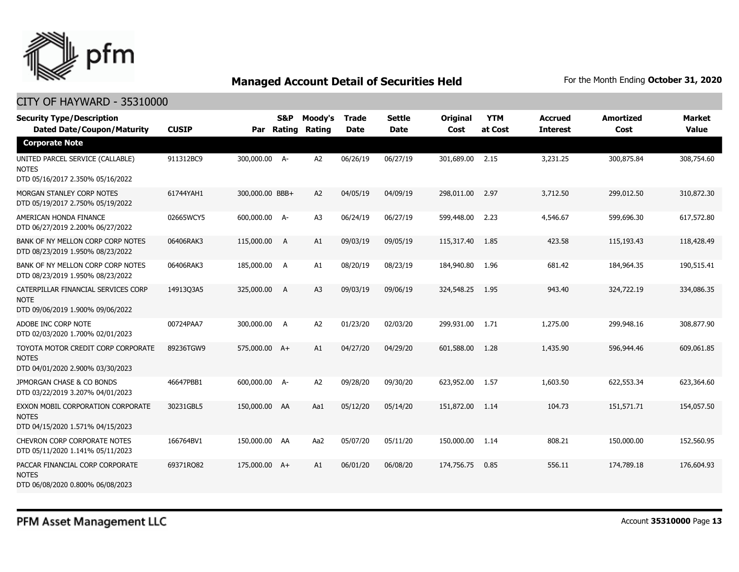# Managed Account Detail of Securities Held

For the Month Ending **October 31, 2020**

## CITY OF HAYWARD - 35310000

| Security Type/Description Dated Date/Coupon/Maturity | CUSIP | Par | S&P Rating | Moody's Rating | Trade Date | Settle Date | Original Cost | YTM at Cost | Accrued Interest | Amortized Cost | Market Value |
|---|---|---|---|---|---|---|---|---|---|---|---|
| **Corporate Note** | | | | | | | | | | | |
| UNITED PARCEL SERVICE (CALLABLE) NOTES DTD 05/16/2017 2.350% 05/16/2022 | 911312BC9 | 300,000.00 | A- | A2 | 06/26/19 | 06/27/19 | 301,689.00 | 2.15 | 3,231.25 | 300,875.84 | 308,754.60 |
| MORGAN STANLEY CORP NOTES DTD 05/19/2017 2.750% 05/19/2022 | 61744YAH1 | 300,000.00 | BBB+ | A2 | 04/05/19 | 04/09/19 | 298,011.00 | 2.97 | 3,712.50 | 299,012.50 | 310,872.30 |
| AMERICAN HONDA FINANCE DTD 06/27/2019 2.200% 06/27/2022 | 02665WCY5 | 600,000.00 | A- | A3 | 06/24/19 | 06/27/19 | 599,448.00 | 2.23 | 4,546.67 | 599,696.30 | 617,572.80 |
| BANK OF NY MELLON CORP CORP NOTES DTD 08/23/2019 1.950% 08/23/2022 | 06406RAK3 | 115,000.00 | A | A1 | 09/03/19 | 09/05/19 | 115,317.40 | 1.85 | 423.58 | 115,193.43 | 118,428.49 |
| BANK OF NY MELLON CORP CORP NOTES DTD 08/23/2019 1.950% 08/23/2022 | 06406RAK3 | 185,000.00 | A | A1 | 08/20/19 | 08/23/19 | 184,940.80 | 1.96 | 681.42 | 184,964.35 | 190,515.41 |
| CATERPILLAR FINANCIAL SERVICES CORP NOTE DTD 09/06/2019 1.900% 09/06/2022 | 14913Q3A5 | 325,000.00 | A | A3 | 09/03/19 | 09/06/19 | 324,548.25 | 1.95 | 943.40 | 324,722.19 | 334,086.35 |
| ADOBE INC CORP NOTE DTD 02/03/2020 1.700% 02/01/2023 | 00724PAA7 | 300,000.00 | A | A2 | 01/23/20 | 02/03/20 | 299,931.00 | 1.71 | 1,275.00 | 299,948.16 | 308,877.90 |
| TOYOTA MOTOR CREDIT CORP CORPORATE NOTES DTD 04/01/2020 2.900% 03/30/2023 | 89236TGW9 | 575,000.00 | A+ | A1 | 04/27/20 | 04/29/20 | 601,588.00 | 1.28 | 1,435.90 | 596,944.46 | 609,061.85 |
| JPMORGAN CHASE & CO BONDS DTD 03/22/2019 3.207% 04/01/2023 | 46647PBB1 | 600,000.00 | A- | A2 | 09/28/20 | 09/30/20 | 623,952.00 | 1.57 | 1,603.50 | 622,553.34 | 623,364.60 |
| EXXON MOBIL CORPORATION CORPORATE NOTES DTD 04/15/2020 1.571% 04/15/2023 | 30231GBL5 | 150,000.00 | AA | Aa1 | 05/12/20 | 05/14/20 | 151,872.00 | 1.14 | 104.73 | 151,571.71 | 154,057.50 |
| CHEVRON CORP CORPORATE NOTES DTD 05/11/2020 1.141% 05/11/2023 | 166764BV1 | 150,000.00 | AA | Aa2 | 05/07/20 | 05/11/20 | 150,000.00 | 1.14 | 808.21 | 150,000.00 | 152,560.95 |
| PACCAR FINANCIAL CORP CORPORATE NOTES DTD 06/08/2020 0.800% 06/08/2023 | 69371RQ82 | 175,000.00 | A+ | A1 | 06/01/20 | 06/08/20 | 174,756.75 | 0.85 | 556.11 | 174,789.18 | 176,604.93 |

PFM Asset Management LLC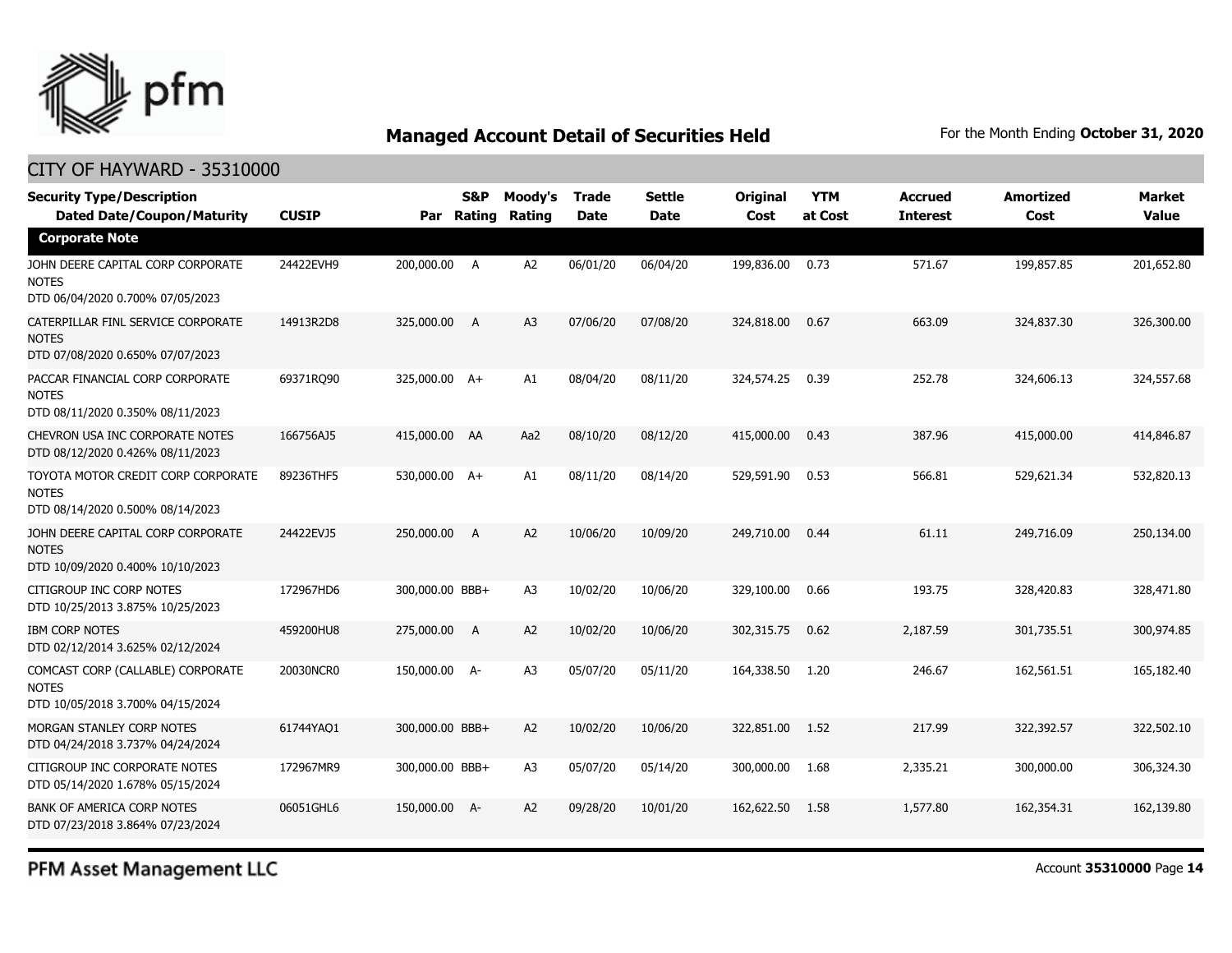## Managed Account Detail of Securities Held

For the Month Ending **October 31, 2020**

CITY OF HAYWARD - 35310000

| Security Type/Description Dated Date/Coupon/Maturity | CUSIP | Par | S&P Rating | Moody's Rating | Trade Date | Settle Date | Original Cost | YTM at Cost | Accrued Interest | Amortized Cost | Market Value |
|---|---|---|---|---|---|---|---|---|---|---|---|
| **Corporate Note** | | | | | | | | | | | |
| JOHN DEERE CAPITAL CORP CORPORATE NOTES DTD 06/04/2020 0.700% 07/05/2023 | 24422EVH9 | 200,000.00 | A | A2 | 06/01/20 | 06/04/20 | 199,836.00 | 0.73 | 571.67 | 199,857.85 | 201,652.80 |
| CATERPILLAR FINL SERVICE CORPORATE NOTES DTD 07/08/2020 0.650% 07/07/2023 | 14913R2D8 | 325,000.00 | A | A3 | 07/06/20 | 07/08/20 | 324,818.00 | 0.67 | 663.09 | 324,837.30 | 326,300.00 |
| PACCAR FINANCIAL CORP CORPORATE NOTES DTD 08/11/2020 0.350% 08/11/2023 | 69371RQ90 | 325,000.00 | A+ | A1 | 08/04/20 | 08/11/20 | 324,574.25 | 0.39 | 252.78 | 324,606.13 | 324,557.68 |
| CHEVRON USA INC CORPORATE NOTES DTD 08/12/2020 0.426% 08/11/2023 | 166756AJ5 | 415,000.00 | AA | Aa2 | 08/10/20 | 08/12/20 | 415,000.00 | 0.43 | 387.96 | 415,000.00 | 414,846.87 |
| TOYOTA MOTOR CREDIT CORP CORPORATE NOTES DTD 08/14/2020 0.500% 08/14/2023 | 89236THF5 | 530,000.00 | A+ | A1 | 08/11/20 | 08/14/20 | 529,591.90 | 0.53 | 566.81 | 529,621.34 | 532,820.13 |
| JOHN DEERE CAPITAL CORP CORPORATE NOTES DTD 10/09/2020 0.400% 10/10/2023 | 24422EVJ5 | 250,000.00 | A | A2 | 10/06/20 | 10/09/20 | 249,710.00 | 0.44 | 61.11 | 249,716.09 | 250,134.00 |
| CITIGROUP INC CORP NOTES DTD 10/25/2013 3.875% 10/25/2023 | 172967HD6 | 300,000.00 | BBB+ | A3 | 10/02/20 | 10/06/20 | 329,100.00 | 0.66 | 193.75 | 328,420.83 | 328,471.80 |
| IBM CORP NOTES DTD 02/12/2014 3.625% 02/12/2024 | 459200HU8 | 275,000.00 | A | A2 | 10/02/20 | 10/06/20 | 302,315.75 | 0.62 | 2,187.59 | 301,735.51 | 300,974.85 |
| COMCAST CORP (CALLABLE) CORPORATE NOTES DTD 10/05/2018 3.700% 04/15/2024 | 20030NCR0 | 150,000.00 | A- | A3 | 05/07/20 | 05/11/20 | 164,338.50 | 1.20 | 246.67 | 162,561.51 | 165,182.40 |
| MORGAN STANLEY CORP NOTES DTD 04/24/2018 3.737% 04/24/2024 | 61744YAQ1 | 300,000.00 | BBB+ | A2 | 10/02/20 | 10/06/20 | 322,851.00 | 1.52 | 217.99 | 322,392.57 | 322,502.10 |
| CITIGROUP INC CORPORATE NOTES DTD 05/14/2020 1.678% 05/15/2024 | 172967MR9 | 300,000.00 | BBB+ | A3 | 05/07/20 | 05/14/20 | 300,000.00 | 1.68 | 2,335.21 | 300,000.00 | 306,324.30 |
| BANK OF AMERICA CORP NOTES DTD 07/23/2018 3.864% 07/23/2024 | 06051GHL6 | 150,000.00 | A- | A2 | 09/28/20 | 10/01/20 | 162,622.50 | 1.58 | 1,577.80 | 162,354.31 | 162,139.80 |

PFM Asset Management LLC

Account **35310000**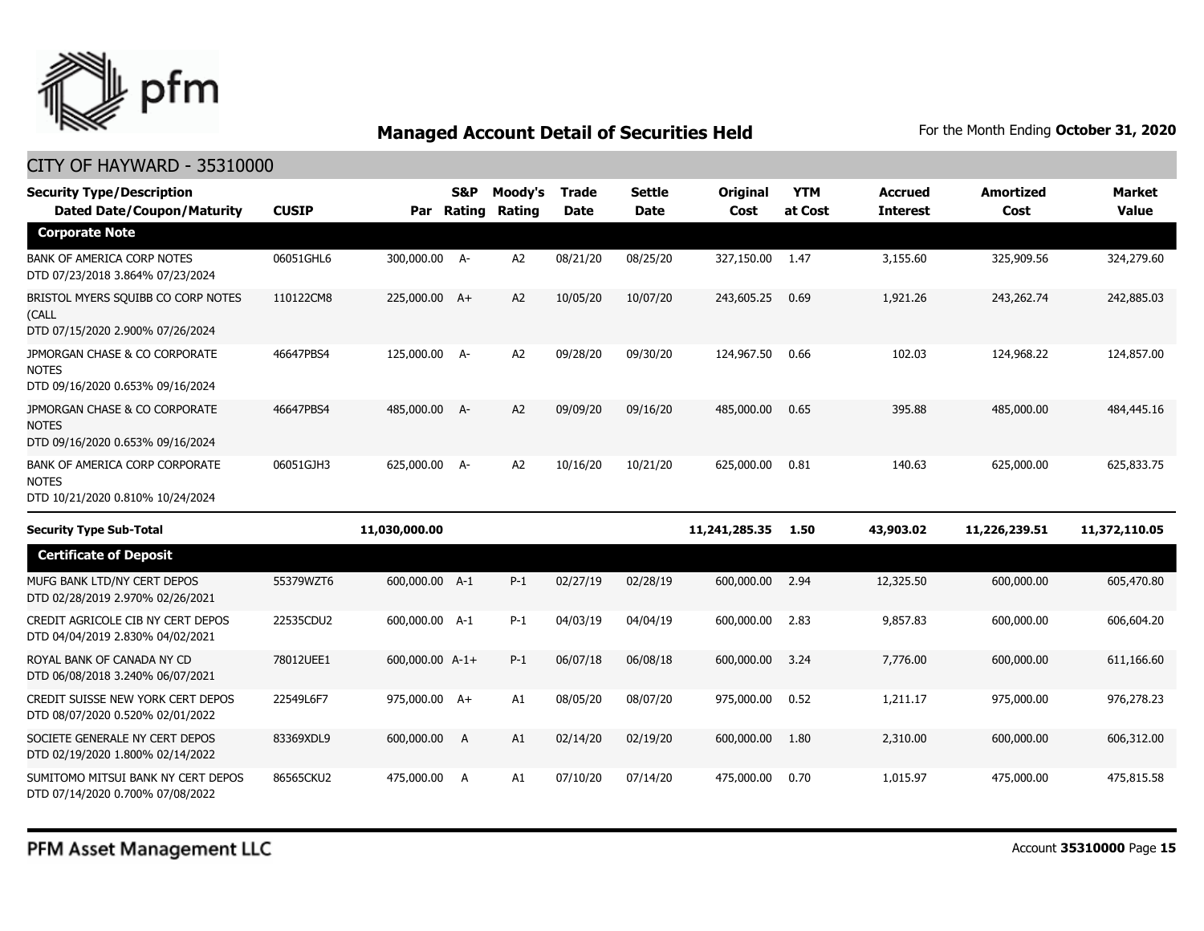# Managed Account Detail of Securities Held

For the Month Ending **October 31, 2020**

## CITY OF HAYWARD - 35310000

| Security Type/Description Dated Date/Coupon/Maturity | CUSIP | Par | S&P Rating | Moody's Rating | Trade Date | Settle Date | Original Cost | YTM at Cost | Accrued Interest | Amortized Cost | Market Value |
|---|---|---|---|---|---|---|---|---|---|---|---|
| **Corporate Note** | | | | | | | | | | | |
| BANK OF AMERICA CORP NOTES DTD 07/23/2018 3.864% 07/23/2024 | 06051GHL6 | 300,000.00 | A- | A2 | 08/21/20 | 08/25/20 | 327,150.00 | 1.47 | 3,155.60 | 325,909.56 | 324,279.60 |
| BRISTOL MYERS SQUIBB CO CORP NOTES (CALL DTD 07/15/2020 2.900% 07/26/2024 | 110122CM8 | 225,000.00 | A+ | A2 | 10/05/20 | 10/07/20 | 243,605.25 | 0.69 | 1,921.26 | 243,262.74 | 242,885.03 |
| JPMORGAN CHASE & CO CORPORATE NOTES DTD 09/16/2020 0.653% 09/16/2024 | 46647PBS4 | 125,000.00 | A- | A2 | 09/28/20 | 09/30/20 | 124,967.50 | 0.66 | 102.03 | 124,968.22 | 124,857.00 |
| JPMORGAN CHASE & CO CORPORATE NOTES DTD 09/16/2020 0.653% 09/16/2024 | 46647PBS4 | 485,000.00 | A- | A2 | 09/09/20 | 09/16/20 | 485,000.00 | 0.65 | 395.88 | 485,000.00 | 484,445.16 |
| BANK OF AMERICA CORP CORPORATE NOTES DTD 10/21/2020 0.810% 10/24/2024 | 06051GJH3 | 625,000.00 | A- | A2 | 10/16/20 | 10/21/20 | 625,000.00 | 0.81 | 140.63 | 625,000.00 | 625,833.75 |
| **Security Type Sub-Total** | | **11,030,000.00** | | | | | **11,241,285.35** | **1.50** | **43,903.02** | **11,226,239.51** | **11,372,110.05** |
| **Certificate of Deposit** | | | | | | | | | | | |
| MUFG BANK LTD/NY CERT DEPOS DTD 02/28/2019 2.970% 02/26/2021 | 55379WZT6 | 600,000.00 | A-1 | P-1 | 02/27/19 | 02/28/19 | 600,000.00 | 2.94 | 12,325.50 | 600,000.00 | 605,470.80 |
| CREDIT AGRICOLE CIB NY CERT DEPOS DTD 04/04/2019 2.830% 04/02/2021 | 22535CDU2 | 600,000.00 | A-1 | P-1 | 04/03/19 | 04/04/19 | 600,000.00 | 2.83 | 9,857.83 | 600,000.00 | 606,604.20 |
| ROYAL BANK OF CANADA NY CD DTD 06/08/2018 3.240% 06/07/2021 | 78012UEE1 | 600,000.00 | A-1+ | P-1 | 06/07/18 | 06/08/18 | 600,000.00 | 3.24 | 7,776.00 | 600,000.00 | 611,166.60 |
| CREDIT SUISSE NEW YORK CERT DEPOS DTD 08/07/2020 0.520% 02/01/2022 | 22549L6F7 | 975,000.00 | A+ | A1 | 08/05/20 | 08/07/20 | 975,000.00 | 0.52 | 1,211.17 | 975,000.00 | 976,278.23 |
| SOCIETE GENERALE NY CERT DEPOS DTD 02/19/2020 1.800% 02/14/2022 | 83369XDL9 | 600,000.00 | A | A1 | 02/14/20 | 02/19/20 | 600,000.00 | 1.80 | 2,310.00 | 600,000.00 | 606,312.00 |
| SUMITOMO MITSUI BANK NY CERT DEPOS DTD 07/14/2020 0.700% 07/08/2022 | 86565CKU2 | 475,000.00 | A | A1 | 07/10/20 | 07/14/20 | 475,000.00 | 0.70 | 1,015.97 | 475,000.00 | 475,815.58 |

PFM Asset Management LLC

Account **35310000**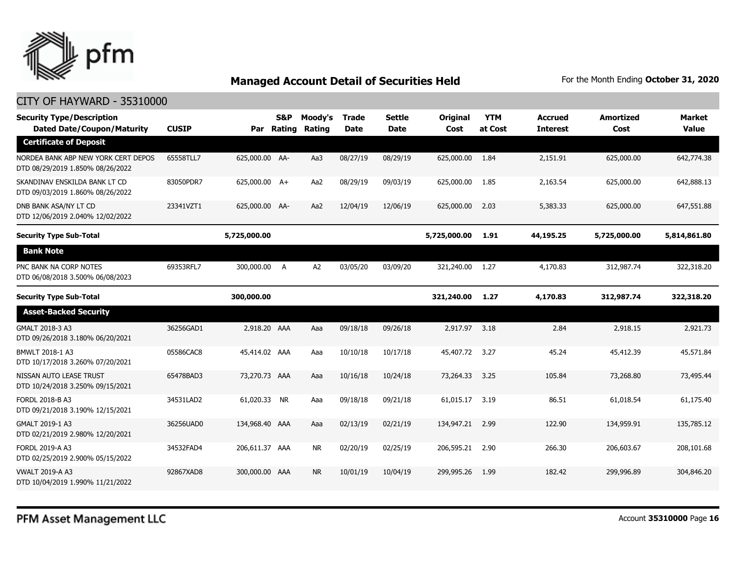## Managed Account Detail of Securities Held

For the Month Ending **October 31, 2020**

CITY OF HAYWARD - 35310000

| Security Type/Description Dated Date/Coupon/Maturity | CUSIP | Par | S&P Rating | Moody's Rating | Trade Date | Settle Date | Original Cost | YTM at Cost | Accrued Interest | Amortized Cost | Market Value |
|---|---|---|---|---|---|---|---|---|---|---|---|
| **Certificate of Deposit** | | | | | | | | | | | |
| NORDEA BANK ABP NEW YORK CERT DEPOS DTD 08/29/2019 1.850% 08/26/2022 | 65558TLL7 | 625,000.00 | AA- | Aa3 | 08/27/19 | 08/29/19 | 625,000.00 | 1.84 | 2,151.91 | 625,000.00 | 642,774.38 |
| SKANDINAV ENSKILDA BANK LT CD DTD 09/03/2019 1.860% 08/26/2022 | 83050PDR7 | 625,000.00 | A+ | Aa2 | 08/29/19 | 09/03/19 | 625,000.00 | 1.85 | 2,163.54 | 625,000.00 | 642,888.13 |
| DNB BANK ASA/NY LT CD DTD 12/06/2019 2.040% 12/02/2022 | 23341VZT1 | 625,000.00 | AA- | Aa2 | 12/04/19 | 12/06/19 | 625,000.00 | 2.03 | 5,383.33 | 625,000.00 | 647,551.88 |
| **Security Type Sub-Total** | | **5,725,000.00** | | | | | **5,725,000.00** | **1.91** | **44,195.25** | **5,725,000.00** | **5,814,861.80** |
| **Bank Note** | | | | | | | | | | | |
| PNC BANK NA CORP NOTES DTD 06/08/2018 3.500% 06/08/2023 | 69353RFL7 | 300,000.00 | A | A2 | 03/05/20 | 03/09/20 | 321,240.00 | 1.27 | 4,170.83 | 312,987.74 | 322,318.20 |
| **Security Type Sub-Total** | | **300,000.00** | | | | | **321,240.00** | **1.27** | **4,170.83** | **312,987.74** | **322,318.20** |
| **Asset-Backed Security** | | | | | | | | | | | |
| GMALT 2018-3 A3 DTD 09/26/2018 3.180% 06/20/2021 | 36256GAD1 | 2,918.20 | AAA | Aaa | 09/18/18 | 09/26/18 | 2,917.97 | 3.18 | 2.84 | 2,918.15 | 2,921.73 |
| BMWLT 2018-1 A3 DTD 10/17/2018 3.260% 07/20/2021 | 05586CAC8 | 45,414.02 | AAA | Aaa | 10/10/18 | 10/17/18 | 45,407.72 | 3.27 | 45.24 | 45,412.39 | 45,571.84 |
| NISSAN AUTO LEASE TRUST DTD 10/24/2018 3.250% 09/15/2021 | 65478BAD3 | 73,270.73 | AAA | Aaa | 10/16/18 | 10/24/18 | 73,264.33 | 3.25 | 105.84 | 73,268.80 | 73,495.44 |
| FORDL 2018-B A3 DTD 09/21/2018 3.190% 12/15/2021 | 34531LAD2 | 61,020.33 | NR | Aaa | 09/18/18 | 09/21/18 | 61,015.17 | 3.19 | 86.51 | 61,018.54 | 61,175.40 |
| GMALT 2019-1 A3 DTD 02/21/2019 2.980% 12/20/2021 | 36256UAD0 | 134,968.40 | AAA | Aaa | 02/13/19 | 02/21/19 | 134,947.21 | 2.99 | 122.90 | 134,959.91 | 135,785.12 |
| FORDL 2019-A A3 DTD 02/25/2019 2.900% 05/15/2022 | 34532FAD4 | 206,611.37 | AAA | NR | 02/20/19 | 02/25/19 | 206,595.21 | 2.90 | 266.30 | 206,603.67 | 208,101.68 |
| VWALT 2019-A A3 DTD 10/04/2019 1.990% 11/21/2022 | 92867XAD8 | 300,000.00 | AAA | NR | 10/01/19 | 10/04/19 | 299,995.26 | 1.99 | 182.42 | 299,996.89 | 304,846.20 |

PFM Asset Management LLC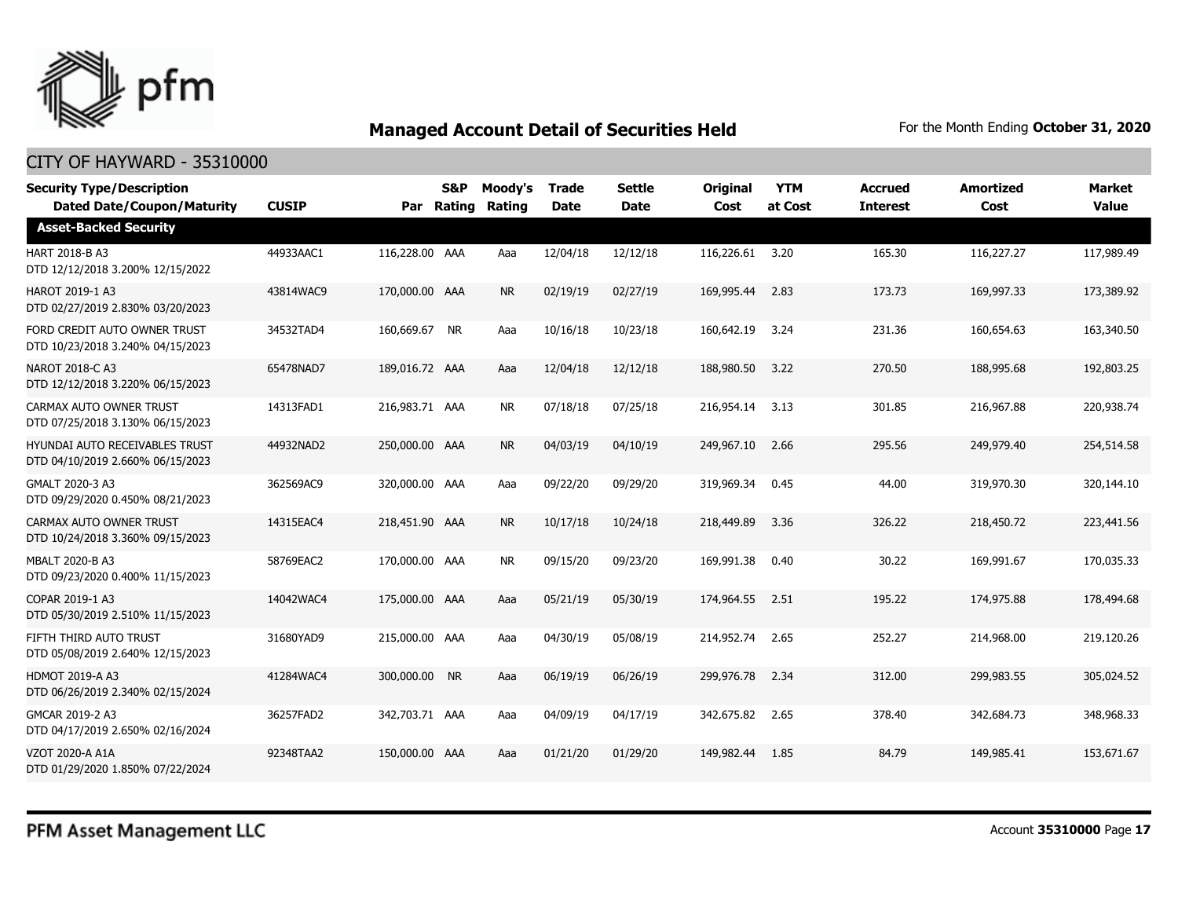## Managed Account Detail of Securities Held

For the Month Ending **October 31, 2020**

### CITY OF HAYWARD - 35310000

| Security Type/Description Dated Date/Coupon/Maturity | CUSIP | Par | S&P Rating | Moody's Rating | Trade Date | Settle Date | Original Cost | YTM at Cost | Accrued Interest | Amortized Cost | Market Value |
|---|---|---|---|---|---|---|---|---|---|---|---|
| **Asset-Backed Security** | | | | | | | | | | | |
| HART 2018-B A3 DTD 12/12/2018 3.200% 12/15/2022 | 44933AAC1 | 116,228.00 | AAA | Aaa | 12/04/18 | 12/12/18 | 116,226.61 | 3.20 | 165.30 | 116,227.27 | 117,989.49 |
| HAROT 2019-1 A3 DTD 02/27/2019 2.830% 03/20/2023 | 43814WAC9 | 170,000.00 | AAA | NR | 02/19/19 | 02/27/19 | 169,995.44 | 2.83 | 173.73 | 169,997.33 | 173,389.92 |
| FORD CREDIT AUTO OWNER TRUST DTD 10/23/2018 3.240% 04/15/2023 | 34532TAD4 | 160,669.67 | NR | Aaa | 10/16/18 | 10/23/18 | 160,642.19 | 3.24 | 231.36 | 160,654.63 | 163,340.50 |
| NAROT 2018-C A3 DTD 12/12/2018 3.220% 06/15/2023 | 65478NAD7 | 189,016.72 | AAA | Aaa | 12/04/18 | 12/12/18 | 188,980.50 | 3.22 | 270.50 | 188,995.68 | 192,803.25 |
| CARMAX AUTO OWNER TRUST DTD 07/25/2018 3.130% 06/15/2023 | 14313FAD1 | 216,983.71 | AAA | NR | 07/18/18 | 07/25/18 | 216,954.14 | 3.13 | 301.85 | 216,967.88 | 220,938.74 |
| HYUNDAI AUTO RECEIVABLES TRUST DTD 04/10/2019 2.660% 06/15/2023 | 44932NAD2 | 250,000.00 | AAA | NR | 04/03/19 | 04/10/19 | 249,967.10 | 2.66 | 295.56 | 249,979.40 | 254,514.58 |
| GMALT 2020-3 A3 DTD 09/29/2020 0.450% 08/21/2023 | 362569AC9 | 320,000.00 | AAA | Aaa | 09/22/20 | 09/29/20 | 319,969.34 | 0.45 | 44.00 | 319,970.30 | 320,144.10 |
| CARMAX AUTO OWNER TRUST DTD 10/24/2018 3.360% 09/15/2023 | 14315EAC4 | 218,451.90 | AAA | NR | 10/17/18 | 10/24/18 | 218,449.89 | 3.36 | 326.22 | 218,450.72 | 223,441.56 |
| MBALT 2020-B A3 DTD 09/23/2020 0.400% 11/15/2023 | 58769EAC2 | 170,000.00 | AAA | NR | 09/15/20 | 09/23/20 | 169,991.38 | 0.40 | 30.22 | 169,991.67 | 170,035.33 |
| COPAR 2019-1 A3 DTD 05/30/2019 2.510% 11/15/2023 | 14042WAC4 | 175,000.00 | AAA | Aaa | 05/21/19 | 05/30/19 | 174,964.55 | 2.51 | 195.22 | 174,975.88 | 178,494.68 |
| FIFTH THIRD AUTO TRUST DTD 05/08/2019 2.640% 12/15/2023 | 31680YAD9 | 215,000.00 | AAA | Aaa | 04/30/19 | 05/08/19 | 214,952.74 | 2.65 | 252.27 | 214,968.00 | 219,120.26 |
| HDMOT 2019-A A3 DTD 06/26/2019 2.340% 02/15/2024 | 41284WAC4 | 300,000.00 | NR | Aaa | 06/19/19 | 06/26/19 | 299,976.78 | 2.34 | 312.00 | 299,983.55 | 305,024.52 |
| GMCAR 2019-2 A3 DTD 04/17/2019 2.650% 02/16/2024 | 36257FAD2 | 342,703.71 | AAA | Aaa | 04/09/19 | 04/17/19 | 342,675.82 | 2.65 | 378.40 | 342,684.73 | 348,968.33 |
| VZOT 2020-A A1A DTD 01/29/2020 1.850% 07/22/2024 | 92348TAA2 | 150,000.00 | AAA | Aaa | 01/21/20 | 01/29/20 | 149,982.44 | 1.85 | 84.79 | 149,985.41 | 153,671.67 |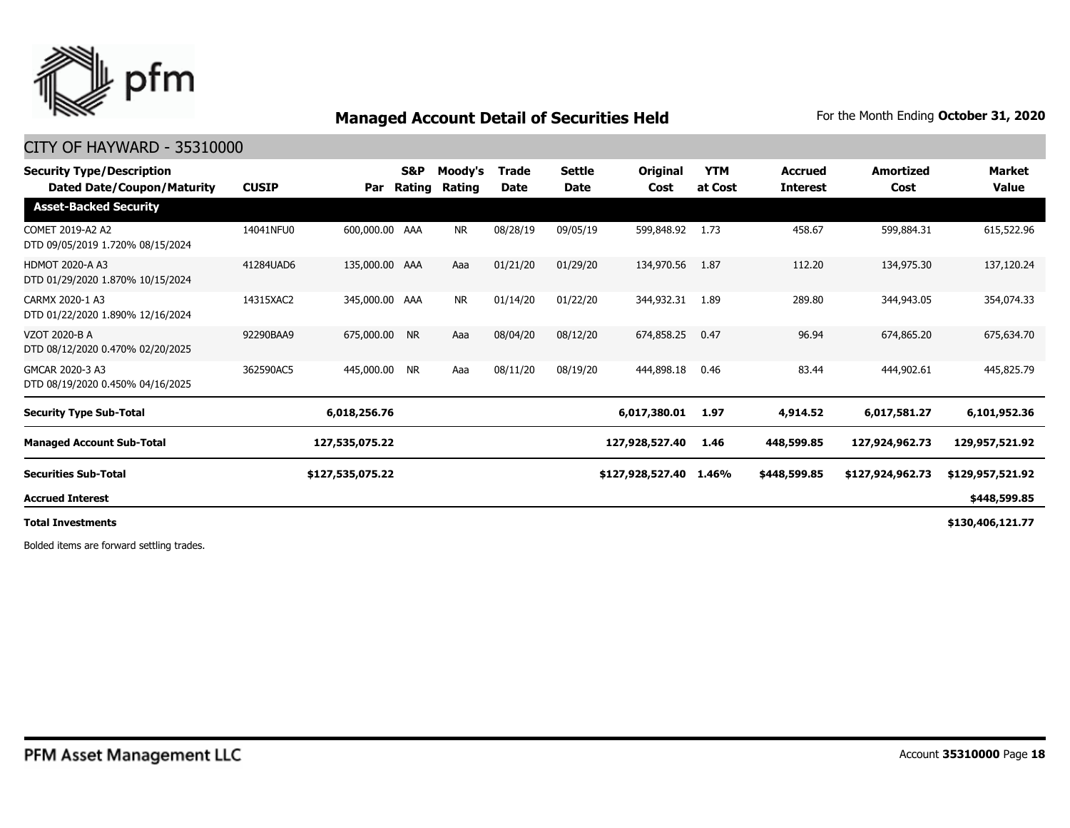## Managed Account Detail of Securities Held

For the Month Ending **October 31, 2020**

CITY OF HAYWARD - 35310000

| Security Type/Description Dated Date/Coupon/Maturity | CUSIP | Par | S&P Rating | Moody's Rating | Trade Date | Settle Date | Original Cost | YTM at Cost | Accrued Interest | Amortized Cost | Market Value |
|---|---|---|---|---|---|---|---|---|---|---|---|
| **Asset-Backed Security** | | | | | | | | | | | |
| COMET 2019-A2 A2 DTD 09/05/2019 1.720% 08/15/2024 | 14041NFU0 | 600,000.00 | AAA | NR | 08/28/19 | 09/05/19 | 599,848.92 | 1.73 | 458.67 | 599,884.31 | 615,522.96 |
| HDMOT 2020-A A3 DTD 01/29/2020 1.870% 10/15/2024 | 41284UAD6 | 135,000.00 | AAA | Aaa | 01/21/20 | 01/29/20 | 134,970.56 | 1.87 | 112.20 | 134,975.30 | 137,120.24 |
| CARMX 2020-1 A3 DTD 01/22/2020 1.890% 12/16/2024 | 14315XAC2 | 345,000.00 | AAA | NR | 01/14/20 | 01/22/20 | 344,932.31 | 1.89 | 289.80 | 344,943.05 | 354,074.33 |
| VZOT 2020-B A DTD 08/12/2020 0.470% 02/20/2025 | 92290BAA9 | 675,000.00 | NR | Aaa | 08/04/20 | 08/12/20 | 674,858.25 | 0.47 | 96.94 | 674,865.20 | 675,634.70 |
| GMCAR 2020-3 A3 DTD 08/19/2020 0.450% 04/16/2025 | 362590AC5 | 445,000.00 | NR | Aaa | 08/11/20 | 08/19/20 | 444,898.18 | 0.46 | 83.44 | 444,902.61 | 445,825.79 |
| **Security Type Sub-Total** | | **6,018,256.76** | | | | | **6,017,380.01** | **1.97** | **4,914.52** | **6,017,581.27** | **6,101,952.36** |
| **Managed Account Sub-Total** | | **127,535,075.22** | | | | | **127,928,527.40** | **1.46** | **448,599.85** | **127,924,962.73** | **129,957,521.92** |
| **Securities Sub-Total** | | **$127,535,075.22** | | | | | **$127,928,527.40** | **1.46%** | **$448,599.85** | **$127,924,962.73** | **$129,957,521.92** |
| **Accrued Interest** | | | | | | | | | | | **$448,599.85** |
| **Total Investments** | | | | | | | | | | | **$130,406,121.77** |

Bolded items are forward settling trades.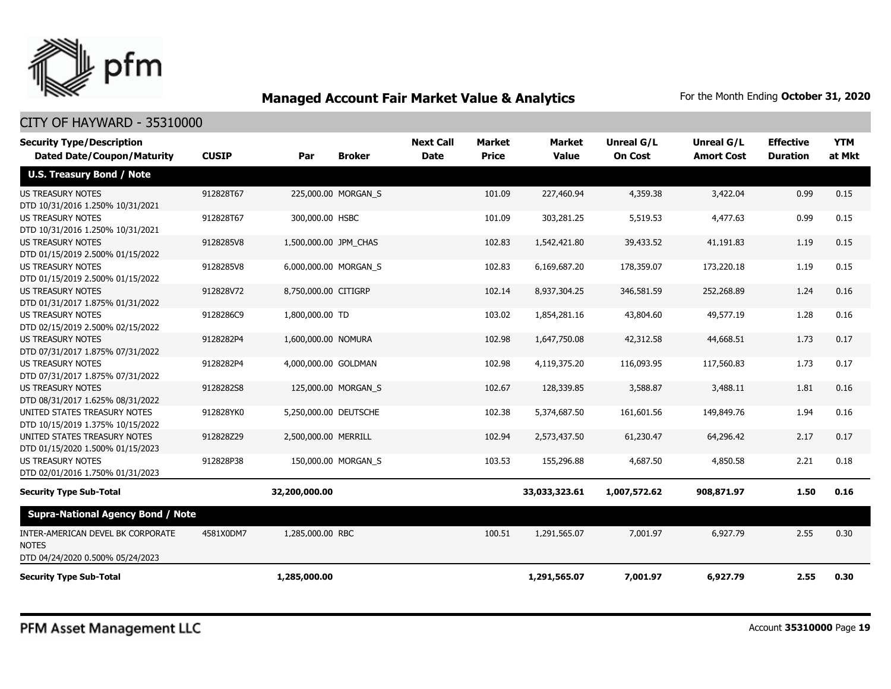# Managed Account Fair Market Value & Analytics

For the Month Ending **October 31, 2020**

CITY OF HAYWARD - 35310000

| Security Type/Description Dated Date/Coupon/Maturity | CUSIP | Par | Broker | Next Call Date | Market Price | Market Value | Unreal G/L On Cost | Unreal G/L Amort Cost | Effective Duration | YTM at Mkt |
|---|---|---|---|---|---|---|---|---|---|---|
| **U.S. Treasury Bond / Note** | | | | | | | | | | |
| US TREASURY NOTES DTD 10/31/2016 1.250% 10/31/2021 | 912828T67 | 225,000.00 | MORGAN_S | | 101.09 | 227,460.94 | 4,359.38 | 3,422.04 | 0.99 | 0.15 |
| US TREASURY NOTES DTD 10/31/2016 1.250% 10/31/2021 | 912828T67 | 300,000.00 | HSBC | | 101.09 | 303,281.25 | 5,519.53 | 4,477.63 | 0.99 | 0.15 |
| US TREASURY NOTES DTD 01/15/2019 2.500% 01/15/2022 | 9128285V8 | 1,500,000.00 | JPM_CHAS | | 102.83 | 1,542,421.80 | 39,433.52 | 41,191.83 | 1.19 | 0.15 |
| US TREASURY NOTES DTD 01/15/2019 2.500% 01/15/2022 | 9128285V8 | 6,000,000.00 | MORGAN_S | | 102.83 | 6,169,687.20 | 178,359.07 | 173,220.18 | 1.19 | 0.15 |
| US TREASURY NOTES DTD 01/31/2017 1.875% 01/31/2022 | 912828V72 | 8,750,000.00 | CITIGRP | | 102.14 | 8,937,304.25 | 346,581.59 | 252,268.89 | 1.24 | 0.16 |
| US TREASURY NOTES DTD 02/15/2019 2.500% 02/15/2022 | 9128286C9 | 1,800,000.00 | TD | | 103.02 | 1,854,281.16 | 43,804.60 | 49,577.19 | 1.28 | 0.16 |
| US TREASURY NOTES DTD 07/31/2017 1.875% 07/31/2022 | 9128282P4 | 1,600,000.00 | NOMURA | | 102.98 | 1,647,750.08 | 42,312.58 | 44,668.51 | 1.73 | 0.17 |
| US TREASURY NOTES DTD 07/31/2017 1.875% 07/31/2022 | 9128282P4 | 4,000,000.00 | GOLDMAN | | 102.98 | 4,119,375.20 | 116,093.95 | 117,560.83 | 1.73 | 0.17 |
| US TREASURY NOTES DTD 08/31/2017 1.625% 08/31/2022 | 9128282S8 | 125,000.00 | MORGAN_S | | 102.67 | 128,339.85 | 3,588.87 | 3,488.11 | 1.81 | 0.16 |
| UNITED STATES TREASURY NOTES DTD 10/15/2019 1.375% 10/15/2022 | 912828YK0 | 5,250,000.00 | DEUTSCHE | | 102.38 | 5,374,687.50 | 161,601.56 | 149,849.76 | 1.94 | 0.16 |
| UNITED STATES TREASURY NOTES DTD 01/15/2020 1.500% 01/15/2023 | 912828Z29 | 2,500,000.00 | MERRILL | | 102.94 | 2,573,437.50 | 61,230.47 | 64,296.42 | 2.17 | 0.17 |
| US TREASURY NOTES DTD 02/01/2016 1.750% 01/31/2023 | 912828P38 | 150,000.00 | MORGAN_S | | 103.53 | 155,296.88 | 4,687.50 | 4,850.58 | 2.21 | 0.18 |
| **Security Type Sub-Total** | | **32,200,000.00** | | | | **33,033,323.61** | **1,007,572.62** | **908,871.97** | **1.50** | **0.16** |
| **Supra-National Agency Bond / Note** | | | | | | | | | | |
| INTER-AMERICAN DEVEL BK CORPORATE NOTES DTD 04/24/2020 0.500% 05/24/2023 | 4581X0DM7 | 1,285,000.00 | RBC | | 100.51 | 1,291,565.07 | 7,001.97 | 6,927.79 | 2.55 | 0.30 |
| **Security Type Sub-Total** | | **1,285,000.00** | | | | **1,291,565.07** | **7,001.97** | **6,927.79** | **2.55** | **0.30** |

PFM Asset Management LLC

Account **35310000** Page **19**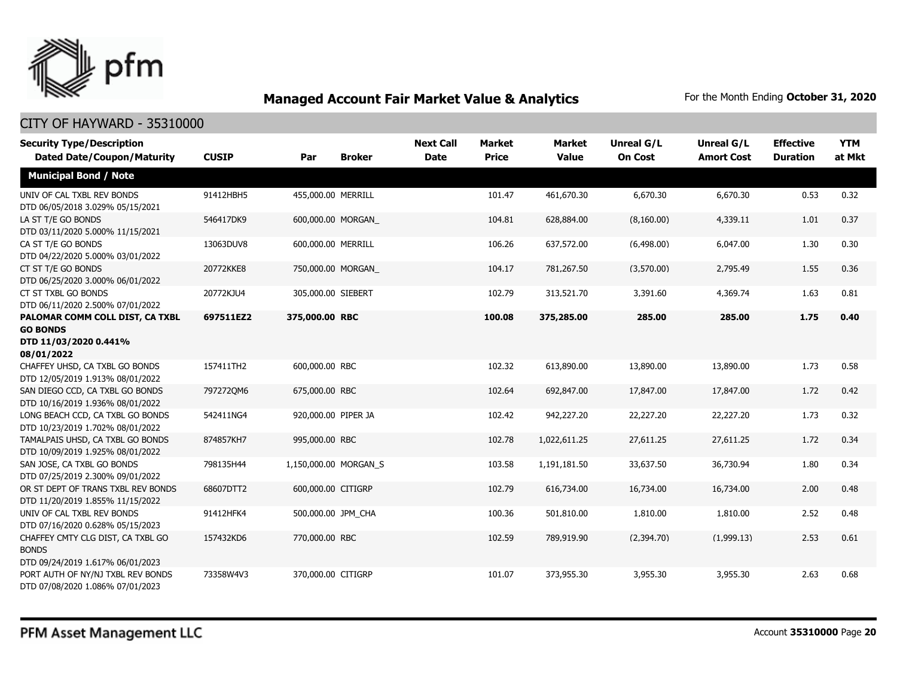## Managed Account Fair Market Value & Analytics

For the Month Ending **October 31, 2020**

CITY OF HAYWARD - 35310000

| Security Type/Description Dated Date/Coupon/Maturity | CUSIP | Par | Broker | Next Call Date | Market Price | Market Value | Unreal G/L On Cost | Unreal G/L Amort Cost | Effective Duration | YTM at Mkt |
|---|---|---|---|---|---|---|---|---|---|---|
| **Municipal Bond / Note** | | | | | | | | | | |
| UNIV OF CAL TXBL REV BONDS DTD 06/05/2018 3.029% 05/15/2021 | 91412HBH5 | 455,000.00 | MERRILL | | 101.47 | 461,670.30 | 6,670.30 | 6,670.30 | 0.53 | 0.32 |
| LA ST T/E GO BONDS DTD 03/11/2020 5.000% 11/15/2021 | 546417DK9 | 600,000.00 | MORGAN_ | | 104.81 | 628,884.00 | (8,160.00) | 4,339.11 | 1.01 | 0.37 |
| CA ST T/E GO BONDS DTD 04/22/2020 5.000% 03/01/2022 | 13063DUV8 | 600,000.00 | MERRILL | | 106.26 | 637,572.00 | (6,498.00) | 6,047.00 | 1.30 | 0.30 |
| CT ST T/E GO BONDS DTD 06/25/2020 3.000% 06/01/2022 | 20772KKE8 | 750,000.00 | MORGAN_ | | 104.17 | 781,267.50 | (3,570.00) | 2,795.49 | 1.55 | 0.36 |
| CT ST TXBL GO BONDS DTD 06/11/2020 2.500% 07/01/2022 | 20772KJU4 | 305,000.00 | SIEBERT | | 102.79 | 313,521.70 | 3,391.60 | 4,369.74 | 1.63 | 0.81 |
| **PALOMAR COMM COLL DIST, CA TXBL GO BONDS DTD 11/03/2020 0.441% 08/01/2022** | **697511EZ2** | **375,000.00** | **RBC** | | **100.08** | **375,285.00** | **285.00** | **285.00** | **1.75** | **0.40** |
| CHAFFEY UHSD, CA TXBL GO BONDS DTD 12/05/2019 1.913% 08/01/2022 | 157411TH2 | 600,000.00 | RBC | | 102.32 | 613,890.00 | 13,890.00 | 13,890.00 | 1.73 | 0.58 |
| SAN DIEGO CCD, CA TXBL GO BONDS DTD 10/16/2019 1.936% 08/01/2022 | 797272QM6 | 675,000.00 | RBC | | 102.64 | 692,847.00 | 17,847.00 | 17,847.00 | 1.72 | 0.42 |
| LONG BEACH CCD, CA TXBL GO BONDS DTD 10/23/2019 1.702% 08/01/2022 | 542411NG4 | 920,000.00 | PIPER JA | | 102.42 | 942,227.20 | 22,227.20 | 22,227.20 | 1.73 | 0.32 |
| TAMALPAIS UHSD, CA TXBL GO BONDS DTD 10/09/2019 1.925% 08/01/2022 | 874857KH7 | 995,000.00 | RBC | | 102.78 | 1,022,611.25 | 27,611.25 | 27,611.25 | 1.72 | 0.34 |
| SAN JOSE, CA TXBL GO BONDS DTD 07/25/2019 2.300% 09/01/2022 | 798135H44 | 1,150,000.00 | MORGAN_S | | 103.58 | 1,191,181.50 | 33,637.50 | 36,730.94 | 1.80 | 0.34 |
| OR ST DEPT OF TRANS TXBL REV BONDS DTD 11/20/2019 1.855% 11/15/2022 | 68607DTT2 | 600,000.00 | CITIGRP | | 102.79 | 616,734.00 | 16,734.00 | 16,734.00 | 2.00 | 0.48 |
| UNIV OF CAL TXBL REV BONDS DTD 07/16/2020 0.628% 05/15/2023 | 91412HFK4 | 500,000.00 | JPM_CHA | | 100.36 | 501,810.00 | 1,810.00 | 1,810.00 | 2.52 | 0.48 |
| CHAFFEY CMTY CLG DIST, CA TXBL GO BONDS DTD 09/24/2019 1.617% 06/01/2023 | 157432KD6 | 770,000.00 | RBC | | 102.59 | 789,919.90 | (2,394.70) | (1,999.13) | 2.53 | 0.61 |
| PORT AUTH OF NY/NJ TXBL REV BONDS DTD 07/08/2020 1.086% 07/01/2023 | 73358W4V3 | 370,000.00 | CITIGRP | | 101.07 | 373,955.30 | 3,955.30 | 3,955.30 | 2.63 | 0.68 |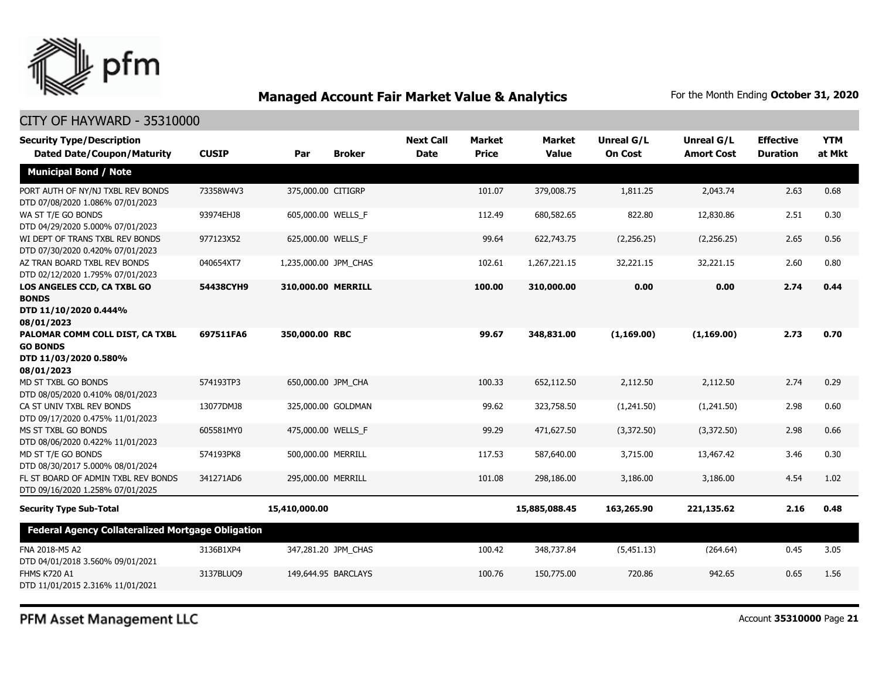# Managed Account Fair Market Value & Analytics

For the Month Ending **October 31, 2020**

CITY OF HAYWARD - 35310000

| Security Type/Description<br>Dated Date/Coupon/Maturity | CUSIP | Par | Broker | Next Call Date | Market Price | Market Value | Unreal G/L On Cost | Unreal G/L Amort Cost | Effective Duration | YTM at Mkt |
|---|---|---|---|---|---|---|---|---|---|---|
| **Municipal Bond / Note** | | | | | | | | | | |
| PORT AUTH OF NY/NJ TXBL REV BONDS<br>DTD 07/08/2020 1.086% 07/01/2023 | 73358W4V3 | 375,000.00 | CITIGRP | | 101.07 | 379,008.75 | 1,811.25 | 2,043.74 | 2.63 | 0.68 |
| WA ST T/E GO BONDS<br>DTD 04/29/2020 5.000% 07/01/2023 | 93974EHJ8 | 605,000.00 | WELLS_F | | 112.49 | 680,582.65 | 822.80 | 12,830.86 | 2.51 | 0.30 |
| WI DEPT OF TRANS TXBL REV BONDS<br>DTD 07/30/2020 0.420% 07/01/2023 | 977123X52 | 625,000.00 | WELLS_F | | 99.64 | 622,743.75 | (2,256.25) | (2,256.25) | 2.65 | 0.56 |
| AZ TRAN BOARD TXBL REV BONDS<br>DTD 02/12/2020 1.795% 07/01/2023 | 040654XT7 | 1,235,000.00 | JPM_CHAS | | 102.61 | 1,267,221.15 | 32,221.15 | 32,221.15 | 2.60 | 0.80 |
| **LOS ANGELES CCD, CA TXBL GO BONDS<br>DTD 11/10/2020 0.444% 08/01/2023** | **54438CYH9** | **310,000.00** | **MERRILL** | | **100.00** | **310,000.00** | **0.00** | **0.00** | **2.74** | **0.44** |
| **PALOMAR COMM COLL DIST, CA TXBL GO BONDS<br>DTD 11/03/2020 0.580% 08/01/2023** | **697511FA6** | **350,000.00** | **RBC** | | **99.67** | **348,831.00** | **(1,169.00)** | **(1,169.00)** | **2.73** | **0.70** |
| MD ST TXBL GO BONDS<br>DTD 08/05/2020 0.410% 08/01/2023 | 574193TP3 | 650,000.00 | JPM_CHA | | 100.33 | 652,112.50 | 2,112.50 | 2,112.50 | 2.74 | 0.29 |
| CA ST UNIV TXBL REV BONDS<br>DTD 09/17/2020 0.475% 11/01/2023 | 13077DMJ8 | 325,000.00 | GOLDMAN | | 99.62 | 323,758.50 | (1,241.50) | (1,241.50) | 2.98 | 0.60 |
| MS ST TXBL GO BONDS<br>DTD 08/06/2020 0.422% 11/01/2023 | 605581MY0 | 475,000.00 | WELLS_F | | 99.29 | 471,627.50 | (3,372.50) | (3,372.50) | 2.98 | 0.66 |
| MD ST T/E GO BONDS<br>DTD 08/30/2017 5.000% 08/01/2024 | 574193PK8 | 500,000.00 | MERRILL | | 117.53 | 587,640.00 | 3,715.00 | 13,467.42 | 3.46 | 0.30 |
| FL ST BOARD OF ADMIN TXBL REV BONDS<br>DTD 09/16/2020 1.258% 07/01/2025 | 341271AD6 | 295,000.00 | MERRILL | | 101.08 | 298,186.00 | 3,186.00 | 3,186.00 | 4.54 | 1.02 |
| **Security Type Sub-Total** | | **15,410,000.00** | | | | **15,885,088.45** | **163,265.90** | **221,135.62** | **2.16** | **0.48** |
| **Federal Agency Collateralized Mortgage Obligation** | | | | | | | | | | |
| FNA 2018-M5 A2<br>DTD 04/01/2018 3.560% 09/01/2021 | 3136B1XP4 | 347,281.20 | JPM_CHAS | | 100.42 | 348,737.84 | (5,451.13) | (264.64) | 0.45 | 3.05 |
| FHMS K720 A1<br>DTD 11/01/2015 2.316% 11/01/2021 | 3137BLUQ9 | 149,644.95 | BARCLAYS | | 100.76 | 150,775.00 | 720.86 | 942.65 | 0.65 | 1.56 |

PFM Asset Management LLC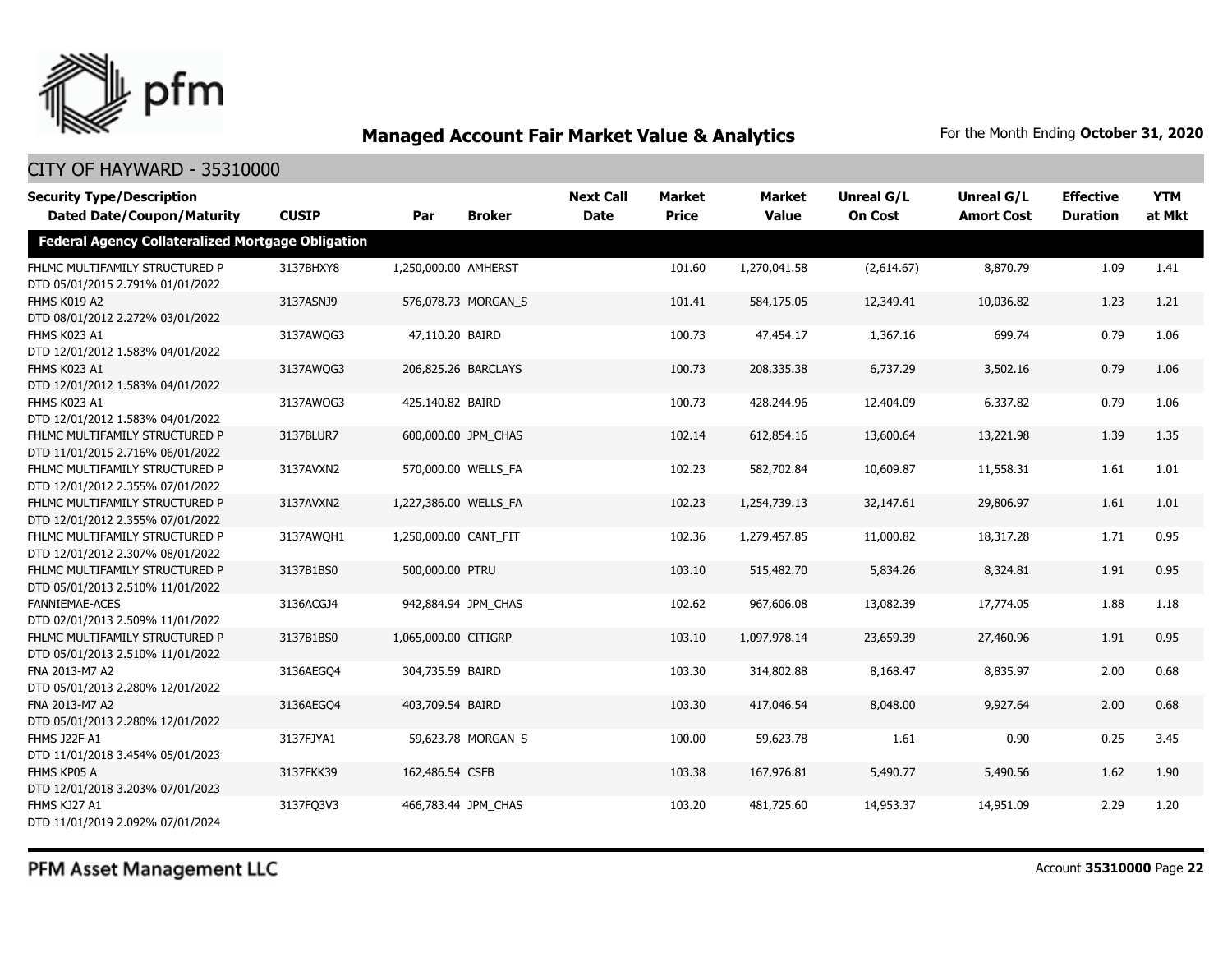## Managed Account Fair Market Value & Analytics

For the Month Ending **October 31, 2020**

CITY OF HAYWARD - 35310000

| Security Type/Description Dated Date/Coupon/Maturity | CUSIP | Par | Broker | Next Call Date | Market Price | Market Value | Unreal G/L On Cost | Unreal G/L Amort Cost | Effective Duration | YTM at Mkt |
|---|---|---|---|---|---|---|---|---|---|---|
| **Federal Agency Collateralized Mortgage Obligation** | | | | | | | | | | |
| FHLMC MULTIFAMILY STRUCTURED P DTD 05/01/2015 2.791% 01/01/2022 | 3137BHXY8 | 1,250,000.00 | AMHERST | | 101.60 | 1,270,041.58 | (2,614.67) | 8,870.79 | 1.09 | 1.41 |
| FHMS K019 A2 DTD 08/01/2012 2.272% 03/01/2022 | 3137ASNJ9 | 576,078.73 | MORGAN_S | | 101.41 | 584,175.05 | 12,349.41 | 10,036.82 | 1.23 | 1.21 |
| FHMS K023 A1 DTD 12/01/2012 1.583% 04/01/2022 | 3137AWQG3 | 47,110.20 | BAIRD | | 100.73 | 47,454.17 | 1,367.16 | 699.74 | 0.79 | 1.06 |
| FHMS K023 A1 DTD 12/01/2012 1.583% 04/01/2022 | 3137AWQG3 | 206,825.26 | BARCLAYS | | 100.73 | 208,335.38 | 6,737.29 | 3,502.16 | 0.79 | 1.06 |
| FHMS K023 A1 DTD 12/01/2012 1.583% 04/01/2022 | 3137AWQG3 | 425,140.82 | BAIRD | | 100.73 | 428,244.96 | 12,404.09 | 6,337.82 | 0.79 | 1.06 |
| FHLMC MULTIFAMILY STRUCTURED P DTD 11/01/2015 2.716% 06/01/2022 | 3137BLUR7 | 600,000.00 | JPM_CHAS | | 102.14 | 612,854.16 | 13,600.64 | 13,221.98 | 1.39 | 1.35 |
| FHLMC MULTIFAMILY STRUCTURED P DTD 12/01/2012 2.355% 07/01/2022 | 3137AVXN2 | 570,000.00 | WELLS_FA | | 102.23 | 582,702.84 | 10,609.87 | 11,558.31 | 1.61 | 1.01 |
| FHLMC MULTIFAMILY STRUCTURED P DTD 12/01/2012 2.355% 07/01/2022 | 3137AVXN2 | 1,227,386.00 | WELLS_FA | | 102.23 | 1,254,739.13 | 32,147.61 | 29,806.97 | 1.61 | 1.01 |
| FHLMC MULTIFAMILY STRUCTURED P DTD 12/01/2012 2.307% 08/01/2022 | 3137AWQH1 | 1,250,000.00 | CANT_FIT | | 102.36 | 1,279,457.85 | 11,000.82 | 18,317.28 | 1.71 | 0.95 |
| FHLMC MULTIFAMILY STRUCTURED P DTD 05/01/2013 2.510% 11/01/2022 | 3137B1BS0 | 500,000.00 | PTRU | | 103.10 | 515,482.70 | 5,834.26 | 8,324.81 | 1.91 | 0.95 |
| FANNIEMAE-ACES DTD 02/01/2013 2.509% 11/01/2022 | 3136ACGJ4 | 942,884.94 | JPM_CHAS | | 102.62 | 967,606.08 | 13,082.39 | 17,774.05 | 1.88 | 1.18 |
| FHLMC MULTIFAMILY STRUCTURED P DTD 05/01/2013 2.510% 11/01/2022 | 3137B1BS0 | 1,065,000.00 | CITIGRP | | 103.10 | 1,097,978.14 | 23,659.39 | 27,460.96 | 1.91 | 0.95 |
| FNA 2013-M7 A2 DTD 05/01/2013 2.280% 12/01/2022 | 3136AEGQ4 | 304,735.59 | BAIRD | | 103.30 | 314,802.88 | 8,168.47 | 8,835.97 | 2.00 | 0.68 |
| FNA 2013-M7 A2 DTD 05/01/2013 2.280% 12/01/2022 | 3136AEGQ4 | 403,709.54 | BAIRD | | 103.30 | 417,046.54 | 8,048.00 | 9,927.64 | 2.00 | 0.68 |
| FHMS J22F A1 DTD 11/01/2018 3.454% 05/01/2023 | 3137FJYA1 | 59,623.78 | MORGAN_S | | 100.00 | 59,623.78 | 1.61 | 0.90 | 0.25 | 3.45 |
| FHMS KP05 A DTD 12/01/2018 3.203% 07/01/2023 | 3137FKK39 | 162,486.54 | CSFB | | 103.38 | 167,976.81 | 5,490.77 | 5,490.56 | 1.62 | 1.90 |
| FHMS KJ27 A1 DTD 11/01/2019 2.092% 07/01/2024 | 3137FQ3V3 | 466,783.44 | JPM_CHAS | | 103.20 | 481,725.60 | 14,953.37 | 14,951.09 | 2.29 | 1.20 |

PFM Asset Management LLC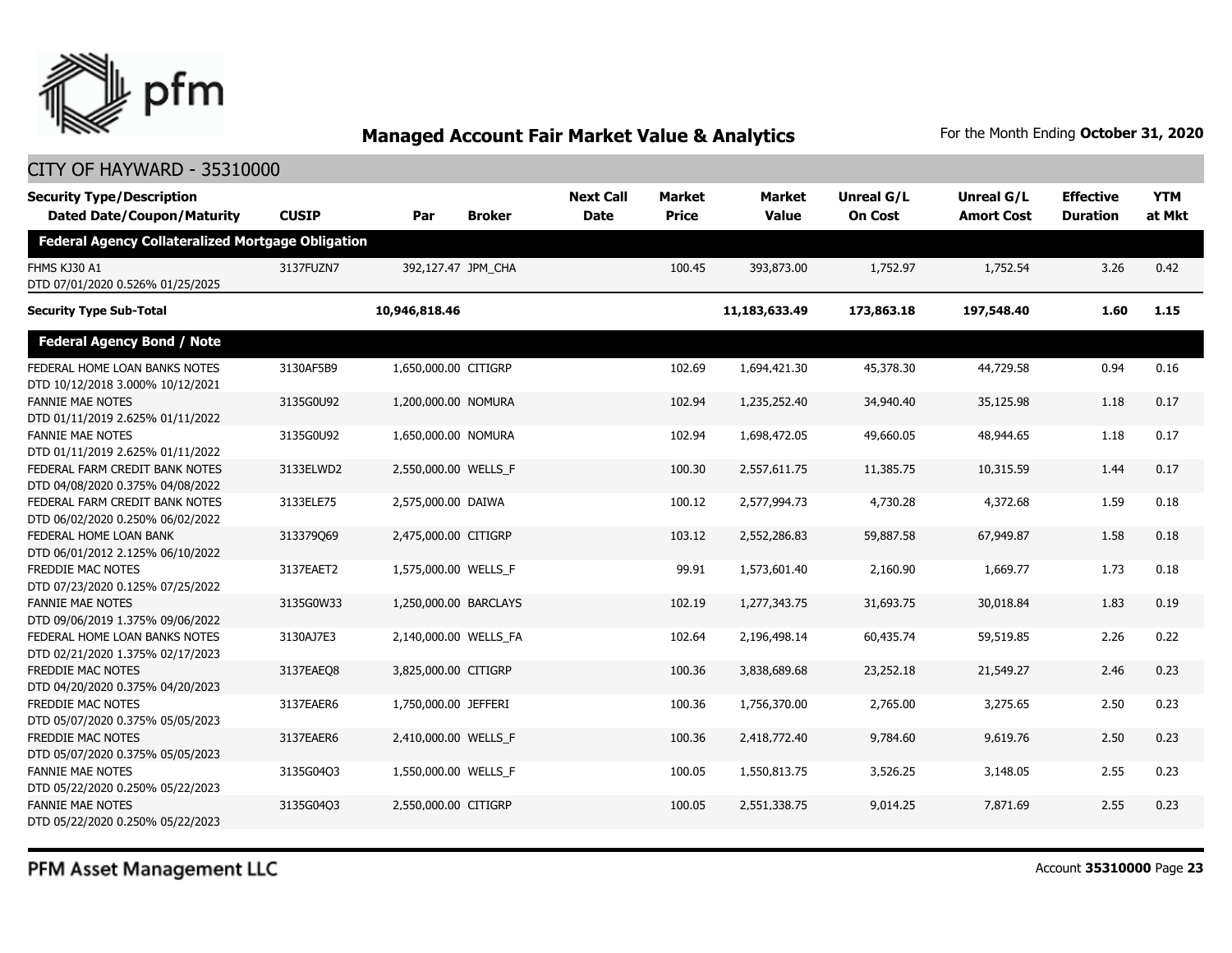## Managed Account Fair Market Value & Analytics

For the Month Ending **October 31, 2020**

CITY OF HAYWARD - 35310000

| Security Type/Description Dated Date/Coupon/Maturity | CUSIP | Par | Broker | Next Call Date | Market Price | Market Value | Unreal G/L On Cost | Unreal G/L Amort Cost | Effective Duration | YTM at Mkt |
|---|---|---|---|---|---|---|---|---|---|---|
| **Federal Agency Collateralized Mortgage Obligation** | | | | | | | | | | |
| FHMS KJ30 A1 DTD 07/01/2020 0.526% 01/25/2025 | 3137FUZN7 | 392,127.47 | JPM_CHA | | 100.45 | 393,873.00 | 1,752.97 | 1,752.54 | 3.26 | 0.42 |
| **Security Type Sub-Total** | | **10,946,818.46** | | | | **11,183,633.49** | **173,863.18** | **197,548.40** | **1.60** | **1.15** |
| **Federal Agency Bond / Note** | | | | | | | | | | |
| FEDERAL HOME LOAN BANKS NOTES DTD 10/12/2018 3.000% 10/12/2021 | 3130AF5B9 | 1,650,000.00 | CITIGRP | | 102.69 | 1,694,421.30 | 45,378.30 | 44,729.58 | 0.94 | 0.16 |
| FANNIE MAE NOTES DTD 01/11/2019 2.625% 01/11/2022 | 3135G0U92 | 1,200,000.00 | NOMURA | | 102.94 | 1,235,252.40 | 34,940.40 | 35,125.98 | 1.18 | 0.17 |
| FANNIE MAE NOTES DTD 01/11/2019 2.625% 01/11/2022 | 3135G0U92 | 1,650,000.00 | NOMURA | | 102.94 | 1,698,472.05 | 49,660.05 | 48,944.65 | 1.18 | 0.17 |
| FEDERAL FARM CREDIT BANK NOTES DTD 04/08/2020 0.375% 04/08/2022 | 3133ELWD2 | 2,550,000.00 | WELLS_F | | 100.30 | 2,557,611.75 | 11,385.75 | 10,315.59 | 1.44 | 0.17 |
| FEDERAL FARM CREDIT BANK NOTES DTD 06/02/2020 0.250% 06/02/2022 | 3133ELE75 | 2,575,000.00 | DAIWA | | 100.12 | 2,577,994.73 | 4,730.28 | 4,372.68 | 1.59 | 0.18 |
| FEDERAL HOME LOAN BANK DTD 06/01/2012 2.125% 06/10/2022 | 313379Q69 | 2,475,000.00 | CITIGRP | | 103.12 | 2,552,286.83 | 59,887.58 | 67,949.87 | 1.58 | 0.18 |
| FREDDIE MAC NOTES DTD 07/23/2020 0.125% 07/25/2022 | 3137EAET2 | 1,575,000.00 | WELLS_F | | 99.91 | 1,573,601.40 | 2,160.90 | 1,669.77 | 1.73 | 0.18 |
| FANNIE MAE NOTES DTD 09/06/2019 1.375% 09/06/2022 | 3135G0W33 | 1,250,000.00 | BARCLAYS | | 102.19 | 1,277,343.75 | 31,693.75 | 30,018.84 | 1.83 | 0.19 |
| FEDERAL HOME LOAN BANKS NOTES DTD 02/21/2020 1.375% 02/17/2023 | 3130AJ7E3 | 2,140,000.00 | WELLS_FA | | 102.64 | 2,196,498.14 | 60,435.74 | 59,519.85 | 2.26 | 0.22 |
| FREDDIE MAC NOTES DTD 04/20/2020 0.375% 04/20/2023 | 3137EAEQ8 | 3,825,000.00 | CITIGRP | | 100.36 | 3,838,689.68 | 23,252.18 | 21,549.27 | 2.46 | 0.23 |
| FREDDIE MAC NOTES DTD 05/07/2020 0.375% 05/05/2023 | 3137EAER6 | 1,750,000.00 | JEFFERI | | 100.36 | 1,756,370.00 | 2,765.00 | 3,275.65 | 2.50 | 0.23 |
| FREDDIE MAC NOTES DTD 05/07/2020 0.375% 05/05/2023 | 3137EAER6 | 2,410,000.00 | WELLS_F | | 100.36 | 2,418,772.40 | 9,784.60 | 9,619.76 | 2.50 | 0.23 |
| FANNIE MAE NOTES DTD 05/22/2020 0.250% 05/22/2023 | 3135G04Q3 | 1,550,000.00 | WELLS_F | | 100.05 | 1,550,813.75 | 3,526.25 | 3,148.05 | 2.55 | 0.23 |
| FANNIE MAE NOTES DTD 05/22/2020 0.250% 05/22/2023 | 3135G04Q3 | 2,550,000.00 | CITIGRP | | 100.05 | 2,551,338.75 | 9,014.25 | 7,871.69 | 2.55 | 0.23 |

PFM Asset Management LLC

Account **35310000**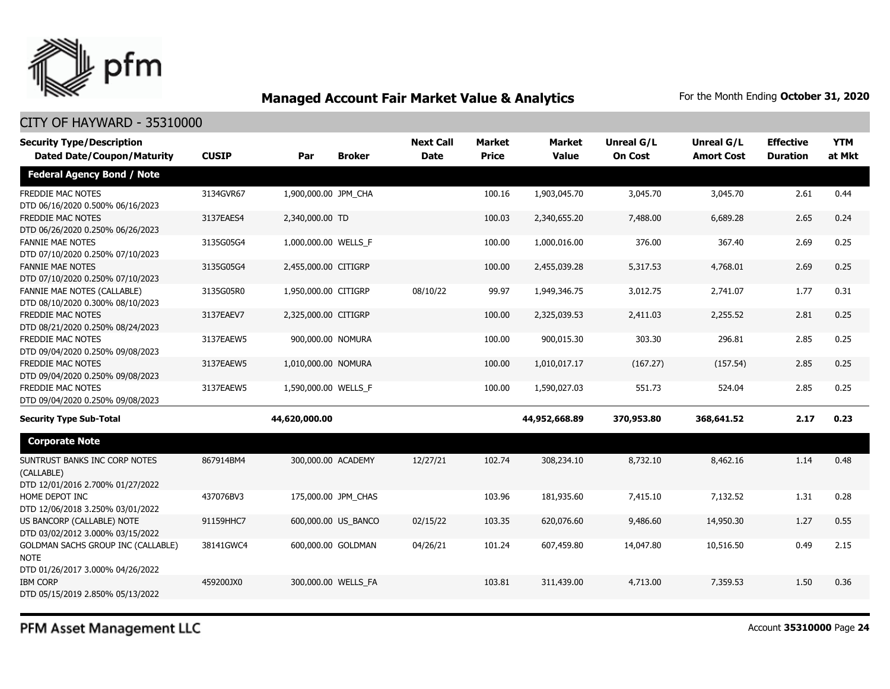## Managed Account Fair Market Value & Analytics

For the Month Ending **October 31, 2020**

CITY OF HAYWARD - 35310000

| Security Type/Description<br>Dated Date/Coupon/Maturity | CUSIP | Par | Broker | Next Call Date | Market Price | Market Value | Unreal G/L On Cost | Unreal G/L Amort Cost | Effective Duration | YTM at Mkt |
|---|---|---|---|---|---|---|---|---|---|---|
| **Federal Agency Bond / Note** | | | | | | | | | | |
| FREDDIE MAC NOTES<br>DTD 06/16/2020 0.500% 06/16/2023 | 3134GVR67 | 1,900,000.00 | JPM_CHA | | 100.16 | 1,903,045.70 | 3,045.70 | 3,045.70 | 2.61 | 0.44 |
| FREDDIE MAC NOTES<br>DTD 06/26/2020 0.250% 06/26/2023 | 3137EAES4 | 2,340,000.00 | TD | | 100.03 | 2,340,655.20 | 7,488.00 | 6,689.28 | 2.65 | 0.24 |
| FANNIE MAE NOTES<br>DTD 07/10/2020 0.250% 07/10/2023 | 3135G05G4 | 1,000,000.00 | WELLS_F | | 100.00 | 1,000,016.00 | 376.00 | 367.40 | 2.69 | 0.25 |
| FANNIE MAE NOTES<br>DTD 07/10/2020 0.250% 07/10/2023 | 3135G05G4 | 2,455,000.00 | CITIGRP | | 100.00 | 2,455,039.28 | 5,317.53 | 4,768.01 | 2.69 | 0.25 |
| FANNIE MAE NOTES (CALLABLE)<br>DTD 08/10/2020 0.300% 08/10/2023 | 3135G05R0 | 1,950,000.00 | CITIGRP | 08/10/22 | 99.97 | 1,949,346.75 | 3,012.75 | 2,741.07 | 1.77 | 0.31 |
| FREDDIE MAC NOTES<br>DTD 08/21/2020 0.250% 08/24/2023 | 3137EAEV7 | 2,325,000.00 | CITIGRP | | 100.00 | 2,325,039.53 | 2,411.03 | 2,255.52 | 2.81 | 0.25 |
| FREDDIE MAC NOTES<br>DTD 09/04/2020 0.250% 09/08/2023 | 3137EAEW5 | 900,000.00 | NOMURA | | 100.00 | 900,015.30 | 303.30 | 296.81 | 2.85 | 0.25 |
| FREDDIE MAC NOTES<br>DTD 09/04/2020 0.250% 09/08/2023 | 3137EAEW5 | 1,010,000.00 | NOMURA | | 100.00 | 1,010,017.17 | (167.27) | (157.54) | 2.85 | 0.25 |
| FREDDIE MAC NOTES<br>DTD 09/04/2020 0.250% 09/08/2023 | 3137EAEW5 | 1,590,000.00 | WELLS_F | | 100.00 | 1,590,027.03 | 551.73 | 524.04 | 2.85 | 0.25 |
| **Security Type Sub-Total** | | **44,620,000.00** | | | | **44,952,668.89** | **370,953.80** | **368,641.52** | **2.17** | **0.23** |
| **Corporate Note** | | | | | | | | | | |
| SUNTRUST BANKS INC CORP NOTES (CALLABLE)<br>DTD 12/01/2016 2.700% 01/27/2022 | 867914BM4 | 300,000.00 | ACADEMY | 12/27/21 | 102.74 | 308,234.10 | 8,732.10 | 8,462.16 | 1.14 | 0.48 |
| HOME DEPOT INC<br>DTD 12/06/2018 3.250% 03/01/2022 | 437076BV3 | 175,000.00 | JPM_CHAS | | 103.96 | 181,935.60 | 7,415.10 | 7,132.52 | 1.31 | 0.28 |
| US BANCORP (CALLABLE) NOTE<br>DTD 03/02/2012 3.000% 03/15/2022 | 91159HHC7 | 600,000.00 | US_BANCO | 02/15/22 | 103.35 | 620,076.60 | 9,486.60 | 14,950.30 | 1.27 | 0.55 |
| GOLDMAN SACHS GROUP INC (CALLABLE) NOTE<br>DTD 01/26/2017 3.000% 04/26/2022 | 38141GWC4 | 600,000.00 | GOLDMAN | 04/26/21 | 101.24 | 607,459.80 | 14,047.80 | 10,516.50 | 0.49 | 2.15 |
| IBM CORP<br>DTD 05/15/2019 2.850% 05/13/2022 | 459200JX0 | 300,000.00 | WELLS_FA | | 103.81 | 311,439.00 | 4,713.00 | 7,359.53 | 1.50 | 0.36 |

PFM Asset Management LLC

Account **35310000** Page **24**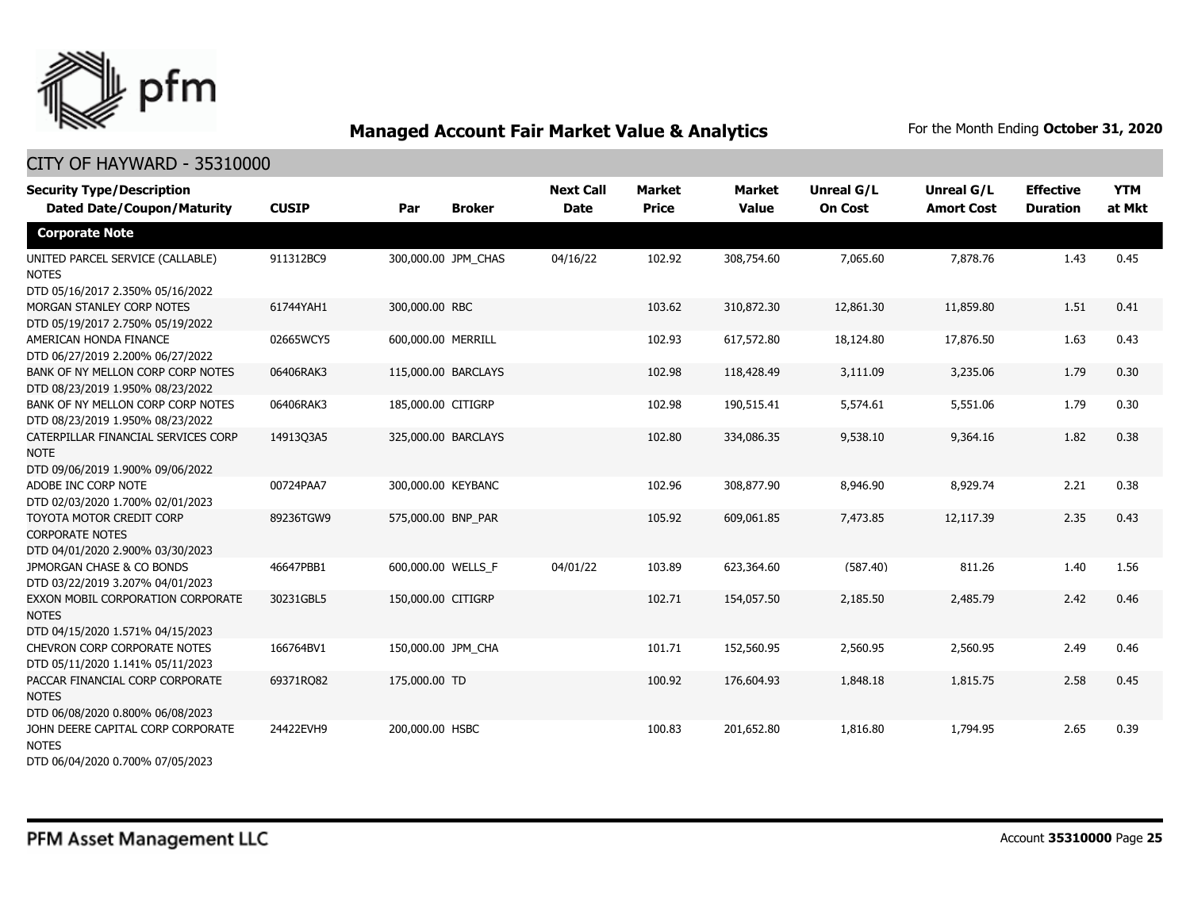# Managed Account Fair Market Value & Analytics

For the Month Ending **October 31, 2020**

## CITY OF HAYWARD - 35310000

| Security Type/Description Dated Date/Coupon/Maturity | CUSIP | Par | Broker | Next Call Date | Market Price | Market Value | Unreal G/L On Cost | Unreal G/L Amort Cost | Effective Duration | YTM at Mkt |
|---|---|---|---|---|---|---|---|---|---|---|
| **Corporate Note** | | | | | | | | | | |
| UNITED PARCEL SERVICE (CALLABLE) NOTES DTD 05/16/2017 2.350% 05/16/2022 | 911312BC9 | 300,000.00 | JPM_CHAS | 04/16/22 | 102.92 | 308,754.60 | 7,065.60 | 7,878.76 | 1.43 | 0.45 |
| MORGAN STANLEY CORP NOTES DTD 05/19/2017 2.750% 05/19/2022 | 61744YAH1 | 300,000.00 | RBC | | 103.62 | 310,872.30 | 12,861.30 | 11,859.80 | 1.51 | 0.41 |
| AMERICAN HONDA FINANCE DTD 06/27/2019 2.200% 06/27/2022 | 02665WCY5 | 600,000.00 | MERRILL | | 102.93 | 617,572.80 | 18,124.80 | 17,876.50 | 1.63 | 0.43 |
| BANK OF NY MELLON CORP CORP NOTES DTD 08/23/2019 1.950% 08/23/2022 | 06406RAK3 | 115,000.00 | BARCLAYS | | 102.98 | 118,428.49 | 3,111.09 | 3,235.06 | 1.79 | 0.30 |
| BANK OF NY MELLON CORP CORP NOTES DTD 08/23/2019 1.950% 08/23/2022 | 06406RAK3 | 185,000.00 | CITIGRP | | 102.98 | 190,515.41 | 5,574.61 | 5,551.06 | 1.79 | 0.30 |
| CATERPILLAR FINANCIAL SERVICES CORP NOTE DTD 09/06/2019 1.900% 09/06/2022 | 14913Q3A5 | 325,000.00 | BARCLAYS | | 102.80 | 334,086.35 | 9,538.10 | 9,364.16 | 1.82 | 0.38 |
| ADOBE INC CORP NOTE DTD 02/03/2020 1.700% 02/01/2023 | 00724PAA7 | 300,000.00 | KEYBANC | | 102.96 | 308,877.90 | 8,946.90 | 8,929.74 | 2.21 | 0.38 |
| TOYOTA MOTOR CREDIT CORP CORPORATE NOTES DTD 04/01/2020 2.900% 03/30/2023 | 89236TGW9 | 575,000.00 | BNP_PAR | | 105.92 | 609,061.85 | 7,473.85 | 12,117.39 | 2.35 | 0.43 |
| JPMORGAN CHASE & CO BONDS DTD 03/22/2019 3.207% 04/01/2023 | 46647PBB1 | 600,000.00 | WELLS_F | 04/01/22 | 103.89 | 623,364.60 | (587.40) | 811.26 | 1.40 | 1.56 |
| EXXON MOBIL CORPORATION CORPORATE NOTES DTD 04/15/2020 1.571% 04/15/2023 | 30231GBL5 | 150,000.00 | CITIGRP | | 102.71 | 154,057.50 | 2,185.50 | 2,485.79 | 2.42 | 0.46 |
| CHEVRON CORP CORPORATE NOTES DTD 05/11/2020 1.141% 05/11/2023 | 166764BV1 | 150,000.00 | JPM_CHA | | 101.71 | 152,560.95 | 2,560.95 | 2,560.95 | 2.49 | 0.46 |
| PACCAR FINANCIAL CORP CORPORATE NOTES DTD 06/08/2020 0.800% 06/08/2023 | 69371RQ82 | 175,000.00 | TD | | 100.92 | 176,604.93 | 1,848.18 | 1,815.75 | 2.58 | 0.45 |
| JOHN DEERE CAPITAL CORP CORPORATE NOTES DTD 06/04/2020 0.700% 07/05/2023 | 24422EVH9 | 200,000.00 | HSBC | | 100.83 | 201,652.80 | 1,816.80 | 1,794.95 | 2.65 | 0.39 |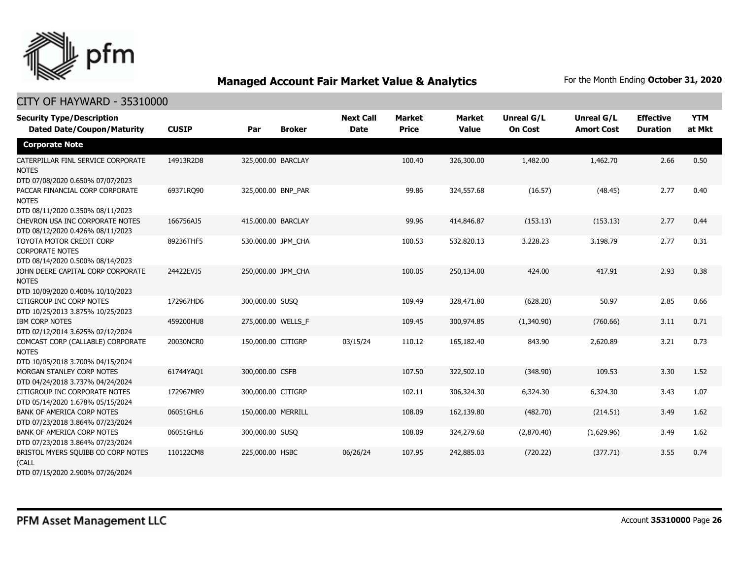## Managed Account Fair Market Value & Analytics

For the Month Ending **October 31, 2020**

### CITY OF HAYWARD - 35310000

| Security Type/Description Dated Date/Coupon/Maturity | CUSIP | Par | Broker | Next Call Date | Market Price | Market Value | Unreal G/L On Cost | Unreal G/L Amort Cost | Effective Duration | YTM at Mkt |
|---|---|---|---|---|---|---|---|---|---|---|
| **Corporate Note** | | | | | | | | | | |
| CATERPILLAR FINL SERVICE CORPORATE NOTES DTD 07/08/2020 0.650% 07/07/2023 | 14913R2D8 | 325,000.00 | BARCLAY | | 100.40 | 326,300.00 | 1,482.00 | 1,462.70 | 2.66 | 0.50 |
| PACCAR FINANCIAL CORP CORPORATE NOTES DTD 08/11/2020 0.350% 08/11/2023 | 69371RQ90 | 325,000.00 | BNP_PAR | | 99.86 | 324,557.68 | (16.57) | (48.45) | 2.77 | 0.40 |
| CHEVRON USA INC CORPORATE NOTES DTD 08/12/2020 0.426% 08/11/2023 | 166756AJ5 | 415,000.00 | BARCLAY | | 99.96 | 414,846.87 | (153.13) | (153.13) | 2.77 | 0.44 |
| TOYOTA MOTOR CREDIT CORP CORPORATE NOTES DTD 08/14/2020 0.500% 08/14/2023 | 89236THF5 | 530,000.00 | JPM_CHA | | 100.53 | 532,820.13 | 3,228.23 | 3,198.79 | 2.77 | 0.31 |
| JOHN DEERE CAPITAL CORP CORPORATE NOTES DTD 10/09/2020 0.400% 10/10/2023 | 24422EVJ5 | 250,000.00 | JPM_CHA | | 100.05 | 250,134.00 | 424.00 | 417.91 | 2.93 | 0.38 |
| CITIGROUP INC CORP NOTES DTD 10/25/2013 3.875% 10/25/2023 | 172967HD6 | 300,000.00 | SUSQ | | 109.49 | 328,471.80 | (628.20) | 50.97 | 2.85 | 0.66 |
| IBM CORP NOTES DTD 02/12/2014 3.625% 02/12/2024 | 459200HU8 | 275,000.00 | WELLS_F | | 109.45 | 300,974.85 | (1,340.90) | (760.66) | 3.11 | 0.71 |
| COMCAST CORP (CALLABLE) CORPORATE NOTES DTD 10/05/2018 3.700% 04/15/2024 | 20030NCR0 | 150,000.00 | CITIGRP | 03/15/24 | 110.12 | 165,182.40 | 843.90 | 2,620.89 | 3.21 | 0.73 |
| MORGAN STANLEY CORP NOTES DTD 04/24/2018 3.737% 04/24/2024 | 61744YAQ1 | 300,000.00 | CSFB | | 107.50 | 322,502.10 | (348.90) | 109.53 | 3.30 | 1.52 |
| CITIGROUP INC CORPORATE NOTES DTD 05/14/2020 1.678% 05/15/2024 | 172967MR9 | 300,000.00 | CITIGRP | | 102.11 | 306,324.30 | 6,324.30 | 6,324.30 | 3.43 | 1.07 |
| BANK OF AMERICA CORP NOTES DTD 07/23/2018 3.864% 07/23/2024 | 06051GHL6 | 150,000.00 | MERRILL | | 108.09 | 162,139.80 | (482.70) | (214.51) | 3.49 | 1.62 |
| BANK OF AMERICA CORP NOTES DTD 07/23/2018 3.864% 07/23/2024 | 06051GHL6 | 300,000.00 | SUSQ | | 108.09 | 324,279.60 | (2,870.40) | (1,629.96) | 3.49 | 1.62 |
| BRISTOL MYERS SQUIBB CO CORP NOTES (CALL DTD 07/15/2020 2.900% 07/26/2024 | 110122CM8 | 225,000.00 | HSBC | 06/26/24 | 107.95 | 242,885.03 | (720.22) | (377.71) | 3.55 | 0.74 |

PFM Asset Management LLC

Account **35310000**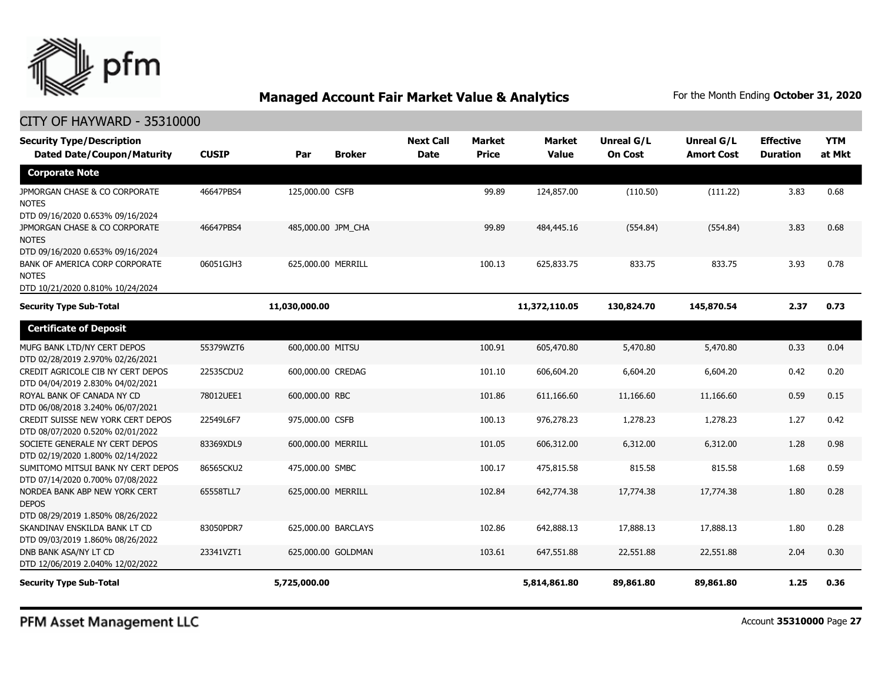## Managed Account Fair Market Value & Analytics

For the Month Ending **October 31, 2020**

### CITY OF HAYWARD - 35310000

| Security Type/Description Dated Date/Coupon/Maturity | CUSIP | Par | Broker | Next Call Date | Market Price | Market Value | Unreal G/L On Cost | Unreal G/L Amort Cost | Effective Duration | YTM at Mkt |
|---|---|---|---|---|---|---|---|---|---|---|
| **Corporate Note** | | | | | | | | | | |
| JPMORGAN CHASE & CO CORPORATE NOTES DTD 09/16/2020 0.653% 09/16/2024 | 46647PBS4 | 125,000.00 | CSFB | | 99.89 | 124,857.00 | (110.50) | (111.22) | 3.83 | 0.68 |
| JPMORGAN CHASE & CO CORPORATE NOTES DTD 09/16/2020 0.653% 09/16/2024 | 46647PBS4 | 485,000.00 | JPM_CHA | | 99.89 | 484,445.16 | (554.84) | (554.84) | 3.83 | 0.68 |
| BANK OF AMERICA CORP CORPORATE NOTES DTD 10/21/2020 0.810% 10/24/2024 | 06051GJH3 | 625,000.00 | MERRILL | | 100.13 | 625,833.75 | 833.75 | 833.75 | 3.93 | 0.78 |
| **Security Type Sub-Total** | | **11,030,000.00** | | | | **11,372,110.05** | **130,824.70** | **145,870.54** | **2.37** | **0.73** |
| **Certificate of Deposit** | | | | | | | | | | |
| MUFG BANK LTD/NY CERT DEPOS DTD 02/28/2019 2.970% 02/26/2021 | 55379WZT6 | 600,000.00 | MITSU | | 100.91 | 605,470.80 | 5,470.80 | 5,470.80 | 0.33 | 0.04 |
| CREDIT AGRICOLE CIB NY CERT DEPOS DTD 04/04/2019 2.830% 04/02/2021 | 22535CDU2 | 600,000.00 | CREDAG | | 101.10 | 606,604.20 | 6,604.20 | 6,604.20 | 0.42 | 0.20 |
| ROYAL BANK OF CANADA NY CD DTD 06/08/2018 3.240% 06/07/2021 | 78012UEE1 | 600,000.00 | RBC | | 101.86 | 611,166.60 | 11,166.60 | 11,166.60 | 0.59 | 0.15 |
| CREDIT SUISSE NEW YORK CERT DEPOS DTD 08/07/2020 0.520% 02/01/2022 | 22549L6F7 | 975,000.00 | CSFB | | 100.13 | 976,278.23 | 1,278.23 | 1,278.23 | 1.27 | 0.42 |
| SOCIETE GENERALE NY CERT DEPOS DTD 02/19/2020 1.800% 02/14/2022 | 83369XDL9 | 600,000.00 | MERRILL | | 101.05 | 606,312.00 | 6,312.00 | 6,312.00 | 1.28 | 0.98 |
| SUMITOMO MITSUI BANK NY CERT DEPOS DTD 07/14/2020 0.700% 07/08/2022 | 86565CKU2 | 475,000.00 | SMBC | | 100.17 | 475,815.58 | 815.58 | 815.58 | 1.68 | 0.59 |
| NORDEA BANK ABP NEW YORK CERT DEPOS DTD 08/29/2019 1.850% 08/26/2022 | 65558TLL7 | 625,000.00 | MERRILL | | 102.84 | 642,774.38 | 17,774.38 | 17,774.38 | 1.80 | 0.28 |
| SKANDINAV ENSKILDA BANK LT CD DTD 09/03/2019 1.860% 08/26/2022 | 83050PDR7 | 625,000.00 | BARCLAYS | | 102.86 | 642,888.13 | 17,888.13 | 17,888.13 | 1.80 | 0.28 |
| DNB BANK ASA/NY LT CD DTD 12/06/2019 2.040% 12/02/2022 | 23341VZT1 | 625,000.00 | GOLDMAN | | 103.61 | 647,551.88 | 22,551.88 | 22,551.88 | 2.04 | 0.30 |
| **Security Type Sub-Total** | | **5,725,000.00** | | | | **5,814,861.80** | **89,861.80** | **89,861.80** | **1.25** | **0.36** |

PFM Asset Management LLC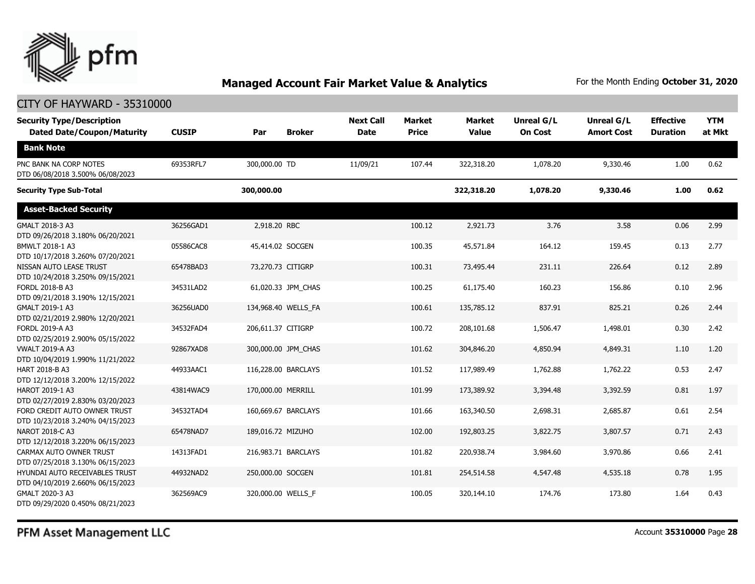## Managed Account Fair Market Value & Analytics

For the Month Ending **October 31, 2020**

CITY OF HAYWARD - 35310000

| Security Type/Description<br>Dated Date/Coupon/Maturity | CUSIP | Par | Broker | Next Call Date | Market Price | Market Value | Unreal G/L On Cost | Unreal G/L Amort Cost | Effective Duration | YTM at Mkt |
|---|---|---|---|---|---|---|---|---|---|---|
| **Bank Note** | | | | | | | | | | |
| PNC BANK NA CORP NOTES<br>DTD 06/08/2018 3.500% 06/08/2023 | 69353RFL7 | 300,000.00 | TD | 11/09/21 | 107.44 | 322,318.20 | 1,078.20 | 9,330.46 | 1.00 | 0.62 |
| **Security Type Sub-Total** | | **300,000.00** | | | | **322,318.20** | **1,078.20** | **9,330.46** | **1.00** | **0.62** |
| **Asset-Backed Security** | | | | | | | | | | |
| GMALT 2018-3 A3<br>DTD 09/26/2018 3.180% 06/20/2021 | 36256GAD1 | 2,918.20 | RBC | | 100.12 | 2,921.73 | 3.76 | 3.58 | 0.06 | 2.99 |
| BMWLT 2018-1 A3<br>DTD 10/17/2018 3.260% 07/20/2021 | 05586CAC8 | 45,414.02 | SOCGEN | | 100.35 | 45,571.84 | 164.12 | 159.45 | 0.13 | 2.77 |
| NISSAN AUTO LEASE TRUST<br>DTD 10/24/2018 3.250% 09/15/2021 | 65478BAD3 | 73,270.73 | CITIGRP | | 100.31 | 73,495.44 | 231.11 | 226.64 | 0.12 | 2.89 |
| FORDL 2018-B A3<br>DTD 09/21/2018 3.190% 12/15/2021 | 34531LAD2 | 61,020.33 | JPM_CHAS | | 100.25 | 61,175.40 | 160.23 | 156.86 | 0.10 | 2.96 |
| GMALT 2019-1 A3<br>DTD 02/21/2019 2.980% 12/20/2021 | 36256UAD0 | 134,968.40 | WELLS_FA | | 100.61 | 135,785.12 | 837.91 | 825.21 | 0.26 | 2.44 |
| FORDL 2019-A A3<br>DTD 02/25/2019 2.900% 05/15/2022 | 34532FAD4 | 206,611.37 | CITIGRP | | 100.72 | 208,101.68 | 1,506.47 | 1,498.01 | 0.30 | 2.42 |
| VWALT 2019-A A3<br>DTD 10/04/2019 1.990% 11/21/2022 | 92867XAD8 | 300,000.00 | JPM_CHAS | | 101.62 | 304,846.20 | 4,850.94 | 4,849.31 | 1.10 | 1.20 |
| HART 2018-B A3<br>DTD 12/12/2018 3.200% 12/15/2022 | 44933AAC1 | 116,228.00 | BARCLAYS | | 101.52 | 117,989.49 | 1,762.88 | 1,762.22 | 0.53 | 2.47 |
| HAROT 2019-1 A3<br>DTD 02/27/2019 2.830% 03/20/2023 | 43814WAC9 | 170,000.00 | MERRILL | | 101.99 | 173,389.92 | 3,394.48 | 3,392.59 | 0.81 | 1.97 |
| FORD CREDIT AUTO OWNER TRUST<br>DTD 10/23/2018 3.240% 04/15/2023 | 34532TAD4 | 160,669.67 | BARCLAYS | | 101.66 | 163,340.50 | 2,698.31 | 2,685.87 | 0.61 | 2.54 |
| NAROT 2018-C A3<br>DTD 12/12/2018 3.220% 06/15/2023 | 65478NAD7 | 189,016.72 | MIZUHO | | 102.00 | 192,803.25 | 3,822.75 | 3,807.57 | 0.71 | 2.43 |
| CARMAX AUTO OWNER TRUST<br>DTD 07/25/2018 3.130% 06/15/2023 | 14313FAD1 | 216,983.71 | BARCLAYS | | 101.82 | 220,938.74 | 3,984.60 | 3,970.86 | 0.66 | 2.41 |
| HYUNDAI AUTO RECEIVABLES TRUST<br>DTD 04/10/2019 2.660% 06/15/2023 | 44932NAD2 | 250,000.00 | SOCGEN | | 101.81 | 254,514.58 | 4,547.48 | 4,535.18 | 0.78 | 1.95 |
| GMALT 2020-3 A3<br>DTD 09/29/2020 0.450% 08/21/2023 | 362569AC9 | 320,000.00 | WELLS_F | | 100.05 | 320,144.10 | 174.76 | 173.80 | 1.64 | 0.43 |

PFM Asset Management LLC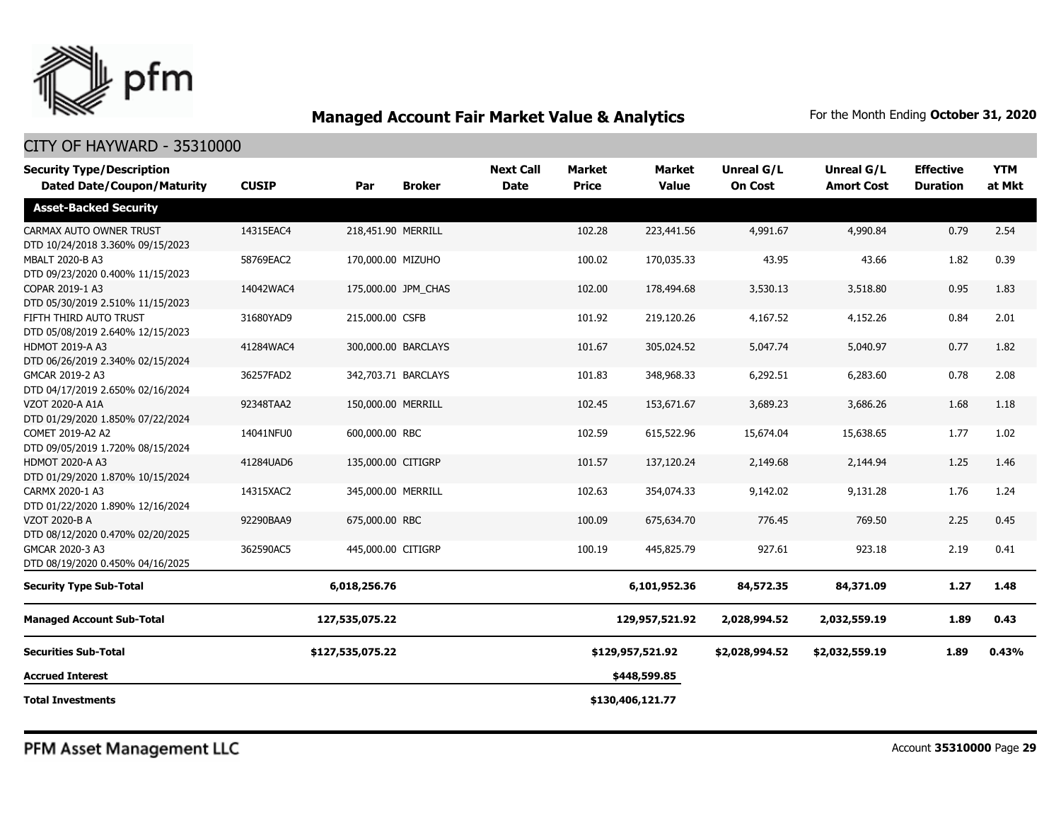## Managed Account Fair Market Value & Analytics

For the Month Ending **October 31, 2020**

CITY OF HAYWARD - 35310000

| Security Type/Description Dated Date/Coupon/Maturity | CUSIP | Par | Broker | Next Call Date | Market Price | Market Value | Unreal G/L On Cost | Unreal G/L Amort Cost | Effective Duration | YTM at Mkt |
|---|---|---|---|---|---|---|---|---|---|---|
| **Asset-Backed Security** | | | | | | | | | | |
| CARMAX AUTO OWNER TRUST DTD 10/24/2018 3.360% 09/15/2023 | 14315EAC4 | 218,451.90 | MERRILL | | 102.28 | 223,441.56 | 4,991.67 | 4,990.84 | 0.79 | 2.54 |
| MBALT 2020-B A3 DTD 09/23/2020 0.400% 11/15/2023 | 58769EAC2 | 170,000.00 | MIZUHO | | 100.02 | 170,035.33 | 43.95 | 43.66 | 1.82 | 0.39 |
| COPAR 2019-1 A3 DTD 05/30/2019 2.510% 11/15/2023 | 14042WAC4 | 175,000.00 | JPM_CHAS | | 102.00 | 178,494.68 | 3,530.13 | 3,518.80 | 0.95 | 1.83 |
| FIFTH THIRD AUTO TRUST DTD 05/08/2019 2.640% 12/15/2023 | 31680YAD9 | 215,000.00 | CSFB | | 101.92 | 219,120.26 | 4,167.52 | 4,152.26 | 0.84 | 2.01 |
| HDMOT 2019-A A3 DTD 06/26/2019 2.340% 02/15/2024 | 41284WAC4 | 300,000.00 | BARCLAYS | | 101.67 | 305,024.52 | 5,047.74 | 5,040.97 | 0.77 | 1.82 |
| GMCAR 2019-2 A3 DTD 04/17/2019 2.650% 02/16/2024 | 36257FAD2 | 342,703.71 | BARCLAYS | | 101.83 | 348,968.33 | 6,292.51 | 6,283.60 | 0.78 | 2.08 |
| VZOT 2020-A A1A DTD 01/29/2020 1.850% 07/22/2024 | 92348TAA2 | 150,000.00 | MERRILL | | 102.45 | 153,671.67 | 3,689.23 | 3,686.26 | 1.68 | 1.18 |
| COMET 2019-A2 A2 DTD 09/05/2019 1.720% 08/15/2024 | 14041NFU0 | 600,000.00 | RBC | | 102.59 | 615,522.96 | 15,674.04 | 15,638.65 | 1.77 | 1.02 |
| HDMOT 2020-A A3 DTD 01/29/2020 1.870% 10/15/2024 | 41284UAD6 | 135,000.00 | CITIGRP | | 101.57 | 137,120.24 | 2,149.68 | 2,144.94 | 1.25 | 1.46 |
| CARMX 2020-1 A3 DTD 01/22/2020 1.890% 12/16/2024 | 14315XAC2 | 345,000.00 | MERRILL | | 102.63 | 354,074.33 | 9,142.02 | 9,131.28 | 1.76 | 1.24 |
| VZOT 2020-B A DTD 08/12/2020 0.470% 02/20/2025 | 92290BAA9 | 675,000.00 | RBC | | 100.09 | 675,634.70 | 776.45 | 769.50 | 2.25 | 0.45 |
| GMCAR 2020-3 A3 DTD 08/19/2020 0.450% 04/16/2025 | 362590AC5 | 445,000.00 | CITIGRP | | 100.19 | 445,825.79 | 927.61 | 923.18 | 2.19 | 0.41 |
| **Security Type Sub-Total** | | **6,018,256.76** | | | | **6,101,952.36** | **84,572.35** | **84,371.09** | **1.27** | **1.48** |
| **Managed Account Sub-Total** | | **127,535,075.22** | | | | **129,957,521.92** | **2,028,994.52** | **2,032,559.19** | **1.89** | **0.43** |
| **Securities Sub-Total** | | **$127,535,075.22** | | | | **$129,957,521.92** | **$2,028,994.52** | **$2,032,559.19** | **1.89** | **0.43%** |
| **Accrued Interest** | | | | | | **$448,599.85** | | | | |
| **Total Investments** | | | | | | **$130,406,121.77** | | | | |

PFM Asset Management LLC

Account **35310000** Page **29**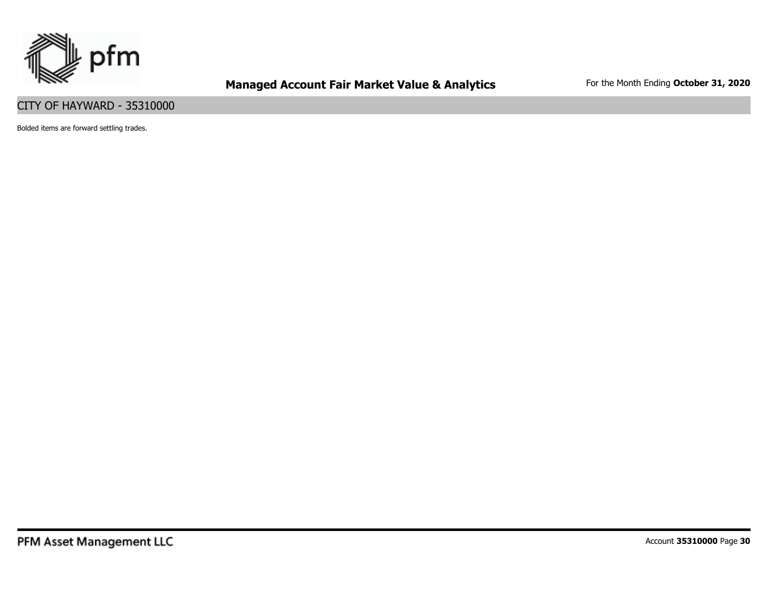CITY OF HAYWARD - 35310000

Bolded items are forward settling trades.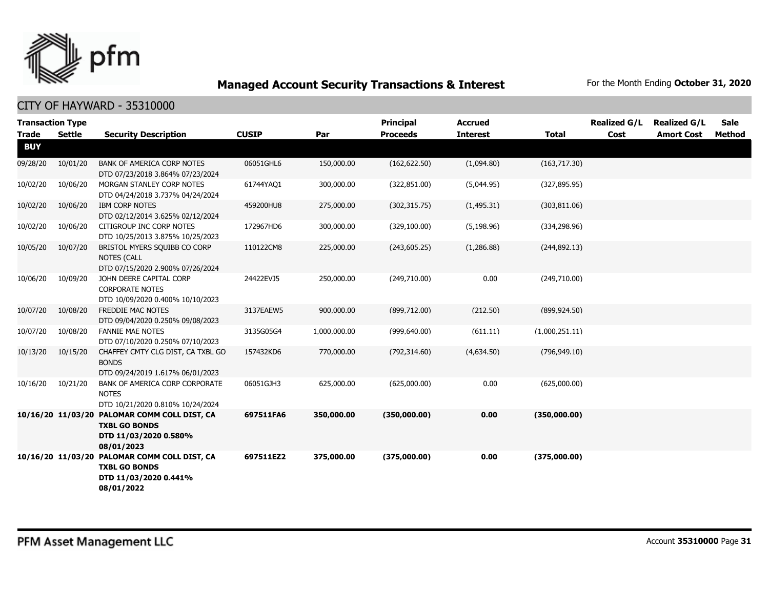# Managed Account Security Transactions & Interest

For the Month Ending **October 31, 2020**

## CITY OF HAYWARD - 35310000

| Transaction Type Trade | Settle | Security Description | CUSIP | Par | Principal Proceeds | Accrued Interest | Total | Realized G/L Cost | Realized G/L Amort Cost | Sale Method |
|---|---|---|---|---|---|---|---|---|---|---|
| **BUY** | | | | | | | | | | |
| 09/28/20 | 10/01/20 | BANK OF AMERICA CORP NOTES DTD 07/23/2018 3.864% 07/23/2024 | 06051GHL6 | 150,000.00 | (162,622.50) | (1,094.80) | (163,717.30) | | | |
| 10/02/20 | 10/06/20 | MORGAN STANLEY CORP NOTES DTD 04/24/2018 3.737% 04/24/2024 | 61744YAQ1 | 300,000.00 | (322,851.00) | (5,044.95) | (327,895.95) | | | |
| 10/02/20 | 10/06/20 | IBM CORP NOTES DTD 02/12/2014 3.625% 02/12/2024 | 459200HU8 | 275,000.00 | (302,315.75) | (1,495.31) | (303,811.06) | | | |
| 10/02/20 | 10/06/20 | CITIGROUP INC CORP NOTES DTD 10/25/2013 3.875% 10/25/2023 | 172967HD6 | 300,000.00 | (329,100.00) | (5,198.96) | (334,298.96) | | | |
| 10/05/20 | 10/07/20 | BRISTOL MYERS SQUIBB CO CORP NOTES (CALL DTD 07/15/2020 2.900% 07/26/2024 | 110122CM8 | 225,000.00 | (243,605.25) | (1,286.88) | (244,892.13) | | | |
| 10/06/20 | 10/09/20 | JOHN DEERE CAPITAL CORP CORPORATE NOTES DTD 10/09/2020 0.400% 10/10/2023 | 24422EVJ5 | 250,000.00 | (249,710.00) | 0.00 | (249,710.00) | | | |
| 10/07/20 | 10/08/20 | FREDDIE MAC NOTES DTD 09/04/2020 0.250% 09/08/2023 | 3137EAEW5 | 900,000.00 | (899,712.00) | (212.50) | (899,924.50) | | | |
| 10/07/20 | 10/08/20 | FANNIE MAE NOTES DTD 07/10/2020 0.250% 07/10/2023 | 3135G05G4 | 1,000,000.00 | (999,640.00) | (611.11) | (1,000,251.11) | | | |
| 10/13/20 | 10/15/20 | CHAFFEY CMTY CLG DIST, CA TXBL GO BONDS DTD 09/24/2019 1.617% 06/01/2023 | 157432KD6 | 770,000.00 | (792,314.60) | (4,634.50) | (796,949.10) | | | |
| 10/16/20 | 10/21/20 | BANK OF AMERICA CORP CORPORATE NOTES DTD 10/21/2020 0.810% 10/24/2024 | 06051GJH3 | 625,000.00 | (625,000.00) | 0.00 | (625,000.00) | | | |
| **10/16/20** | **11/03/20** | **PALOMAR COMM COLL DIST, CA TXBL GO BONDS DTD 11/03/2020 0.580% 08/01/2023** | **697511FA6** | **350,000.00** | **(350,000.00)** | **0.00** | **(350,000.00)** | | | |
| **10/16/20** | **11/03/20** | **PALOMAR COMM COLL DIST, CA TXBL GO BONDS DTD 11/03/2020 0.441% 08/01/2022** | **697511EZ2** | **375,000.00** | **(375,000.00)** | **0.00** | **(375,000.00)** | | | |

PFM Asset Management LLC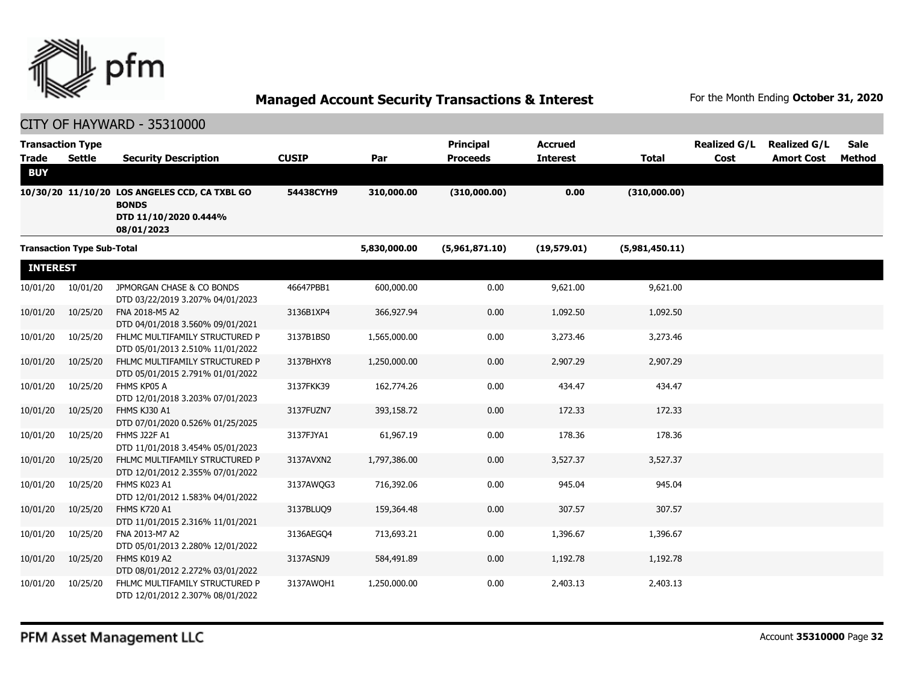# Managed Account Security Transactions & Interest

For the Month Ending **October 31, 2020**

CITY OF HAYWARD - 35310000

| Transaction Type Trade | Settle | Security Description | CUSIP | Par | Principal Proceeds | Accrued Interest | Total | Realized G/L Cost | Realized G/L Amort Cost | Sale Method |
|---|---|---|---|---|---|---|---|---|---|---|
| **BUY** | | | | | | | | | | |
| 10/30/20 | 11/10/20 | LOS ANGELES CCD, CA TXBL GO BONDS DTD 11/10/2020 0.444% 08/01/2023 | 54438CYH9 | 310,000.00 | (310,000.00) | 0.00 | (310,000.00) | | | |
| **Transaction Type Sub-Total** | | | | 5,830,000.00 | (5,961,871.10) | (19,579.01) | (5,981,450.11) | | | |
| **INTEREST** | | | | | | | | | | |
| 10/01/20 | 10/01/20 | JPMORGAN CHASE & CO BONDS DTD 03/22/2019 3.207% 04/01/2023 | 46647PBB1 | 600,000.00 | 0.00 | 9,621.00 | 9,621.00 | | | |
| 10/01/20 | 10/25/20 | FNA 2018-M5 A2 DTD 04/01/2018 3.560% 09/01/2021 | 3136B1XP4 | 366,927.94 | 0.00 | 1,092.50 | 1,092.50 | | | |
| 10/01/20 | 10/25/20 | FHLMC MULTIFAMILY STRUCTURED P DTD 05/01/2013 2.510% 11/01/2022 | 3137B1BS0 | 1,565,000.00 | 0.00 | 3,273.46 | 3,273.46 | | | |
| 10/01/20 | 10/25/20 | FHLMC MULTIFAMILY STRUCTURED P DTD 05/01/2015 2.791% 01/01/2022 | 3137BHXY8 | 1,250,000.00 | 0.00 | 2,907.29 | 2,907.29 | | | |
| 10/01/20 | 10/25/20 | FHMS KP05 A DTD 12/01/2018 3.203% 07/01/2023 | 3137FKK39 | 162,774.26 | 0.00 | 434.47 | 434.47 | | | |
| 10/01/20 | 10/25/20 | FHMS KJ30 A1 DTD 07/01/2020 0.526% 01/25/2025 | 3137FUZN7 | 393,158.72 | 0.00 | 172.33 | 172.33 | | | |
| 10/01/20 | 10/25/20 | FHMS J22F A1 DTD 11/01/2018 3.454% 05/01/2023 | 3137FJYA1 | 61,967.19 | 0.00 | 178.36 | 178.36 | | | |
| 10/01/20 | 10/25/20 | FHLMC MULTIFAMILY STRUCTURED P DTD 12/01/2012 2.355% 07/01/2022 | 3137AVXN2 | 1,797,386.00 | 0.00 | 3,527.37 | 3,527.37 | | | |
| 10/01/20 | 10/25/20 | FHMS K023 A1 DTD 12/01/2012 1.583% 04/01/2022 | 3137AWQG3 | 716,392.06 | 0.00 | 945.04 | 945.04 | | | |
| 10/01/20 | 10/25/20 | FHMS K720 A1 DTD 11/01/2015 2.316% 11/01/2021 | 3137BLUQ9 | 159,364.48 | 0.00 | 307.57 | 307.57 | | | |
| 10/01/20 | 10/25/20 | FNA 2013-M7 A2 DTD 05/01/2013 2.280% 12/01/2022 | 3136AEGQ4 | 713,693.21 | 0.00 | 1,396.67 | 1,396.67 | | | |
| 10/01/20 | 10/25/20 | FHMS K019 A2 DTD 08/01/2012 2.272% 03/01/2022 | 3137ASNJ9 | 584,491.89 | 0.00 | 1,192.78 | 1,192.78 | | | |
| 10/01/20 | 10/25/20 | FHLMC MULTIFAMILY STRUCTURED P DTD 12/01/2012 2.307% 08/01/2022 | 3137AWQH1 | 1,250,000.00 | 0.00 | 2,403.13 | 2,403.13 | | | |

PFM Asset Management LLC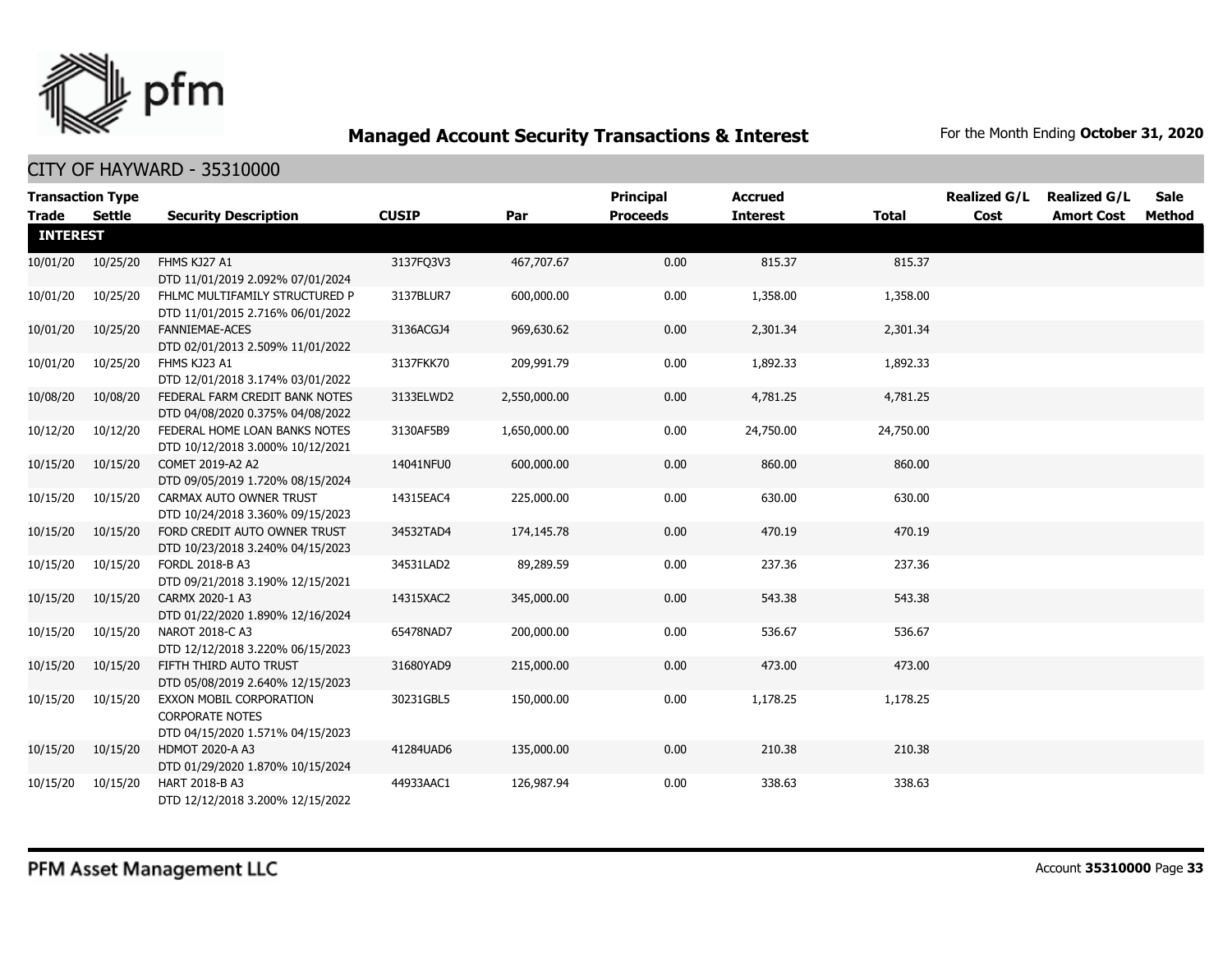## Managed Account Security Transactions & Interest

For the Month Ending **October 31, 2020**

### CITY OF HAYWARD - 35310000

| Transaction Type Trade | Settle | Security Description | CUSIP | Par | Principal Proceeds | Accrued Interest | Total | Realized G/L Cost | Realized G/L Amort Cost | Sale Method |
|---|---|---|---|---|---|---|---|---|---|---|
| **INTEREST** | | | | | | | | | | |
| 10/01/20 | 10/25/20 | FHMS KJ27 A1 DTD 11/01/2019 2.092% 07/01/2024 | 3137FQ3V3 | 467,707.67 | 0.00 | 815.37 | 815.37 | | | |
| 10/01/20 | 10/25/20 | FHLMC MULTIFAMILY STRUCTURED P DTD 11/01/2015 2.716% 06/01/2022 | 3137BLUR7 | 600,000.00 | 0.00 | 1,358.00 | 1,358.00 | | | |
| 10/01/20 | 10/25/20 | FANNIEMAE-ACES DTD 02/01/2013 2.509% 11/01/2022 | 3136ACGJ4 | 969,630.62 | 0.00 | 2,301.34 | 2,301.34 | | | |
| 10/01/20 | 10/25/20 | FHMS KJ23 A1 DTD 12/01/2018 3.174% 03/01/2022 | 3137FKK70 | 209,991.79 | 0.00 | 1,892.33 | 1,892.33 | | | |
| 10/08/20 | 10/08/20 | FEDERAL FARM CREDIT BANK NOTES DTD 04/08/2020 0.375% 04/08/2022 | 3133ELWD2 | 2,550,000.00 | 0.00 | 4,781.25 | 4,781.25 | | | |
| 10/12/20 | 10/12/20 | FEDERAL HOME LOAN BANKS NOTES DTD 10/12/2018 3.000% 10/12/2021 | 3130AF5B9 | 1,650,000.00 | 0.00 | 24,750.00 | 24,750.00 | | | |
| 10/15/20 | 10/15/20 | COMET 2019-A2 A2 DTD 09/05/2019 1.720% 08/15/2024 | 14041NFU0 | 600,000.00 | 0.00 | 860.00 | 860.00 | | | |
| 10/15/20 | 10/15/20 | CARMAX AUTO OWNER TRUST DTD 10/24/2018 3.360% 09/15/2023 | 14315EAC4 | 225,000.00 | 0.00 | 630.00 | 630.00 | | | |
| 10/15/20 | 10/15/20 | FORD CREDIT AUTO OWNER TRUST DTD 10/23/2018 3.240% 04/15/2023 | 34532TAD4 | 174,145.78 | 0.00 | 470.19 | 470.19 | | | |
| 10/15/20 | 10/15/20 | FORDL 2018-B A3 DTD 09/21/2018 3.190% 12/15/2021 | 34531LAD2 | 89,289.59 | 0.00 | 237.36 | 237.36 | | | |
| 10/15/20 | 10/15/20 | CARMX 2020-1 A3 DTD 01/22/2020 1.890% 12/16/2024 | 14315XAC2 | 345,000.00 | 0.00 | 543.38 | 543.38 | | | |
| 10/15/20 | 10/15/20 | NAROT 2018-C A3 DTD 12/12/2018 3.220% 06/15/2023 | 65478NAD7 | 200,000.00 | 0.00 | 536.67 | 536.67 | | | |
| 10/15/20 | 10/15/20 | FIFTH THIRD AUTO TRUST DTD 05/08/2019 2.640% 12/15/2023 | 31680YAD9 | 215,000.00 | 0.00 | 473.00 | 473.00 | | | |
| 10/15/20 | 10/15/20 | EXXON MOBIL CORPORATION CORPORATE NOTES DTD 04/15/2020 1.571% 04/15/2023 | 30231GBL5 | 150,000.00 | 0.00 | 1,178.25 | 1,178.25 | | | |
| 10/15/20 | 10/15/20 | HDMOT 2020-A A3 DTD 01/29/2020 1.870% 10/15/2024 | 41284UAD6 | 135,000.00 | 0.00 | 210.38 | 210.38 | | | |
| 10/15/20 | 10/15/20 | HART 2018-B A3 DTD 12/12/2018 3.200% 12/15/2022 | 44933AAC1 | 126,987.94 | 0.00 | 338.63 | 338.63 | | | |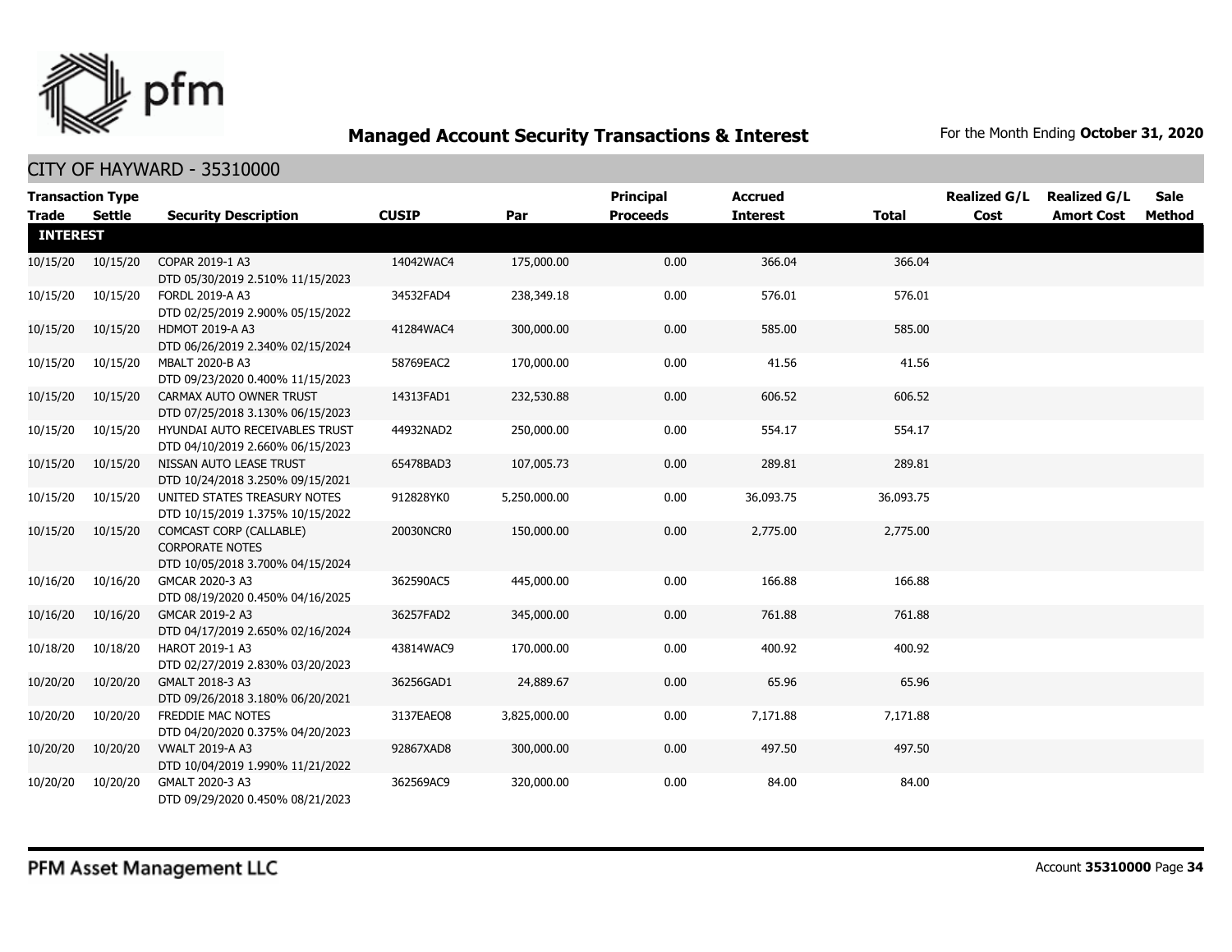## Managed Account Security Transactions & Interest

For the Month Ending **October 31, 2020**

CITY OF HAYWARD - 35310000

| Transaction Type Trade | Settle | Security Description | CUSIP | Par | Principal Proceeds | Accrued Interest | Total | Realized G/L Cost | Realized G/L Amort Cost | Sale Method |
|---|---|---|---|---|---|---|---|---|---|---|
| **INTEREST** | | | | | | | | | | |
| 10/15/20 | 10/15/20 | COPAR 2019-1 A3 DTD 05/30/2019 2.510% 11/15/2023 | 14042WAC4 | 175,000.00 | 0.00 | 366.04 | 366.04 | | | |
| 10/15/20 | 10/15/20 | FORDL 2019-A A3 DTD 02/25/2019 2.900% 05/15/2022 | 34532FAD4 | 238,349.18 | 0.00 | 576.01 | 576.01 | | | |
| 10/15/20 | 10/15/20 | HDMOT 2019-A A3 DTD 06/26/2019 2.340% 02/15/2024 | 41284WAC4 | 300,000.00 | 0.00 | 585.00 | 585.00 | | | |
| 10/15/20 | 10/15/20 | MBALT 2020-B A3 DTD 09/23/2020 0.400% 11/15/2023 | 58769EAC2 | 170,000.00 | 0.00 | 41.56 | 41.56 | | | |
| 10/15/20 | 10/15/20 | CARMAX AUTO OWNER TRUST DTD 07/25/2018 3.130% 06/15/2023 | 14313FAD1 | 232,530.88 | 0.00 | 606.52 | 606.52 | | | |
| 10/15/20 | 10/15/20 | HYUNDAI AUTO RECEIVABLES TRUST DTD 04/10/2019 2.660% 06/15/2023 | 44932NAD2 | 250,000.00 | 0.00 | 554.17 | 554.17 | | | |
| 10/15/20 | 10/15/20 | NISSAN AUTO LEASE TRUST DTD 10/24/2018 3.250% 09/15/2021 | 65478BAD3 | 107,005.73 | 0.00 | 289.81 | 289.81 | | | |
| 10/15/20 | 10/15/20 | UNITED STATES TREASURY NOTES DTD 10/15/2019 1.375% 10/15/2022 | 912828YK0 | 5,250,000.00 | 0.00 | 36,093.75 | 36,093.75 | | | |
| 10/15/20 | 10/15/20 | COMCAST CORP (CALLABLE) CORPORATE NOTES DTD 10/05/2018 3.700% 04/15/2024 | 20030NCR0 | 150,000.00 | 0.00 | 2,775.00 | 2,775.00 | | | |
| 10/16/20 | 10/16/20 | GMCAR 2020-3 A3 DTD 08/19/2020 0.450% 04/16/2025 | 362590AC5 | 445,000.00 | 0.00 | 166.88 | 166.88 | | | |
| 10/16/20 | 10/16/20 | GMCAR 2019-2 A3 DTD 04/17/2019 2.650% 02/16/2024 | 36257FAD2 | 345,000.00 | 0.00 | 761.88 | 761.88 | | | |
| 10/18/20 | 10/18/20 | HAROT 2019-1 A3 DTD 02/27/2019 2.830% 03/20/2023 | 43814WAC9 | 170,000.00 | 0.00 | 400.92 | 400.92 | | | |
| 10/20/20 | 10/20/20 | GMALT 2018-3 A3 DTD 09/26/2018 3.180% 06/20/2021 | 36256GAD1 | 24,889.67 | 0.00 | 65.96 | 65.96 | | | |
| 10/20/20 | 10/20/20 | FREDDIE MAC NOTES DTD 04/20/2020 0.375% 04/20/2023 | 3137EAEQ8 | 3,825,000.00 | 0.00 | 7,171.88 | 7,171.88 | | | |
| 10/20/20 | 10/20/20 | VWALT 2019-A A3 DTD 10/04/2019 1.990% 11/21/2022 | 92867XAD8 | 300,000.00 | 0.00 | 497.50 | 497.50 | | | |
| 10/20/20 | 10/20/20 | GMALT 2020-3 A3 DTD 09/29/2020 0.450% 08/21/2023 | 362569AC9 | 320,000.00 | 0.00 | 84.00 | 84.00 | | | |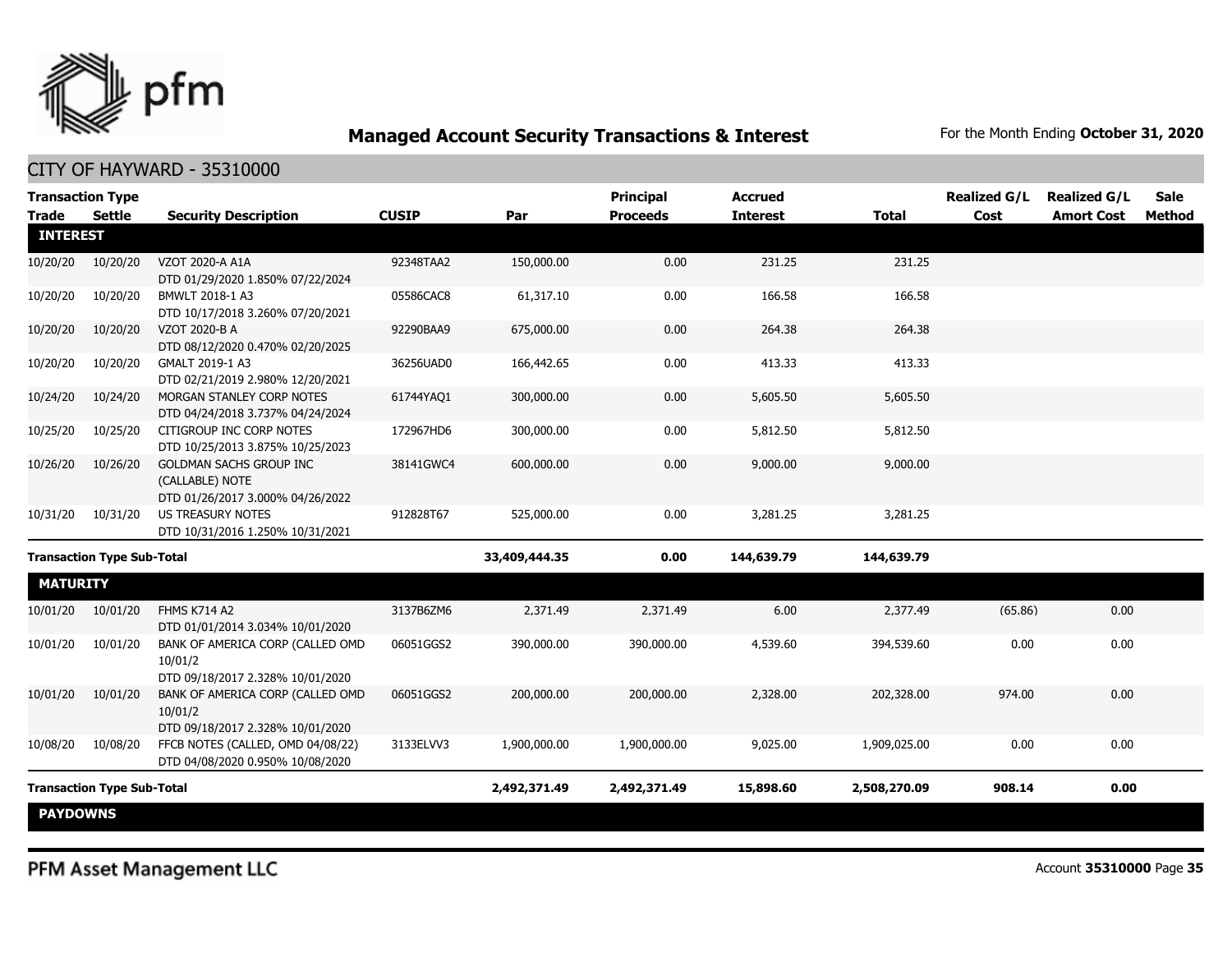## Managed Account Security Transactions & Interest

For the Month Ending **October 31, 2020**

CITY OF HAYWARD - 35310000

| Transaction Type Trade | Settle | Security Description | CUSIP | Par | Principal Proceeds | Accrued Interest | Total | Realized G/L Cost | Realized G/L Amort Cost | Sale Method |
|---|---|---|---|---|---|---|---|---|---|---|
| **INTEREST** | | | | | | | | | | |
| 10/20/20 | 10/20/20 | VZOT 2020-A A1A DTD 01/29/2020 1.850% 07/22/2024 | 92348TAA2 | 150,000.00 | 0.00 | 231.25 | 231.25 | | | |
| 10/20/20 | 10/20/20 | BMWLT 2018-1 A3 DTD 10/17/2018 3.260% 07/20/2021 | 05586CAC8 | 61,317.10 | 0.00 | 166.58 | 166.58 | | | |
| 10/20/20 | 10/20/20 | VZOT 2020-B A DTD 08/12/2020 0.470% 02/20/2025 | 92290BAA9 | 675,000.00 | 0.00 | 264.38 | 264.38 | | | |
| 10/20/20 | 10/20/20 | GMALT 2019-1 A3 DTD 02/21/2019 2.980% 12/20/2021 | 36256UAD0 | 166,442.65 | 0.00 | 413.33 | 413.33 | | | |
| 10/24/20 | 10/24/20 | MORGAN STANLEY CORP NOTES DTD 04/24/2018 3.737% 04/24/2024 | 61744YAQ1 | 300,000.00 | 0.00 | 5,605.50 | 5,605.50 | | | |
| 10/25/20 | 10/25/20 | CITIGROUP INC CORP NOTES DTD 10/25/2013 3.875% 10/25/2023 | 172967HD6 | 300,000.00 | 0.00 | 5,812.50 | 5,812.50 | | | |
| 10/26/20 | 10/26/20 | GOLDMAN SACHS GROUP INC (CALLABLE) NOTE DTD 01/26/2017 3.000% 04/26/2022 | 38141GWC4 | 600,000.00 | 0.00 | 9,000.00 | 9,000.00 | | | |
| 10/31/20 | 10/31/20 | US TREASURY NOTES DTD 10/31/2016 1.250% 10/31/2021 | 912828T67 | 525,000.00 | 0.00 | 3,281.25 | 3,281.25 | | | |
| **Transaction Type Sub-Total** | | | | **33,409,444.35** | **0.00** | **144,639.79** | **144,639.79** | | | |
| **MATURITY** | | | | | | | | | | |
| 10/01/20 | 10/01/20 | FHMS K714 A2 DTD 01/01/2014 3.034% 10/01/2020 | 3137B6ZM6 | 2,371.49 | 2,371.49 | 6.00 | 2,377.49 | (65.86) | 0.00 | |
| 10/01/20 | 10/01/20 | BANK OF AMERICA CORP (CALLED OMD 10/01/2 DTD 09/18/2017 2.328% 10/01/2020 | 06051GGS2 | 390,000.00 | 390,000.00 | 4,539.60 | 394,539.60 | 0.00 | 0.00 | |
| 10/01/20 | 10/01/20 | BANK OF AMERICA CORP (CALLED OMD 10/01/2 DTD 09/18/2017 2.328% 10/01/2020 | 06051GGS2 | 200,000.00 | 200,000.00 | 2,328.00 | 202,328.00 | 974.00 | 0.00 | |
| 10/08/20 | 10/08/20 | FFCB NOTES (CALLED, OMD 04/08/22) DTD 04/08/2020 0.950% 10/08/2020 | 3133ELVV3 | 1,900,000.00 | 1,900,000.00 | 9,025.00 | 1,909,025.00 | 0.00 | 0.00 | |
| **Transaction Type Sub-Total** | | | | **2,492,371.49** | **2,492,371.49** | **15,898.60** | **2,508,270.09** | **908.14** | **0.00** | |
| **PAYDOWNS** | | | | | | | | | | |

PFM Asset Management LLC

Account **35310000**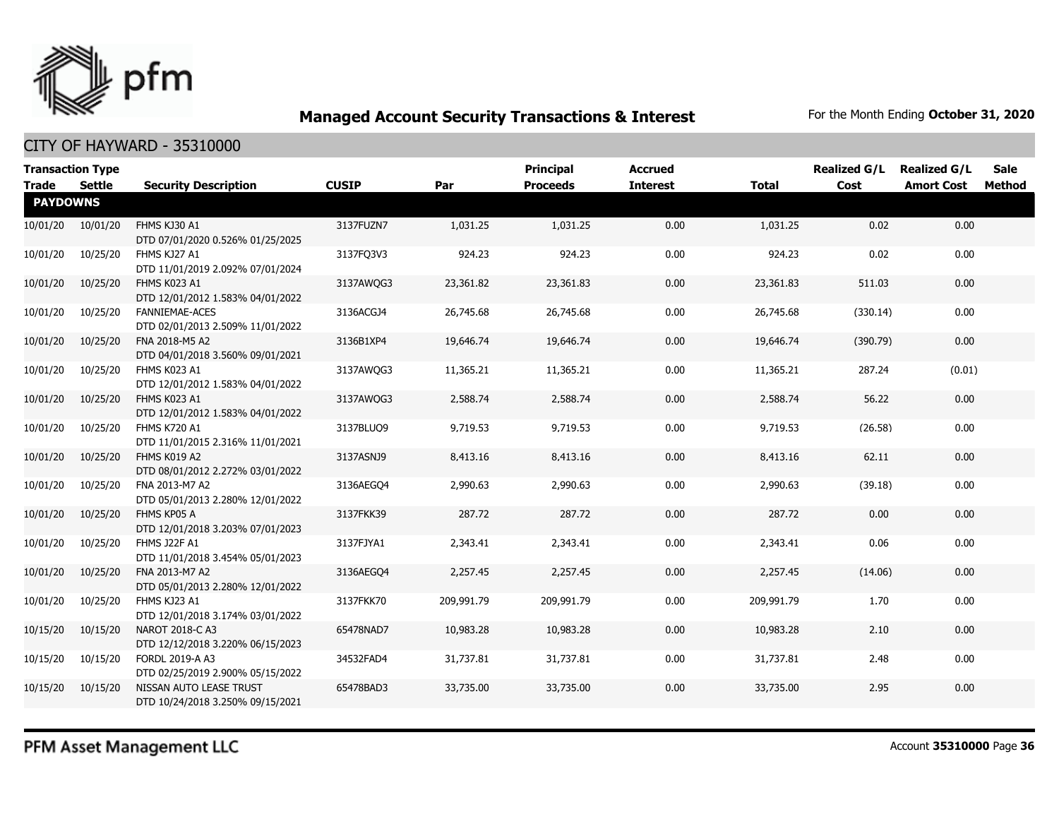## Managed Account Security Transactions & Interest

For the Month Ending **October 31, 2020**

CITY OF HAYWARD - 35310000

| Transaction Type Trade | Settle | Security Description | CUSIP | Par | Principal Proceeds | Accrued Interest | Total | Realized G/L Cost | Realized G/L Amort Cost | Sale Method |
|---|---|---|---|---|---|---|---|---|---|---|
| **PAYDOWNS** | | | | | | | | | | |
| 10/01/20 | 10/01/20 | FHMS KJ30 A1 DTD 07/01/2020 0.526% 01/25/2025 | 3137FUZN7 | 1,031.25 | 1,031.25 | 0.00 | 1,031.25 | 0.02 | 0.00 | |
| 10/01/20 | 10/25/20 | FHMS KJ27 A1 DTD 11/01/2019 2.092% 07/01/2024 | 3137FQ3V3 | 924.23 | 924.23 | 0.00 | 924.23 | 0.02 | 0.00 | |
| 10/01/20 | 10/25/20 | FHMS K023 A1 DTD 12/01/2012 1.583% 04/01/2022 | 3137AWQG3 | 23,361.82 | 23,361.83 | 0.00 | 23,361.83 | 511.03 | 0.00 | |
| 10/01/20 | 10/25/20 | FANNIEMAE-ACES DTD 02/01/2013 2.509% 11/01/2022 | 3136ACGJ4 | 26,745.68 | 26,745.68 | 0.00 | 26,745.68 | (330.14) | 0.00 | |
| 10/01/20 | 10/25/20 | FNA 2018-M5 A2 DTD 04/01/2018 3.560% 09/01/2021 | 3136B1XP4 | 19,646.74 | 19,646.74 | 0.00 | 19,646.74 | (390.79) | 0.00 | |
| 10/01/20 | 10/25/20 | FHMS K023 A1 DTD 12/01/2012 1.583% 04/01/2022 | 3137AWQG3 | 11,365.21 | 11,365.21 | 0.00 | 11,365.21 | 287.24 | (0.01) | |
| 10/01/20 | 10/25/20 | FHMS K023 A1 DTD 12/01/2012 1.583% 04/01/2022 | 3137AWQG3 | 2,588.74 | 2,588.74 | 0.00 | 2,588.74 | 56.22 | 0.00 | |
| 10/01/20 | 10/25/20 | FHMS K720 A1 DTD 11/01/2015 2.316% 11/01/2021 | 3137BLUQ9 | 9,719.53 | 9,719.53 | 0.00 | 9,719.53 | (26.58) | 0.00 | |
| 10/01/20 | 10/25/20 | FHMS K019 A2 DTD 08/01/2012 2.272% 03/01/2022 | 3137ASNJ9 | 8,413.16 | 8,413.16 | 0.00 | 8,413.16 | 62.11 | 0.00 | |
| 10/01/20 | 10/25/20 | FNA 2013-M7 A2 DTD 05/01/2013 2.280% 12/01/2022 | 3136AEGQ4 | 2,990.63 | 2,990.63 | 0.00 | 2,990.63 | (39.18) | 0.00 | |
| 10/01/20 | 10/25/20 | FHMS KP05 A DTD 12/01/2018 3.203% 07/01/2023 | 3137FKK39 | 287.72 | 287.72 | 0.00 | 287.72 | 0.00 | 0.00 | |
| 10/01/20 | 10/25/20 | FHMS J22F A1 DTD 11/01/2018 3.454% 05/01/2023 | 3137FJYA1 | 2,343.41 | 2,343.41 | 0.00 | 2,343.41 | 0.06 | 0.00 | |
| 10/01/20 | 10/25/20 | FNA 2013-M7 A2 DTD 05/01/2013 2.280% 12/01/2022 | 3136AEGQ4 | 2,257.45 | 2,257.45 | 0.00 | 2,257.45 | (14.06) | 0.00 | |
| 10/01/20 | 10/25/20 | FHMS KJ23 A1 DTD 12/01/2018 3.174% 03/01/2022 | 3137FKK70 | 209,991.79 | 209,991.79 | 0.00 | 209,991.79 | 1.70 | 0.00 | |
| 10/15/20 | 10/15/20 | NAROT 2018-C A3 DTD 12/12/2018 3.220% 06/15/2023 | 65478NAD7 | 10,983.28 | 10,983.28 | 0.00 | 10,983.28 | 2.10 | 0.00 | |
| 10/15/20 | 10/15/20 | FORDL 2019-A A3 DTD 02/25/2019 2.900% 05/15/2022 | 34532FAD4 | 31,737.81 | 31,737.81 | 0.00 | 31,737.81 | 2.48 | 0.00 | |
| 10/15/20 | 10/15/20 | NISSAN AUTO LEASE TRUST DTD 10/24/2018 3.250% 09/15/2021 | 65478BAD3 | 33,735.00 | 33,735.00 | 0.00 | 33,735.00 | 2.95 | 0.00 | |

PFM Asset Management LLC

Account **35310000** Page **36**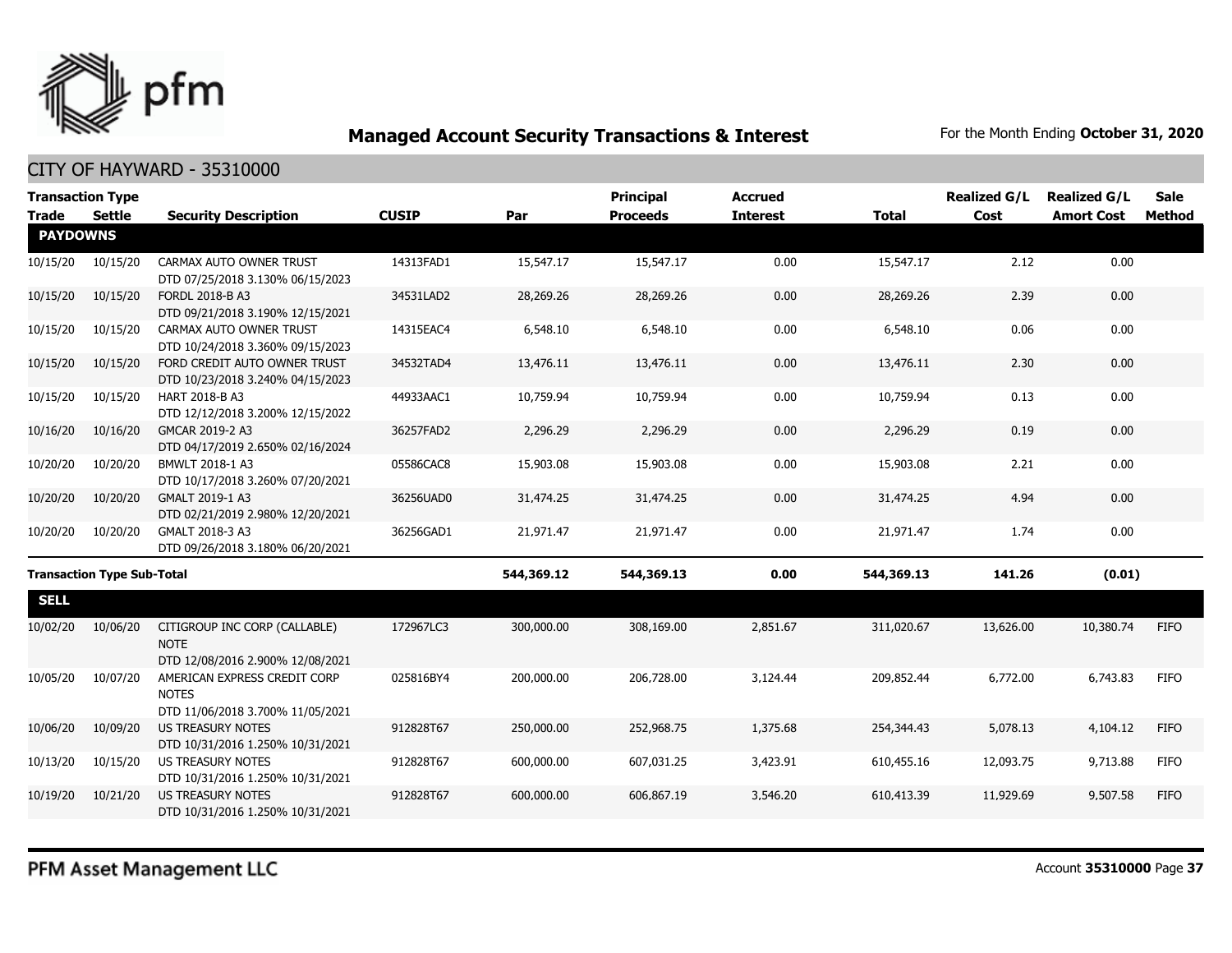# Managed Account Security Transactions & Interest

For the Month Ending **October 31, 2020**

## CITY OF HAYWARD - 35310000

| Transaction Type Trade | Settle | Security Description | CUSIP | Par | Principal Proceeds | Accrued Interest | Total | Realized G/L Cost | Realized G/L Amort Cost | Sale Method |
|---|---|---|---|---|---|---|---|---|---|---|
| **PAYDOWNS** | | | | | | | | | | |
| 10/15/20 | 10/15/20 | CARMAX AUTO OWNER TRUST DTD 07/25/2018 3.130% 06/15/2023 | 14313FAD1 | 15,547.17 | 15,547.17 | 0.00 | 15,547.17 | 2.12 | 0.00 | |
| 10/15/20 | 10/15/20 | FORDL 2018-B A3 DTD 09/21/2018 3.190% 12/15/2021 | 34531LAD2 | 28,269.26 | 28,269.26 | 0.00 | 28,269.26 | 2.39 | 0.00 | |
| 10/15/20 | 10/15/20 | CARMAX AUTO OWNER TRUST DTD 10/24/2018 3.360% 09/15/2023 | 14315EAC4 | 6,548.10 | 6,548.10 | 0.00 | 6,548.10 | 0.06 | 0.00 | |
| 10/15/20 | 10/15/20 | FORD CREDIT AUTO OWNER TRUST DTD 10/23/2018 3.240% 04/15/2023 | 34532TAD4 | 13,476.11 | 13,476.11 | 0.00 | 13,476.11 | 2.30 | 0.00 | |
| 10/15/20 | 10/15/20 | HART 2018-B A3 DTD 12/12/2018 3.200% 12/15/2022 | 44933AAC1 | 10,759.94 | 10,759.94 | 0.00 | 10,759.94 | 0.13 | 0.00 | |
| 10/16/20 | 10/16/20 | GMCAR 2019-2 A3 DTD 04/17/2019 2.650% 02/16/2024 | 36257FAD2 | 2,296.29 | 2,296.29 | 0.00 | 2,296.29 | 0.19 | 0.00 | |
| 10/20/20 | 10/20/20 | BMWLT 2018-1 A3 DTD 10/17/2018 3.260% 07/20/2021 | 05586CAC8 | 15,903.08 | 15,903.08 | 0.00 | 15,903.08 | 2.21 | 0.00 | |
| 10/20/20 | 10/20/20 | GMALT 2019-1 A3 DTD 02/21/2019 2.980% 12/20/2021 | 36256UAD0 | 31,474.25 | 31,474.25 | 0.00 | 31,474.25 | 4.94 | 0.00 | |
| 10/20/20 | 10/20/20 | GMALT 2018-3 A3 DTD 09/26/2018 3.180% 06/20/2021 | 36256GAD1 | 21,971.47 | 21,971.47 | 0.00 | 21,971.47 | 1.74 | 0.00 | |
| **Transaction Type Sub-Total** | | | | **544,369.12** | **544,369.13** | **0.00** | **544,369.13** | **141.26** | **(0.01)** | |
| **SELL** | | | | | | | | | | |
| 10/02/20 | 10/06/20 | CITIGROUP INC CORP (CALLABLE) NOTE DTD 12/08/2016 2.900% 12/08/2021 | 172967LC3 | 300,000.00 | 308,169.00 | 2,851.67 | 311,020.67 | 13,626.00 | 10,380.74 | FIFO |
| 10/05/20 | 10/07/20 | AMERICAN EXPRESS CREDIT CORP NOTES DTD 11/06/2018 3.700% 11/05/2021 | 025816BY4 | 200,000.00 | 206,728.00 | 3,124.44 | 209,852.44 | 6,772.00 | 6,743.83 | FIFO |
| 10/06/20 | 10/09/20 | US TREASURY NOTES DTD 10/31/2016 1.250% 10/31/2021 | 912828T67 | 250,000.00 | 252,968.75 | 1,375.68 | 254,344.43 | 5,078.13 | 4,104.12 | FIFO |
| 10/13/20 | 10/15/20 | US TREASURY NOTES DTD 10/31/2016 1.250% 10/31/2021 | 912828T67 | 600,000.00 | 607,031.25 | 3,423.91 | 610,455.16 | 12,093.75 | 9,713.88 | FIFO |
| 10/19/20 | 10/21/20 | US TREASURY NOTES DTD 10/31/2016 1.250% 10/31/2021 | 912828T67 | 600,000.00 | 606,867.19 | 3,546.20 | 610,413.39 | 11,929.69 | 9,507.58 | FIFO |

PFM Asset Management LLC

Account **35310000**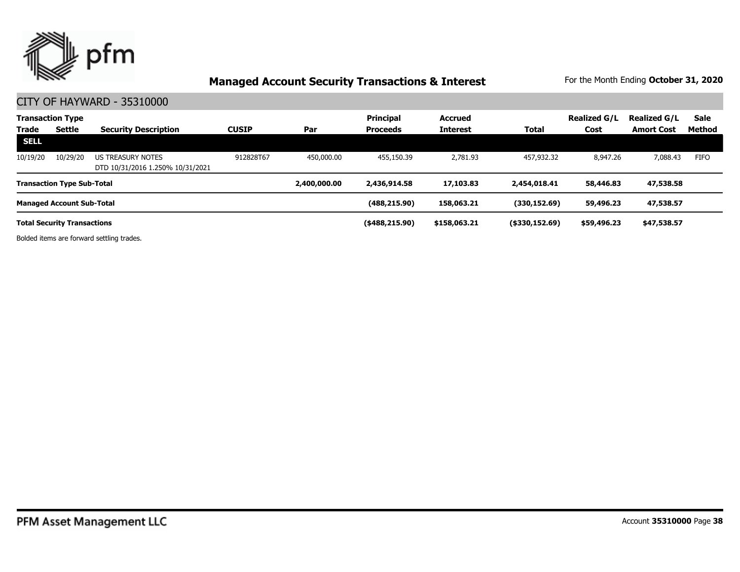## Managed Account Security Transactions & Interest

For the Month Ending **October 31, 2020**

### CITY OF HAYWARD - 35310000

| Transaction Type Trade | Settle | Security Description | CUSIP | Par | Principal Proceeds | Accrued Interest | Total | Realized G/L Cost | Realized G/L Amort Cost | Sale Method |
|---|---|---|---|---|---|---|---|---|---|---|
| **SELL** | | | | | | | | | | |
| 10/19/20 | 10/29/20 | US TREASURY NOTES DTD 10/31/2016 1.250% 10/31/2021 | 912828T67 | 450,000.00 | 455,150.39 | 2,781.93 | 457,932.32 | 8,947.26 | 7,088.43 | FIFO |
| **Transaction Type Sub-Total** | | | | **2,400,000.00** | **2,436,914.58** | **17,103.83** | **2,454,018.41** | **58,446.83** | **47,538.58** | |
| **Managed Account Sub-Total** | | | | | **(488,215.90)** | **158,063.21** | **(330,152.69)** | **59,496.23** | **47,538.57** | |
| **Total Security Transactions** | | | | | **($488,215.90)** | **$158,063.21** | **($330,152.69)** | **$59,496.23** | **$47,538.57** | |

Bolded items are forward settling trades.